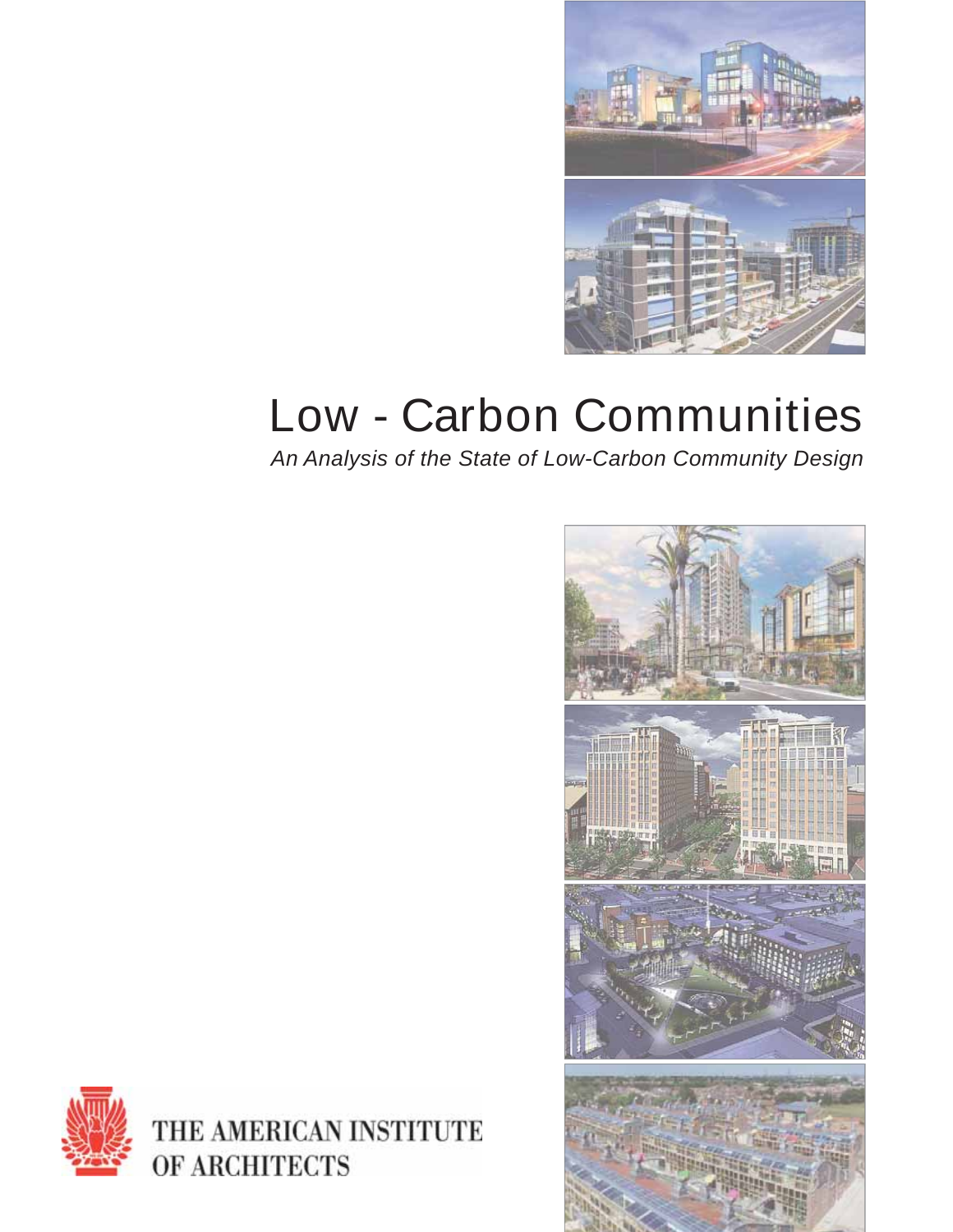# Low - Carbon Communities

*An Analysis of the State of Low-Carbon Community Design*

THE AMERICAN INSTITUTE OF ARCHITECTS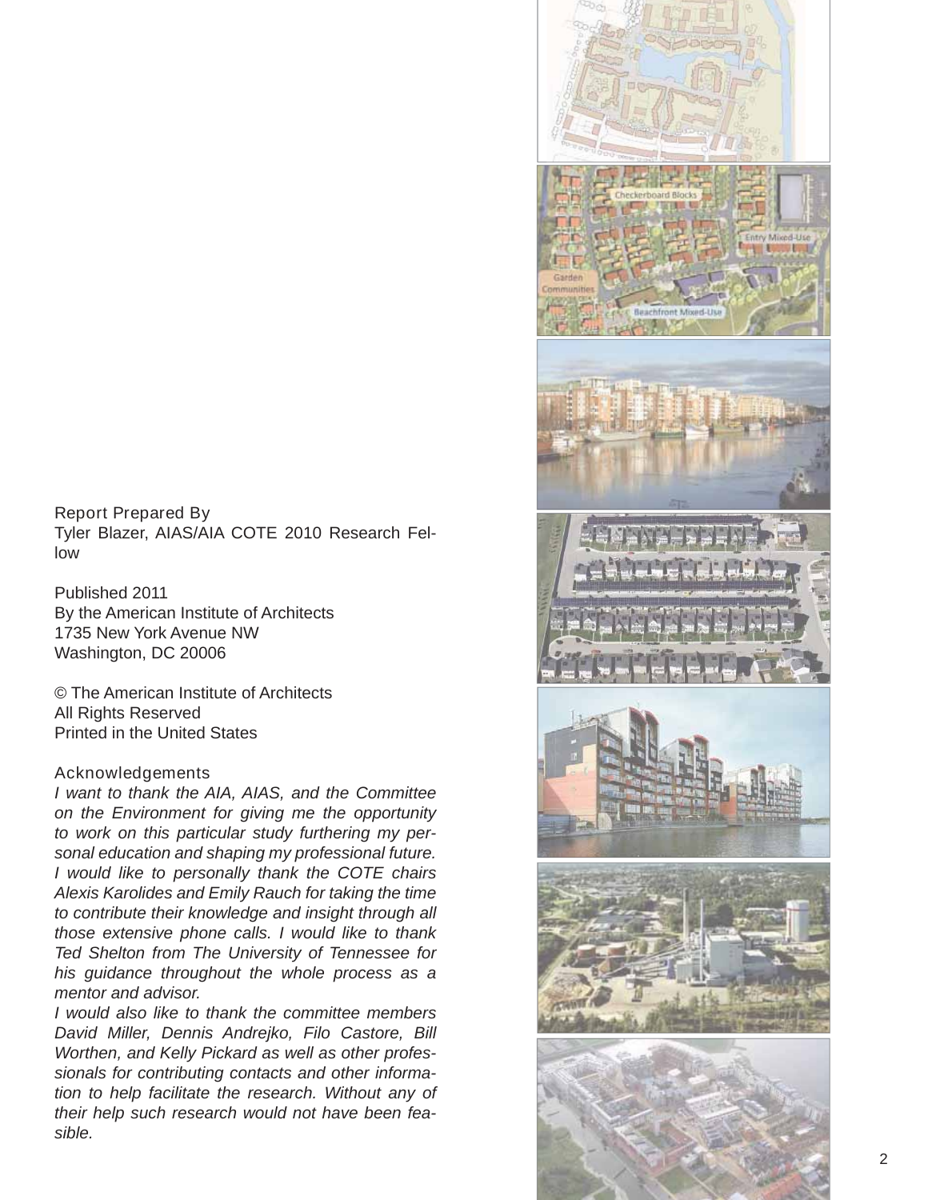Report Prepared By
Tyler Blazer, AIAS/AIA COTE 2010 Research Fellow

Published 2011
By the American Institute of Architects
1735 New York Avenue NW
Washington, DC 20006

© The American Institute of Architects
All Rights Reserved
Printed in the United States

Acknowledgements

*I want to thank the AIA, AIAS, and the Committee on the Environment for giving me the opportunity to work on this particular study furthering my personal education and shaping my professional future. I would like to personally thank the COTE chairs Alexis Karolides and Emily Rauch for taking the time to contribute their knowledge and insight through all those extensive phone calls. I would like to thank Ted Shelton from The University of Tennessee for his guidance throughout the whole process as a mentor and advisor.*

*I would also like to thank the committee members David Miller, Dennis Andrejko, Filo Castore, Bill Worthen, and Kelly Pickard as well as other professionals for contributing contacts and other information to help facilitate the research. Without any of their help such research would not have been feasible.*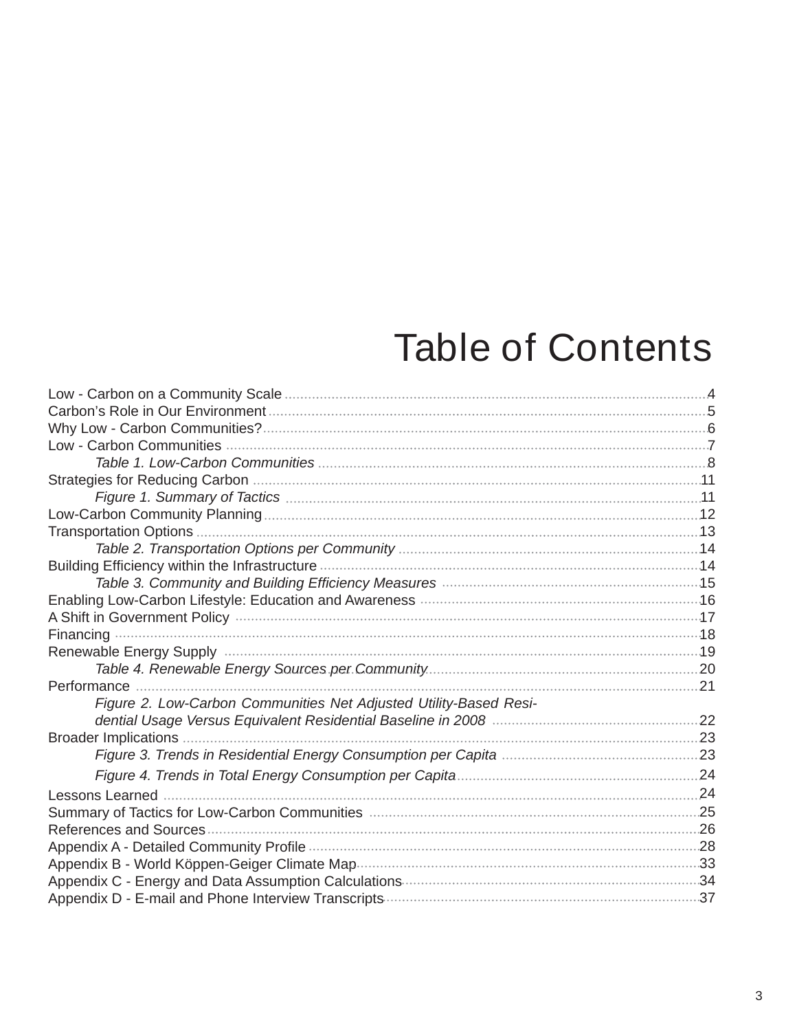# Table of Contents

Low - Carbon on a Community Scale .......... 4
Carbon's Role in Our Environment .......... 5
Why Low - Carbon Communities? .......... 6
Low - Carbon Communities .......... 7
    *Table 1. Low-Carbon Communities* .......... 8
Strategies for Reducing Carbon .......... 11
    *Figure 1. Summary of Tactics* .......... 11
Low-Carbon Community Planning .......... 12
Transportation Options .......... 13
    *Table 2. Transportation Options per Community* .......... 14
Building Efficiency within the Infrastructure .......... 14
    *Table 3. Community and Building Efficiency Measures* .......... 15
Enabling Low-Carbon Lifestyle: Education and Awareness .......... 16
A Shift in Government Policy .......... 17
Financing .......... 18
Renewable Energy Supply .......... 19
    *Table 4. Renewable Energy Sources per Community* .......... 20
Performance .......... 21
    *Figure 2. Low-Carbon Communities Net Adjusted Utility-Based Residential Usage Versus Equivalent Residential Baseline in 2008* .......... 22
Broader Implications .......... 23
    *Figure 3. Trends in Residential Energy Consumption per Capita* .......... 23
    *Figure 4. Trends in Total Energy Consumption per Capita* .......... 24
Lessons Learned .......... 24
Summary of Tactics for Low-Carbon Communities .......... 25
References and Sources .......... 26
Appendix A - Detailed Community Profile .......... 28
Appendix B - World Köppen-Geiger Climate Map .......... 33
Appendix C - Energy and Data Assumption Calculations .......... 34
Appendix D - E-mail and Phone Interview Transcripts .......... 37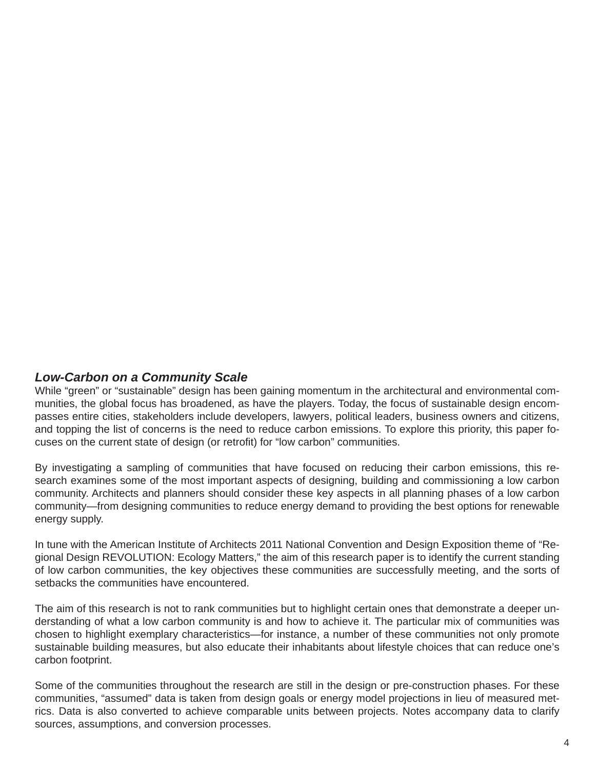## *Low-Carbon on a Community Scale*

While "green" or "sustainable" design has been gaining momentum in the architectural and environmental communities, the global focus has broadened, as have the players. Today, the focus of sustainable design encompasses entire cities, stakeholders include developers, lawyers, political leaders, business owners and citizens, and topping the list of concerns is the need to reduce carbon emissions. To explore this priority, this paper focuses on the current state of design (or retrofit) for "low carbon" communities.

By investigating a sampling of communities that have focused on reducing their carbon emissions, this research examines some of the most important aspects of designing, building and commissioning a low carbon community. Architects and planners should consider these key aspects in all planning phases of a low carbon community—from designing communities to reduce energy demand to providing the best options for renewable energy supply.

In tune with the American Institute of Architects 2011 National Convention and Design Exposition theme of "Regional Design REVOLUTION: Ecology Matters," the aim of this research paper is to identify the current standing of low carbon communities, the key objectives these communities are successfully meeting, and the sorts of setbacks the communities have encountered.

The aim of this research is not to rank communities but to highlight certain ones that demonstrate a deeper understanding of what a low carbon community is and how to achieve it. The particular mix of communities was chosen to highlight exemplary characteristics—for instance, a number of these communities not only promote sustainable building measures, but also educate their inhabitants about lifestyle choices that can reduce one's carbon footprint.

Some of the communities throughout the research are still in the design or pre-construction phases. For these communities, "assumed" data is taken from design goals or energy model projections in lieu of measured metrics. Data is also converted to achieve comparable units between projects. Notes accompany data to clarify sources, assumptions, and conversion processes.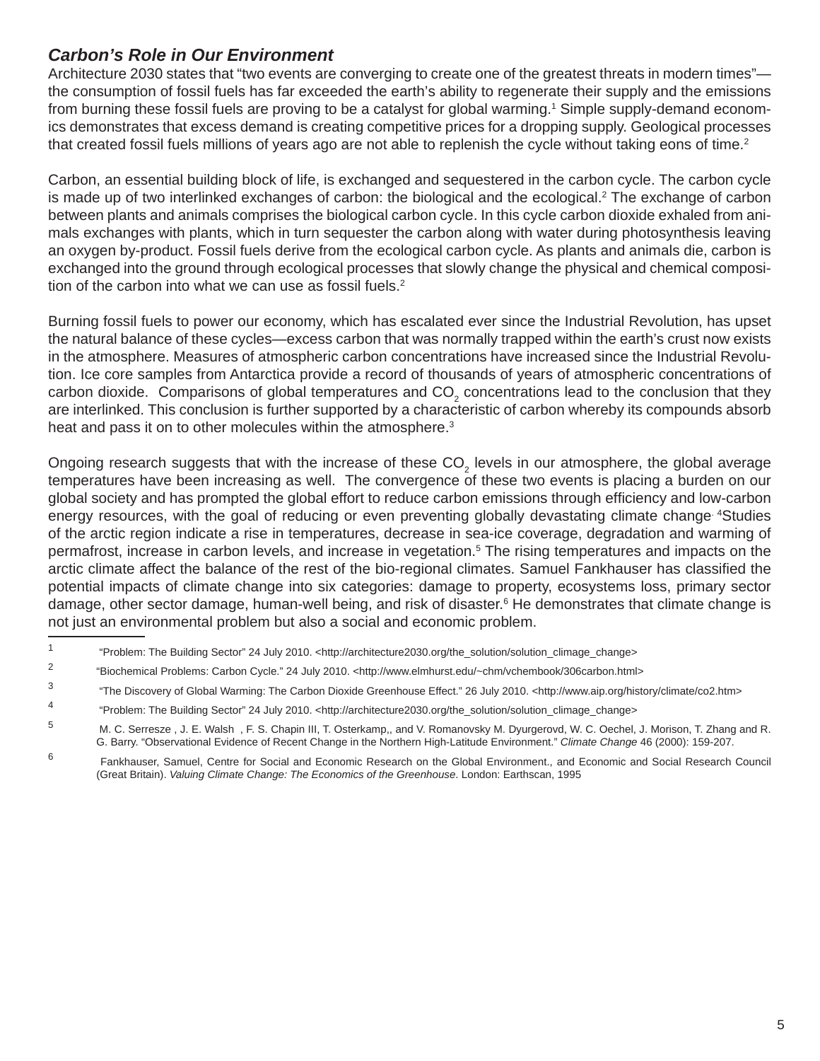### *Carbon's Role in Our Environment*

Architecture 2030 states that "two events are converging to create one of the greatest threats in modern times"—the consumption of fossil fuels has far exceeded the earth's ability to regenerate their supply and the emissions from burning these fossil fuels are proving to be a catalyst for global warming.[1] Simple supply-demand economics demonstrates that excess demand is creating competitive prices for a dropping supply. Geological processes that created fossil fuels millions of years ago are not able to replenish the cycle without taking eons of time.[2]

Carbon, an essential building block of life, is exchanged and sequestered in the carbon cycle. The carbon cycle is made up of two interlinked exchanges of carbon: the biological and the ecological.[2] The exchange of carbon between plants and animals comprises the biological carbon cycle. In this cycle carbon dioxide exhaled from animals exchanges with plants, which in turn sequester the carbon along with water during photosynthesis leaving an oxygen by-product. Fossil fuels derive from the ecological carbon cycle. As plants and animals die, carbon is exchanged into the ground through ecological processes that slowly change the physical and chemical composition of the carbon into what we can use as fossil fuels.[2]

Burning fossil fuels to power our economy, which has escalated ever since the Industrial Revolution, has upset the natural balance of these cycles—excess carbon that was normally trapped within the earth's crust now exists in the atmosphere. Measures of atmospheric carbon concentrations have increased since the Industrial Revolution. Ice core samples from Antarctica provide a record of thousands of years of atmospheric concentrations of carbon dioxide. Comparisons of global temperatures and $CO_2$ concentrations lead to the conclusion that they are interlinked. This conclusion is further supported by a characteristic of carbon whereby its compounds absorb heat and pass it on to other molecules within the atmosphere.[3]

Ongoing research suggests that with the increase of these $CO_2$ levels in our atmosphere, the global average temperatures have been increasing as well. The convergence of these two events is placing a burden on our global society and has prompted the global effort to reduce carbon emissions through efficiency and low-carbon energy resources, with the goal of reducing or even preventing globally devastating climate change.[4] Studies of the arctic region indicate a rise in temperatures, decrease in sea-ice coverage, degradation and warming of permafrost, increase in carbon levels, and increase in vegetation.[5] The rising temperatures and impacts on the arctic climate affect the balance of the rest of the bio-regional climates. Samuel Fankhauser has classified the potential impacts of climate change into six categories: damage to property, ecosystems loss, primary sector damage, other sector damage, human-well being, and risk of disaster.[6] He demonstrates that climate change is not just an environmental problem but also a social and economic problem.

---

[1] "Problem: The Building Sector" 24 July 2010. <http://architecture2030.org/the_solution/solution_climage_change>

[2] "Biochemical Problems: Carbon Cycle." 24 July 2010. <http://www.elmhurst.edu/~chm/vchembook/306carbon.html>

[3] "The Discovery of Global Warming: The Carbon Dioxide Greenhouse Effect." 26 July 2010. <http://www.aip.org/history/climate/co2.htm>

[4] "Problem: The Building Sector" 24 July 2010. <http://architecture2030.org/the_solution/solution_climage_change>

[5] M. C. Serresze , J. E. Walsh , F. S. Chapin III, T. Osterkamp,, and V. Romanovsky M. Dyurgerovd, W. C. Oechel, J. Morison, T. Zhang and R. G. Barry. "Observational Evidence of Recent Change in the Northern High-Latitude Environment." *Climate Change* 46 (2000): 159-207.

[6] Fankhauser, Samuel, Centre for Social and Economic Research on the Global Environment., and Economic and Social Research Council (Great Britain). *Valuing Climate Change: The Economics of the Greenhouse*. London: Earthscan, 1995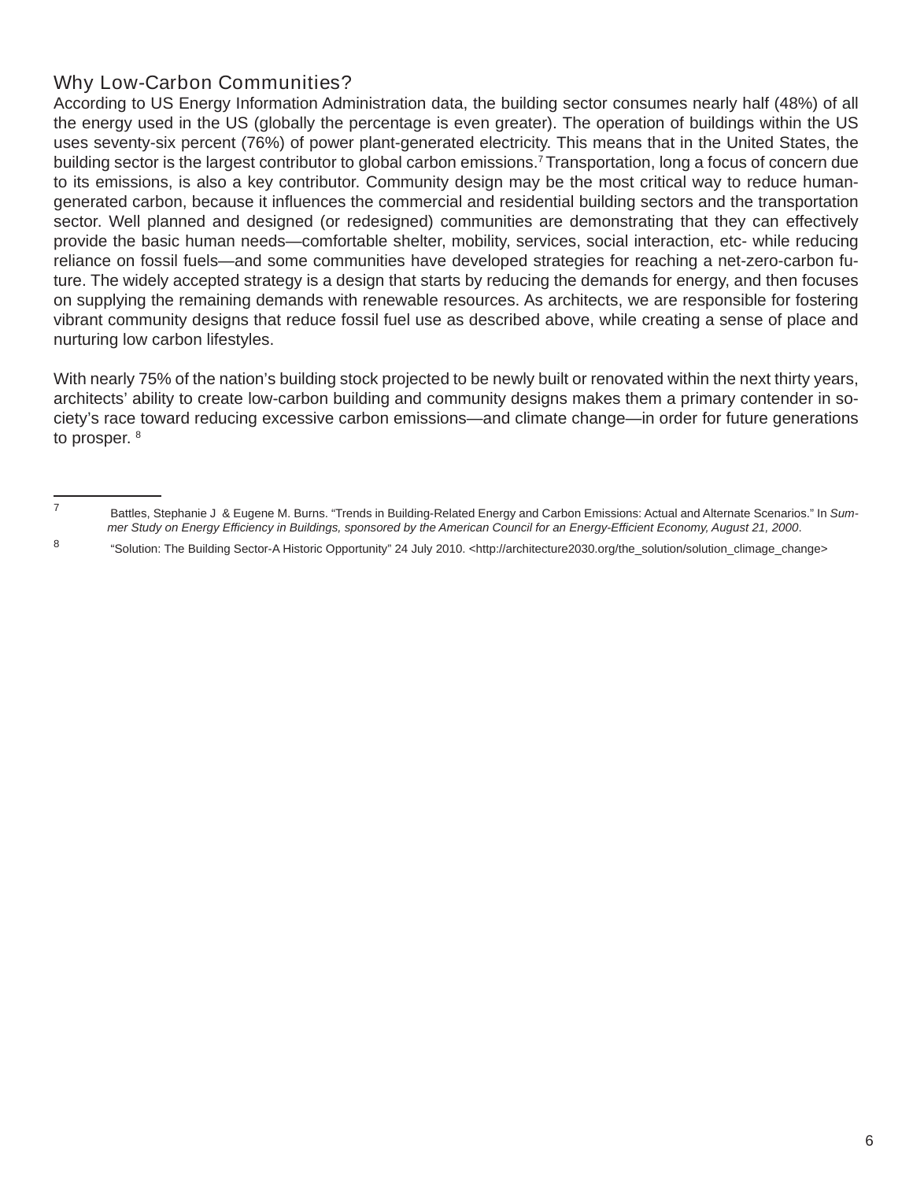## Why Low-Carbon Communities?

According to US Energy Information Administration data, the building sector consumes nearly half (48%) of all the energy used in the US (globally the percentage is even greater). The operation of buildings within the US uses seventy-six percent (76%) of power plant-generated electricity. This means that in the United States, the building sector is the largest contributor to global carbon emissions.[7] Transportation, long a focus of concern due to its emissions, is also a key contributor. Community design may be the most critical way to reduce human-generated carbon, because it influences the commercial and residential building sectors and the transportation sector. Well planned and designed (or redesigned) communities are demonstrating that they can effectively provide the basic human needs—comfortable shelter, mobility, services, social interaction, etc- while reducing reliance on fossil fuels—and some communities have developed strategies for reaching a net-zero-carbon future. The widely accepted strategy is a design that starts by reducing the demands for energy, and then focuses on supplying the remaining demands with renewable resources. As architects, we are responsible for fostering vibrant community designs that reduce fossil fuel use as described above, while creating a sense of place and nurturing low carbon lifestyles.

With nearly 75% of the nation's building stock projected to be newly built or renovated within the next thirty years, architects' ability to create low-carbon building and community designs makes them a primary contender in society's race toward reducing excessive carbon emissions—and climate change—in order for future generations to prosper. [8]

---

7 Battles, Stephanie J & Eugene M. Burns. "Trends in Building-Related Energy and Carbon Emissions: Actual and Alternate Scenarios." In *Summer Study on Energy Efficiency in Buildings, sponsored by the American Council for an Energy-Efficient Economy, August 21, 2000*.

8 "Solution: The Building Sector-A Historic Opportunity" 24 July 2010. <http://architecture2030.org/the_solution/solution_climage_change>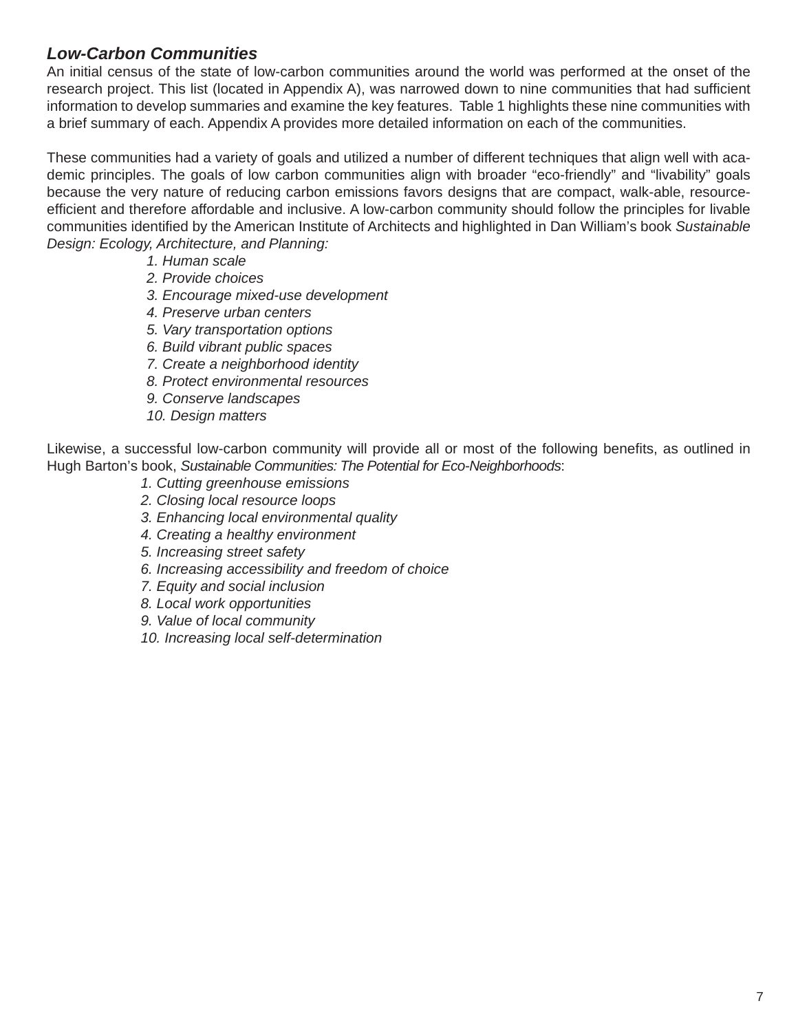### *Low-Carbon Communities*

An initial census of the state of low-carbon communities around the world was performed at the onset of the research project. This list (located in Appendix A), was narrowed down to nine communities that had sufficient information to develop summaries and examine the key features. Table 1 highlights these nine communities with a brief summary of each. Appendix A provides more detailed information on each of the communities.

These communities had a variety of goals and utilized a number of different techniques that align well with academic principles. The goals of low carbon communities align with broader "eco-friendly" and "livability" goals because the very nature of reducing carbon emissions favors designs that are compact, walk-able, resource-efficient and therefore affordable and inclusive. A low-carbon community should follow the principles for livable communities identified by the American Institute of Architects and highlighted in Dan William's book *Sustainable Design: Ecology, Architecture, and Planning:*

1. *Human scale*
2. *Provide choices*
3. *Encourage mixed-use development*
4. *Preserve urban centers*
5. *Vary transportation options*
6. *Build vibrant public spaces*
7. *Create a neighborhood identity*
8. *Protect environmental resources*
9. *Conserve landscapes*
10. *Design matters*

Likewise, a successful low-carbon community will provide all or most of the following benefits, as outlined in Hugh Barton's book, *Sustainable Communities: The Potential for Eco-Neighborhoods*:

1. *Cutting greenhouse emissions*
2. *Closing local resource loops*
3. *Enhancing local environmental quality*
4. *Creating a healthy environment*
5. *Increasing street safety*
6. *Increasing accessibility and freedom of choice*
7. *Equity and social inclusion*
8. *Local work opportunities*
9. *Value of local community*
10. *Increasing local self-determination*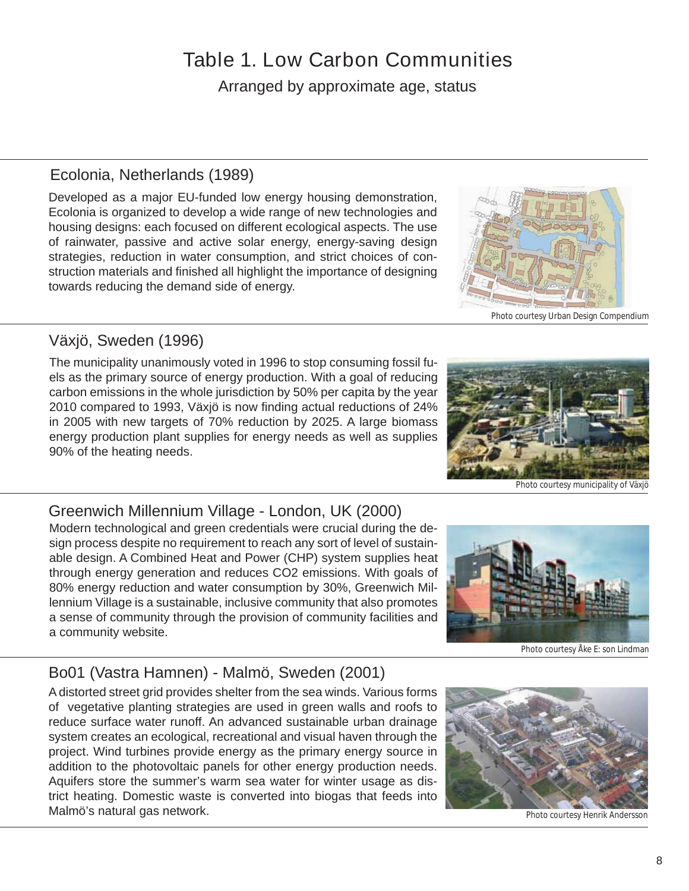# Table 1. Low Carbon Communities

Arranged by approximate age, status

## Ecolonia, Netherlands (1989)

Developed as a major EU-funded low energy housing demonstration, Ecolonia is organized to develop a wide range of new technologies and housing designs: each focused on different ecological aspects. The use of rainwater, passive and active solar energy, energy-saving design strategies, reduction in water consumption, and strict choices of construction materials and finished all highlight the importance of designing towards reducing the demand side of energy.

Photo courtesy Urban Design Compendium

## Växjö, Sweden (1996)

The municipality unanimously voted in 1996 to stop consuming fossil fuels as the primary source of energy production. With a goal of reducing carbon emissions in the whole jurisdiction by 50% per capita by the year 2010 compared to 1993, Växjö is now finding actual reductions of 24% in 2005 with new targets of 70% reduction by 2025. A large biomass energy production plant supplies for energy needs as well as supplies 90% of the heating needs.

Photo courtesy municipality of Växjö

## Greenwich Millennium Village - London, UK (2000)

Modern technological and green credentials were crucial during the design process despite no requirement to reach any sort of level of sustainable design. A Combined Heat and Power (CHP) system supplies heat through energy generation and reduces $CO_2$ emissions. With goals of 80% energy reduction and water consumption by 30%, Greenwich Millennium Village is a sustainable, inclusive community that also promotes a sense of community through the provision of community facilities and a community website.

Photo courtesy Åke E: son Lindman

## Bo01 (Vastra Hamnen) - Malmö, Sweden (2001)

A distorted street grid provides shelter from the sea winds. Various forms of vegetative planting strategies are used in green walls and roofs to reduce surface water runoff. An advanced sustainable urban drainage system creates an ecological, recreational and visual haven through the project. Wind turbines provide energy as the primary energy source in addition to the photovoltaic panels for other energy production needs. Aquifers store the summer's warm sea water for winter usage as district heating. Domestic waste is converted into biogas that feeds into Malmö's natural gas network.

Photo courtesy Henrik Andersson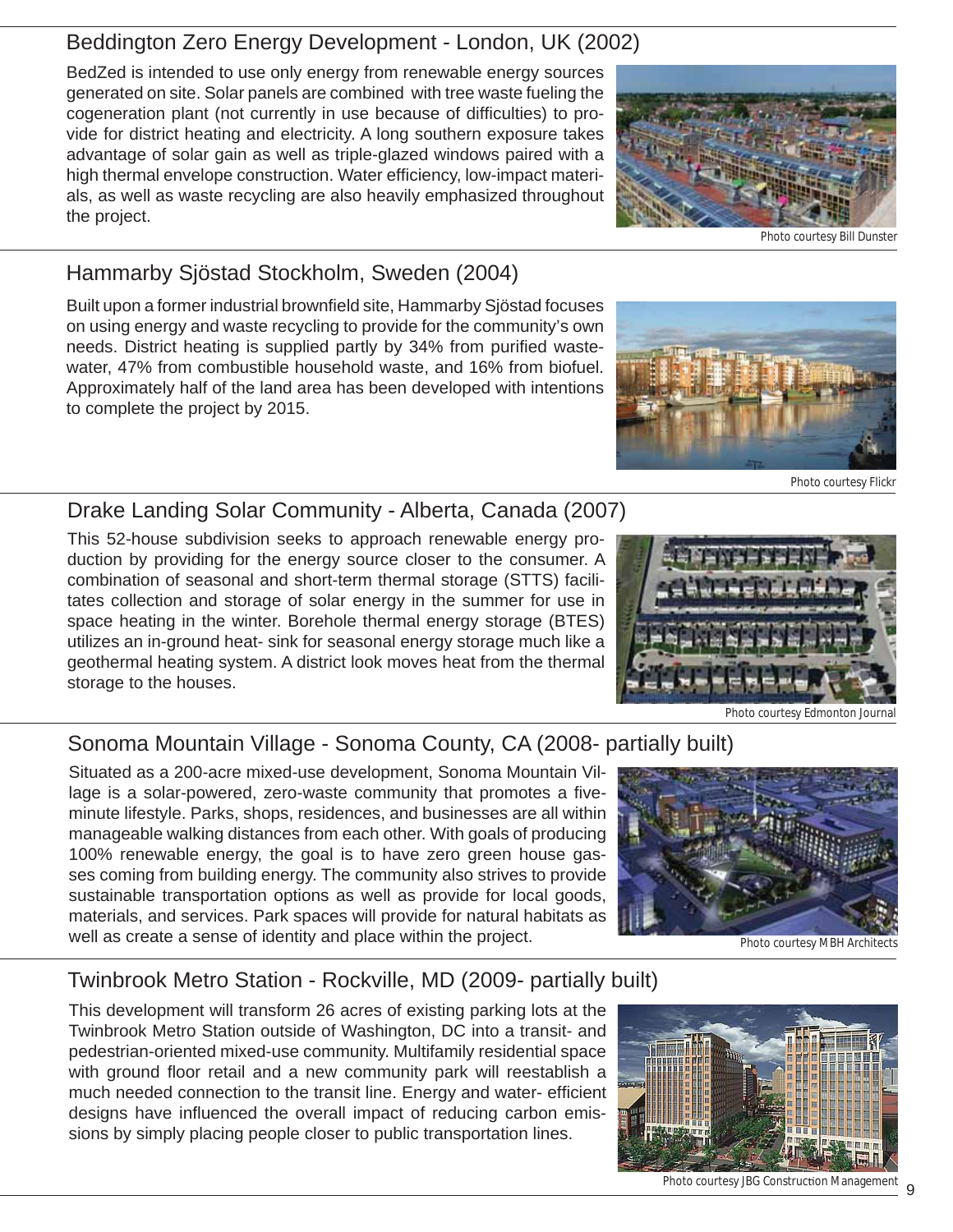## Beddington Zero Energy Development - London, UK (2002)

BedZed is intended to use only energy from renewable energy sources generated on site. Solar panels are combined with tree waste fueling the cogeneration plant (not currently in use because of difficulties) to provide for district heating and electricity. A long southern exposure takes advantage of solar gain as well as triple-glazed windows paired with a high thermal envelope construction. Water efficiency, low-impact materials, as well as waste recycling are also heavily emphasized throughout the project.

Photo courtesy Bill Dunster

## Hammarby Sjöstad Stockholm, Sweden (2004)

Built upon a former industrial brownfield site, Hammarby Sjöstad focuses on using energy and waste recycling to provide for the community's own needs. District heating is supplied partly by 34% from purified wastewater, 47% from combustible household waste, and 16% from biofuel. Approximately half of the land area has been developed with intentions to complete the project by 2015.

Photo courtesy Flickr

## Drake Landing Solar Community - Alberta, Canada (2007)

This 52-house subdivision seeks to approach renewable energy production by providing for the energy source closer to the consumer. A combination of seasonal and short-term thermal storage (STTS) facilitates collection and storage of solar energy in the summer for use in space heating in the winter. Borehole thermal energy storage (BTES) utilizes an in-ground heat- sink for seasonal energy storage much like a geothermal heating system. A district look moves heat from the thermal storage to the houses.

Photo courtesy Edmonton Journal

## Sonoma Mountain Village - Sonoma County, CA (2008- partially built)

Situated as a 200-acre mixed-use development, Sonoma Mountain Village is a solar-powered, zero-waste community that promotes a five-minute lifestyle. Parks, shops, residences, and businesses are all within manageable walking distances from each other. With goals of producing 100% renewable energy, the goal is to have zero green house gasses coming from building energy. The community also strives to provide sustainable transportation options as well as provide for local goods, materials, and services. Park spaces will provide for natural habitats as well as create a sense of identity and place within the project.

Photo courtesy MBH Architects

## Twinbrook Metro Station - Rockville, MD (2009- partially built)

This development will transform 26 acres of existing parking lots at the Twinbrook Metro Station outside of Washington, DC into a transit- and pedestrian-oriented mixed-use community. Multifamily residential space with ground floor retail and a new community park will reestablish a much needed connection to the transit line. Energy and water- efficient designs have influenced the overall impact of reducing carbon emissions by simply placing people closer to public transportation lines.

Photo courtesy JBG Construction Management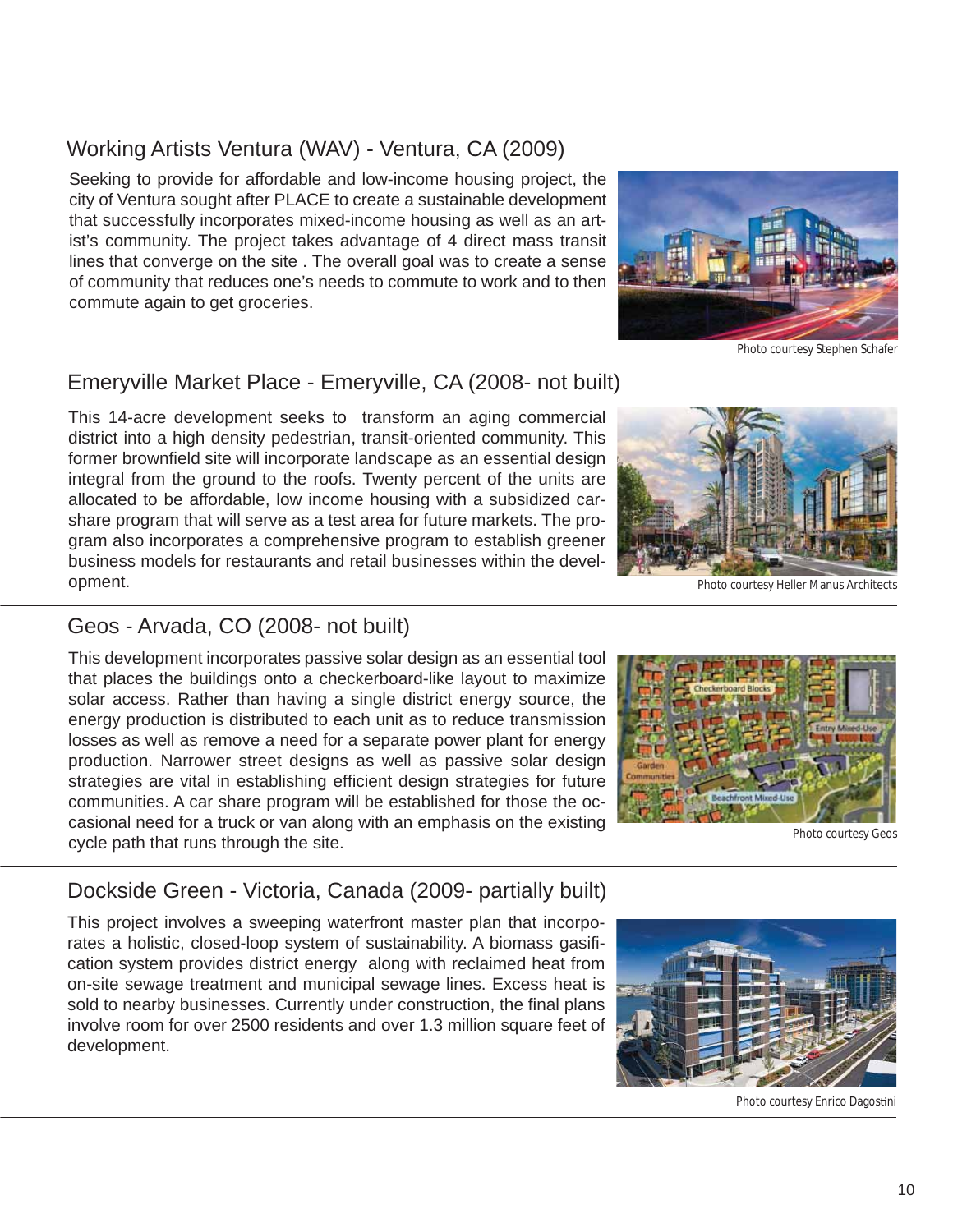## Working Artists Ventura (WAV) - Ventura, CA (2009)

Seeking to provide for affordable and low-income housing project, the city of Ventura sought after PLACE to create a sustainable development that successfully incorporates mixed-income housing as well as an artist's community. The project takes advantage of 4 direct mass transit lines that converge on the site . The overall goal was to create a sense of community that reduces one's needs to commute to work and to then commute again to get groceries.

Photo courtesy Stephen Schafer

## Emeryville Market Place - Emeryville, CA (2008- not built)

This 14-acre development seeks to transform an aging commercial district into a high density pedestrian, transit-oriented community. This former brownfield site will incorporate landscape as an essential design integral from the ground to the roofs. Twenty percent of the units are allocated to be affordable, low income housing with a subsidized carshare program that will serve as a test area for future markets. The program also incorporates a comprehensive program to establish greener business models for restaurants and retail businesses within the development.

Photo courtesy Heller Manus Architects

## Geos - Arvada, CO (2008- not built)

This development incorporates passive solar design as an essential tool that places the buildings onto a checkerboard-like layout to maximize solar access. Rather than having a single district energy source, the energy production is distributed to each unit as to reduce transmission losses as well as remove a need for a separate power plant for energy production. Narrower street designs as well as passive solar design strategies are vital in establishing efficient design strategies for future communities. A car share program will be established for those the occasional need for a truck or van along with an emphasis on the existing cycle path that runs through the site.

Photo courtesy Geos

## Dockside Green - Victoria, Canada (2009- partially built)

This project involves a sweeping waterfront master plan that incorporates a holistic, closed-loop system of sustainability. A biomass gasification system provides district energy along with reclaimed heat from on-site sewage treatment and municipal sewage lines. Excess heat is sold to nearby businesses. Currently under construction, the final plans involve room for over 2500 residents and over 1.3 million square feet of development.

Photo courtesy Enrico Dagostini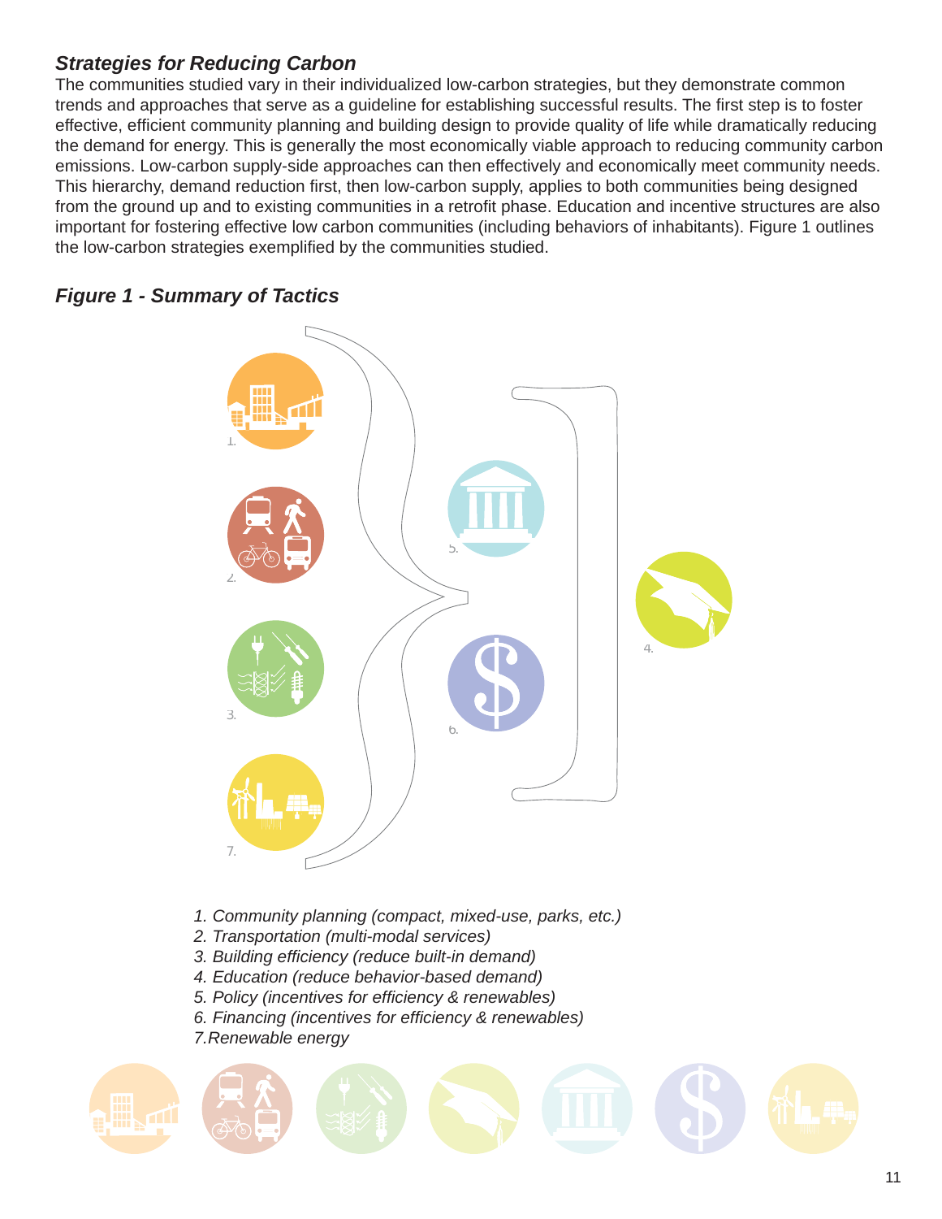### *Strategies for Reducing Carbon*

The communities studied vary in their individualized low-carbon strategies, but they demonstrate common trends and approaches that serve as a guideline for establishing successful results. The first step is to foster effective, efficient community planning and building design to provide quality of life while dramatically reducing the demand for energy. This is generally the most economically viable approach to reducing community carbon emissions. Low-carbon supply-side approaches can then effectively and economically meet community needs. This hierarchy, demand reduction first, then low-carbon supply, applies to both communities being designed from the ground up and to existing communities in a retrofit phase. Education and incentive structures are also important for fostering effective low carbon communities (including behaviors of inhabitants). Figure 1 outlines the low-carbon strategies exemplified by the communities studied.

### *Figure 1 - Summary of Tactics*

1. *Community planning (compact, mixed-use, parks, etc.)*
2. *Transportation (multi-modal services)*
3. *Building efficiency (reduce built-in demand)*
4. *Education (reduce behavior-based demand)*
5. *Policy (incentives for efficiency & renewables)*
6. *Financing (incentives for efficiency & renewables)*
7. *Renewable energy*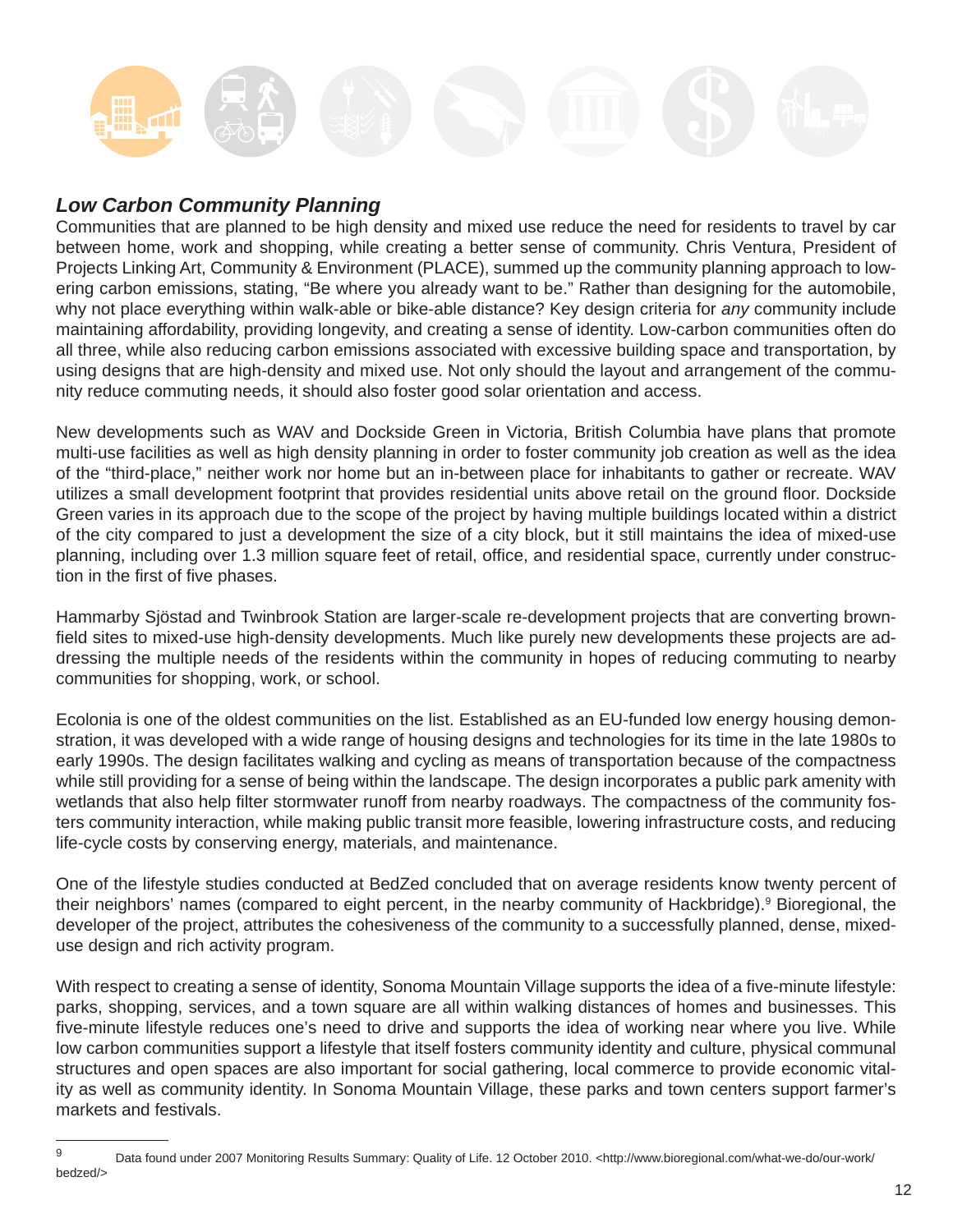## *Low Carbon Community Planning*

Communities that are planned to be high density and mixed use reduce the need for residents to travel by car between home, work and shopping, while creating a better sense of community. Chris Ventura, President of Projects Linking Art, Community & Environment (PLACE), summed up the community planning approach to lowering carbon emissions, stating, "Be where you already want to be." Rather than designing for the automobile, why not place everything within walk-able or bike-able distance? Key design criteria for *any* community include maintaining affordability, providing longevity, and creating a sense of identity. Low-carbon communities often do all three, while also reducing carbon emissions associated with excessive building space and transportation, by using designs that are high-density and mixed use. Not only should the layout and arrangement of the community reduce commuting needs, it should also foster good solar orientation and access.

New developments such as WAV and Dockside Green in Victoria, British Columbia have plans that promote multi-use facilities as well as high density planning in order to foster community job creation as well as the idea of the "third-place," neither work nor home but an in-between place for inhabitants to gather or recreate. WAV utilizes a small development footprint that provides residential units above retail on the ground floor. Dockside Green varies in its approach due to the scope of the project by having multiple buildings located within a district of the city compared to just a development the size of a city block, but it still maintains the idea of mixed-use planning, including over 1.3 million square feet of retail, office, and residential space, currently under construction in the first of five phases.

Hammarby Sjöstad and Twinbrook Station are larger-scale re-development projects that are converting brownfield sites to mixed-use high-density developments. Much like purely new developments these projects are addressing the multiple needs of the residents within the community in hopes of reducing commuting to nearby communities for shopping, work, or school.

Ecolonia is one of the oldest communities on the list. Established as an EU-funded low energy housing demonstration, it was developed with a wide range of housing designs and technologies for its time in the late 1980s to early 1990s. The design facilitates walking and cycling as means of transportation because of the compactness while still providing for a sense of being within the landscape. The design incorporates a public park amenity with wetlands that also help filter stormwater runoff from nearby roadways. The compactness of the community fosters community interaction, while making public transit more feasible, lowering infrastructure costs, and reducing life-cycle costs by conserving energy, materials, and maintenance.

One of the lifestyle studies conducted at BedZed concluded that on average residents know twenty percent of their neighbors' names (compared to eight percent, in the nearby community of Hackbridge).[9] Bioregional, the developer of the project, attributes the cohesiveness of the community to a successfully planned, dense, mixed-use design and rich activity program.

With respect to creating a sense of identity, Sonoma Mountain Village supports the idea of a five-minute lifestyle: parks, shopping, services, and a town square are all within walking distances of homes and businesses. This five-minute lifestyle reduces one's need to drive and supports the idea of working near where you live. While low carbon communities support a lifestyle that itself fosters community identity and culture, physical communal structures and open spaces are also important for social gathering, local commerce to provide economic vitality as well as community identity. In Sonoma Mountain Village, these parks and town centers support farmer's markets and festivals.

---

9 Data found under 2007 Monitoring Results Summary: Quality of Life. 12 October 2010. <http://www.bioregional.com/what-we-do/our-work/bedzed/>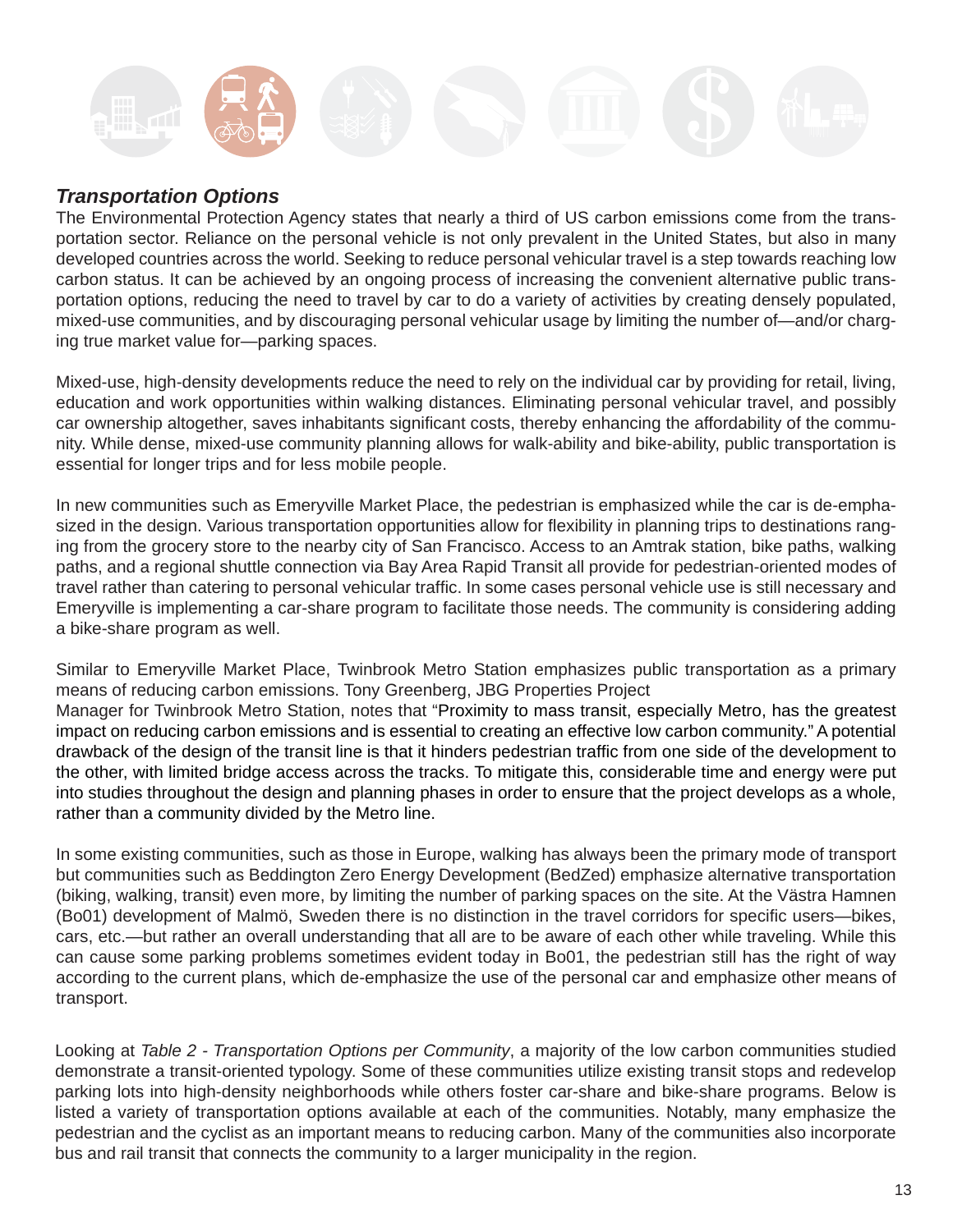### *Transportation Options*

The Environmental Protection Agency states that nearly a third of US carbon emissions come from the transportation sector. Reliance on the personal vehicle is not only prevalent in the United States, but also in many developed countries across the world. Seeking to reduce personal vehicular travel is a step towards reaching low carbon status. It can be achieved by an ongoing process of increasing the convenient alternative public transportation options, reducing the need to travel by car to do a variety of activities by creating densely populated, mixed-use communities, and by discouraging personal vehicular usage by limiting the number of—and/or charging true market value for—parking spaces.

Mixed-use, high-density developments reduce the need to rely on the individual car by providing for retail, living, education and work opportunities within walking distances. Eliminating personal vehicular travel, and possibly car ownership altogether, saves inhabitants significant costs, thereby enhancing the affordability of the community. While dense, mixed-use community planning allows for walk-ability and bike-ability, public transportation is essential for longer trips and for less mobile people.

In new communities such as Emeryville Market Place, the pedestrian is emphasized while the car is de-emphasized in the design. Various transportation opportunities allow for flexibility in planning trips to destinations ranging from the grocery store to the nearby city of San Francisco. Access to an Amtrak station, bike paths, walking paths, and a regional shuttle connection via Bay Area Rapid Transit all provide for pedestrian-oriented modes of travel rather than catering to personal vehicular traffic. In some cases personal vehicle use is still necessary and Emeryville is implementing a car-share program to facilitate those needs. The community is considering adding a bike-share program as well.

Similar to Emeryville Market Place, Twinbrook Metro Station emphasizes public transportation as a primary means of reducing carbon emissions. Tony Greenberg, JBG Properties Project Manager for Twinbrook Metro Station, notes that "Proximity to mass transit, especially Metro, has the greatest impact on reducing carbon emissions and is essential to creating an effective low carbon community." A potential drawback of the design of the transit line is that it hinders pedestrian traffic from one side of the development to the other, with limited bridge access across the tracks. To mitigate this, considerable time and energy were put into studies throughout the design and planning phases in order to ensure that the project develops as a whole, rather than a community divided by the Metro line.

In some existing communities, such as those in Europe, walking has always been the primary mode of transport but communities such as Beddington Zero Energy Development (BedZed) emphasize alternative transportation (biking, walking, transit) even more, by limiting the number of parking spaces on the site. At the Västra Hamnen (Bo01) development of Malmö, Sweden there is no distinction in the travel corridors for specific users—bikes, cars, etc.—but rather an overall understanding that all are to be aware of each other while traveling. While this can cause some parking problems sometimes evident today in Bo01, the pedestrian still has the right of way according to the current plans, which de-emphasize the use of the personal car and emphasize other means of transport.

Looking at *Table 2 - Transportation Options per Community*, a majority of the low carbon communities studied demonstrate a transit-oriented typology. Some of these communities utilize existing transit stops and redevelop parking lots into high-density neighborhoods while others foster car-share and bike-share programs. Below is listed a variety of transportation options available at each of the communities. Notably, many emphasize the pedestrian and the cyclist as an important means to reducing carbon. Many of the communities also incorporate bus and rail transit that connects the community to a larger municipality in the region.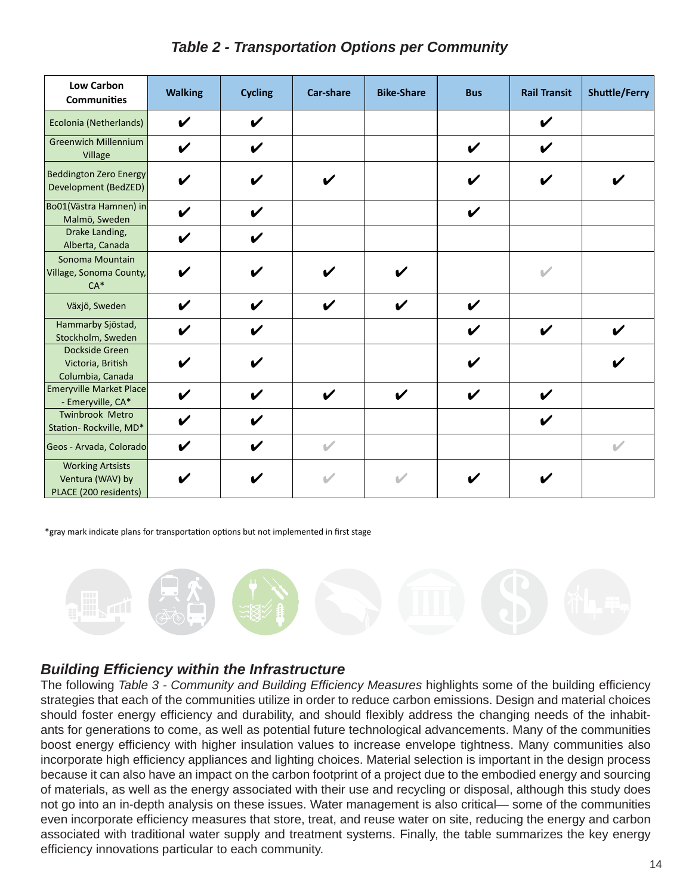## *Table 2 - Transportation Options per Community*

| Low Carbon Communities | Walking | Cycling | Car-share | Bike-Share | Bus | Rail Transit | Shuttle/Ferry |
|---|---|---|---|---|---|---|---|
| Ecolonia (Netherlands) | ✔ | ✔ | | | | ✔ | |
| Greenwich Millennium Village | ✔ | ✔ | | | ✔ | ✔ | |
| Beddington Zero Energy Development (BedZED) | ✔ | ✔ | ✔ | | ✔ | ✔ | ✔ |
| Bo01(Västra Hamnen) in Malmö, Sweden | ✔ | ✔ | | | ✔ | | |
| Drake Landing, Alberta, Canada | ✔ | ✔ | | | | | |
| Sonoma Mountain Village, Sonoma County, CA* | ✔ | ✔ | ✔ | ✔ | | ✔ (gray) | |
| Växjö, Sweden | ✔ | ✔ | ✔ | ✔ | ✔ | | |
| Hammarby Sjöstad, Stockholm, Sweden | ✔ | ✔ | | | ✔ | ✔ | ✔ |
| Dockside Green Victoria, British Columbia, Canada | ✔ | ✔ | | | ✔ | | ✔ |
| Emeryville Market Place - Emeryville, CA* | ✔ | ✔ | ✔ | ✔ | ✔ | ✔ | |
| Twinbrook Metro Station- Rockville, MD* | ✔ | ✔ | | | | ✔ | |
| Geos - Arvada, Colorado | ✔ | ✔ | ✔ (gray) | | | | ✔ (gray) |
| Working Artsists Ventura (WAV) by PLACE (200 residents) | ✔ | ✔ | ✔ (gray) | ✔ (gray) | ✔ | ✔ | |

*gray mark indicate plans for transportation options but not implemented in first stage

## *Building Efficiency within the Infrastructure*

The following *Table 3 - Community and Building Efficiency Measures* highlights some of the building efficiency strategies that each of the communities utilize in order to reduce carbon emissions. Design and material choices should foster energy efficiency and durability, and should flexibly address the changing needs of the inhabitants for generations to come, as well as potential future technological advancements. Many of the communities boost energy efficiency with higher insulation values to increase envelope tightness. Many communities also incorporate high efficiency appliances and lighting choices. Material selection is important in the design process because it can also have an impact on the carbon footprint of a project due to the embodied energy and sourcing of materials, as well as the energy associated with their use and recycling or disposal, although this study does not go into an in-depth analysis on these issues. Water management is also critical— some of the communities even incorporate efficiency measures that store, treat, and reuse water on site, reducing the energy and carbon associated with traditional water supply and treatment systems. Finally, the table summarizes the key energy efficiency innovations particular to each community.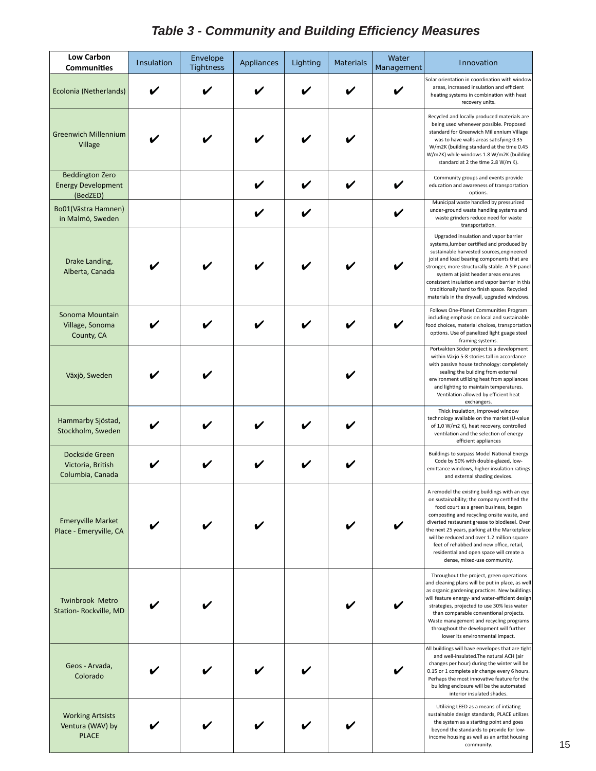# *Table 3 - Community and Building Efficiency Measures*

| Low Carbon Communities | Insulation | Envelope Tightness | Appliances | Lighting | Materials | Water Management | Innovation |
|---|---|---|---|---|---|---|---|
| Ecolonia (Netherlands) | ✔ | ✔ | ✔ | ✔ | ✔ | ✔ | Solar orientation in coordination with window areas, increased insulation and efficient heating systems in combination with heat recovery units. |
| Greenwich Millennium Village | ✔ | ✔ | ✔ | ✔ | ✔ | | Recycled and locally produced materials are being used whenever possible. Proposed standard for Greenwich Millennium Village was to have walls areas satisfying 0.35 W/m2K (building standard at the time 0.45 W/m2K) while windows 1.8 W/m2K (building standard at 2 the time 2.8 W/m K). |
| Beddington Zero Energy Development (BedZED) | | | ✔ | ✔ | ✔ | ✔ | Community groups and events provide education and awareness of transportation options. |
| Bo01(Västra Hamnen) in Malmö, Sweden | | | ✔ | ✔ | | ✔ | Municipal waste handled by pressurized under-ground waste handling systems and waste grinders reduce need for waste transportation. |
| Drake Landing, Alberta, Canada | ✔ | ✔ | ✔ | ✔ | ✔ | ✔ | Upgraded insulation and vapor barrier systems,lumber certified and produced by sustainable harvested sources,engineered joist and load bearing components that are stronger, more structurally stable. A SIP panel system at joist header areas ensures consistent insulation and vapor barrier in this traditionally hard to finish space. Recycled materials in the drywall, upgraded windows. |
| Sonoma Mountain Village, Sonoma County, CA | ✔ | ✔ | ✔ | ✔ | ✔ | ✔ | Follows One-Planet Communities Program including emphasis on local and sustainable food choices, material choices, transportation options. Use of panelized light guage steel framing systems. |
| Växjö, Sweden | ✔ | ✔ | | | ✔ | | Portvakten Söder project is a development within Växjö 5-8 stories tall in accordance with passive house technology: completely sealing the building from external environment utilizing heat from appliances and lighting to maintain temperatures. Ventilation allowed by efficient heat exchangers. |
| Hammarby Sjöstad, Stockholm, Sweden | ✔ | ✔ | ✔ | ✔ | ✔ | | Thick insulation, improved window technology available on the market (U-value of 1,0 W/m2 K), heat recovery, controlled ventilation and the selection of energy efficient appliances |
| Dockside Green Victoria, British Columbia, Canada | ✔ | ✔ | ✔ | ✔ | ✔ | | Buildings to surpass Model National Energy Code by 50% with double-glazed, low-emittance windows, higher insulation ratings and external shading devices. |
| Emeryville Market Place - Emeryville, CA | ✔ | ✔ | ✔ | | ✔ | ✔ | A remodel the existing buildings with an eye on sustainability; the company certified the food court as a green business, began composting and recycling onsite waste, and diverted restaurant grease to biodiesel. Over the next 25 years, parking at the Marketplace will be reduced and over 1.2 million square feet of rehabbed and new office, retail, residential and open space will create a dense, mixed-use community. |
| Twinbrook Metro Station- Rockville, MD | ✔ | ✔ | | | ✔ | ✔ | Throughout the project, green operations and cleaning plans will be put in place, as well as organic gardening practices. New buildings will feature energy- and water-efficient design strategies, projected to use 30% less water than comparable conventional projects. Waste management and recycling programs throughout the development will further lower its environmental impact. |
| Geos - Arvada, Colorado | ✔ | ✔ | ✔ | ✔ | | ✔ | All buildings will have envelopes that are tight and well-insulated.The natural ACH (air changes per hour) during the winter will be 0.15 or 1 complete air change every 6 hours. Perhaps the most innovative feature for the building enclosure will be the automated interior insulated shades. |
| Working Artsists Ventura (WAV) by PLACE | ✔ | ✔ | ✔ | ✔ | ✔ | | Utilizing LEED as a means of intiating sustainable design standards, PLACE utilizes the system as a starting point and goes beyond the standards to provide for low-income housing as well as an artist housing community. |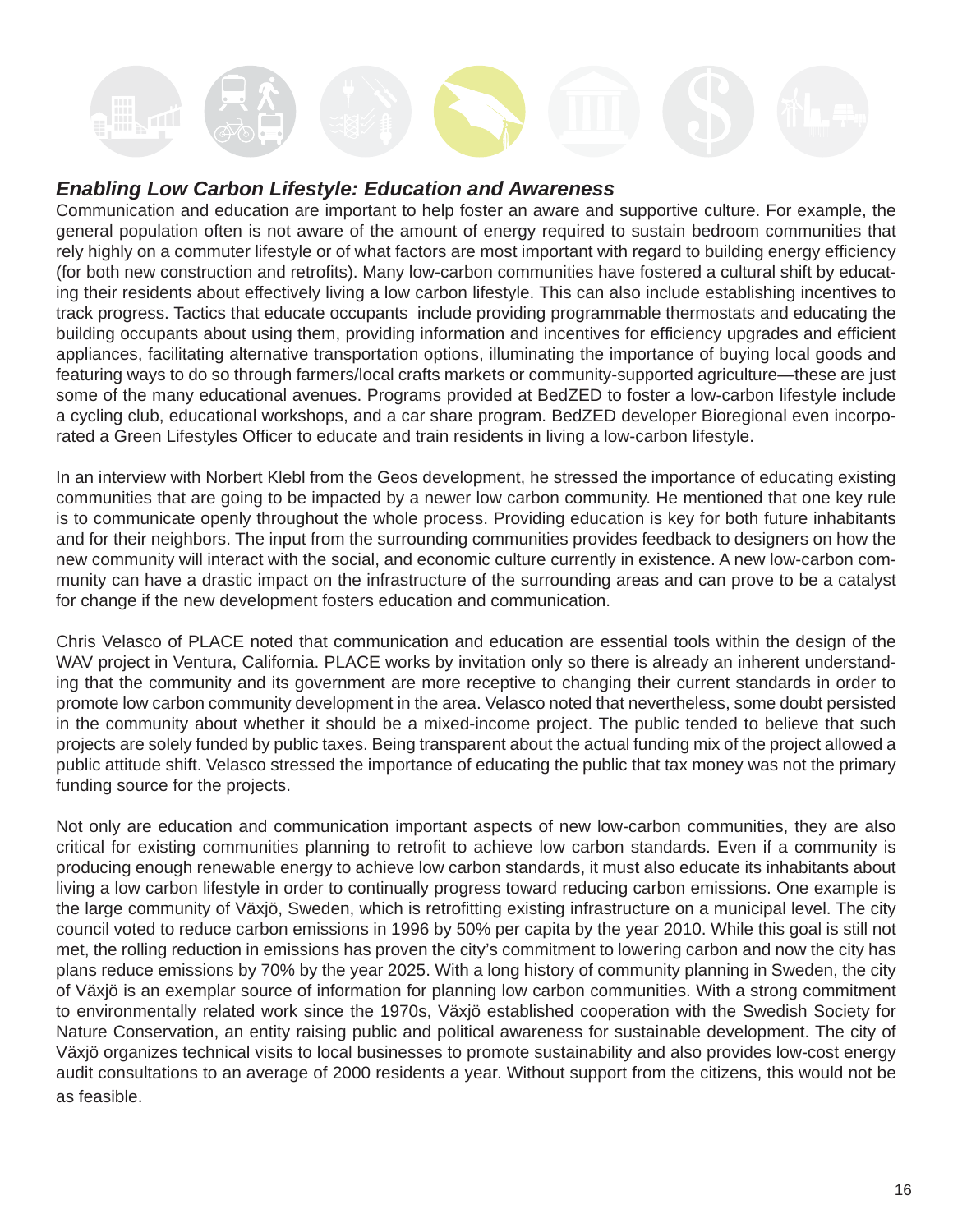## *Enabling Low Carbon Lifestyle: Education and Awareness*

Communication and education are important to help foster an aware and supportive culture. For example, the general population often is not aware of the amount of energy required to sustain bedroom communities that rely highly on a commuter lifestyle or of what factors are most important with regard to building energy efficiency (for both new construction and retrofits). Many low-carbon communities have fostered a cultural shift by educating their residents about effectively living a low carbon lifestyle. This can also include establishing incentives to track progress. Tactics that educate occupants include providing programmable thermostats and educating the building occupants about using them, providing information and incentives for efficiency upgrades and efficient appliances, facilitating alternative transportation options, illuminating the importance of buying local goods and featuring ways to do so through farmers/local crafts markets or community-supported agriculture—these are just some of the many educational avenues. Programs provided at BedZED to foster a low-carbon lifestyle include a cycling club, educational workshops, and a car share program. BedZED developer Bioregional even incorporated a Green Lifestyles Officer to educate and train residents in living a low-carbon lifestyle.

In an interview with Norbert Klebl from the Geos development, he stressed the importance of educating existing communities that are going to be impacted by a newer low carbon community. He mentioned that one key rule is to communicate openly throughout the whole process. Providing education is key for both future inhabitants and for their neighbors. The input from the surrounding communities provides feedback to designers on how the new community will interact with the social, and economic culture currently in existence. A new low-carbon community can have a drastic impact on the infrastructure of the surrounding areas and can prove to be a catalyst for change if the new development fosters education and communication.

Chris Velasco of PLACE noted that communication and education are essential tools within the design of the WAV project in Ventura, California. PLACE works by invitation only so there is already an inherent understanding that the community and its government are more receptive to changing their current standards in order to promote low carbon community development in the area. Velasco noted that nevertheless, some doubt persisted in the community about whether it should be a mixed-income project. The public tended to believe that such projects are solely funded by public taxes. Being transparent about the actual funding mix of the project allowed a public attitude shift. Velasco stressed the importance of educating the public that tax money was not the primary funding source for the projects.

Not only are education and communication important aspects of new low-carbon communities, they are also critical for existing communities planning to retrofit to achieve low carbon standards. Even if a community is producing enough renewable energy to achieve low carbon standards, it must also educate its inhabitants about living a low carbon lifestyle in order to continually progress toward reducing carbon emissions. One example is the large community of Växjö, Sweden, which is retrofitting existing infrastructure on a municipal level. The city council voted to reduce carbon emissions in 1996 by 50% per capita by the year 2010. While this goal is still not met, the rolling reduction in emissions has proven the city's commitment to lowering carbon and now the city has plans reduce emissions by 70% by the year 2025. With a long history of community planning in Sweden, the city of Växjö is an exemplar source of information for planning low carbon communities. With a strong commitment to environmentally related work since the 1970s, Växjö established cooperation with the Swedish Society for Nature Conservation, an entity raising public and political awareness for sustainable development. The city of Växjö organizes technical visits to local businesses to promote sustainability and also provides low-cost energy audit consultations to an average of 2000 residents a year. Without support from the citizens, this would not be as feasible.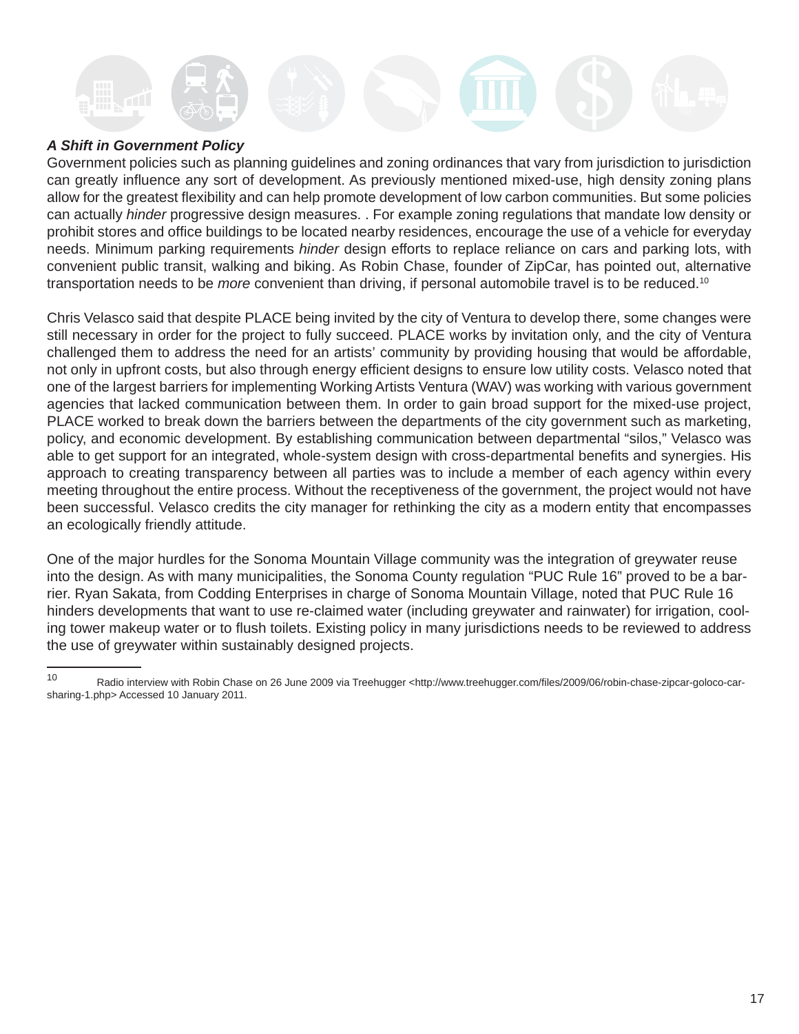***A Shift in Government Policy***

Government policies such as planning guidelines and zoning ordinances that vary from jurisdiction to jurisdiction can greatly influence any sort of development. As previously mentioned mixed-use, high density zoning plans allow for the greatest flexibility and can help promote development of low carbon communities. But some policies can actually *hinder* progressive design measures. . For example zoning regulations that mandate low density or prohibit stores and office buildings to be located nearby residences, encourage the use of a vehicle for everyday needs. Minimum parking requirements *hinder* design efforts to replace reliance on cars and parking lots, with convenient public transit, walking and biking. As Robin Chase, founder of ZipCar, has pointed out, alternative transportation needs to be *more* convenient than driving, if personal automobile travel is to be reduced.[10]

Chris Velasco said that despite PLACE being invited by the city of Ventura to develop there, some changes were still necessary in order for the project to fully succeed. PLACE works by invitation only, and the city of Ventura challenged them to address the need for an artists' community by providing housing that would be affordable, not only in upfront costs, but also through energy efficient designs to ensure low utility costs. Velasco noted that one of the largest barriers for implementing Working Artists Ventura (WAV) was working with various government agencies that lacked communication between them. In order to gain broad support for the mixed-use project, PLACE worked to break down the barriers between the departments of the city government such as marketing, policy, and economic development. By establishing communication between departmental "silos," Velasco was able to get support for an integrated, whole-system design with cross-departmental benefits and synergies. His approach to creating transparency between all parties was to include a member of each agency within every meeting throughout the entire process. Without the receptiveness of the government, the project would not have been successful. Velasco credits the city manager for rethinking the city as a modern entity that encompasses an ecologically friendly attitude.

One of the major hurdles for the Sonoma Mountain Village community was the integration of greywater reuse into the design. As with many municipalities, the Sonoma County regulation "PUC Rule 16" proved to be a barrier. Ryan Sakata, from Codding Enterprises in charge of Sonoma Mountain Village, noted that PUC Rule 16 hinders developments that want to use re-claimed water (including greywater and rainwater) for irrigation, cooling tower makeup water or to flush toilets. Existing policy in many jurisdictions needs to be reviewed to address the use of greywater within sustainably designed projects.

---

[10] Radio interview with Robin Chase on 26 June 2009 via Treehugger <http://www.treehugger.com/files/2009/06/robin-chase-zipcar-goloco-car-sharing-1.php> Accessed 10 January 2011.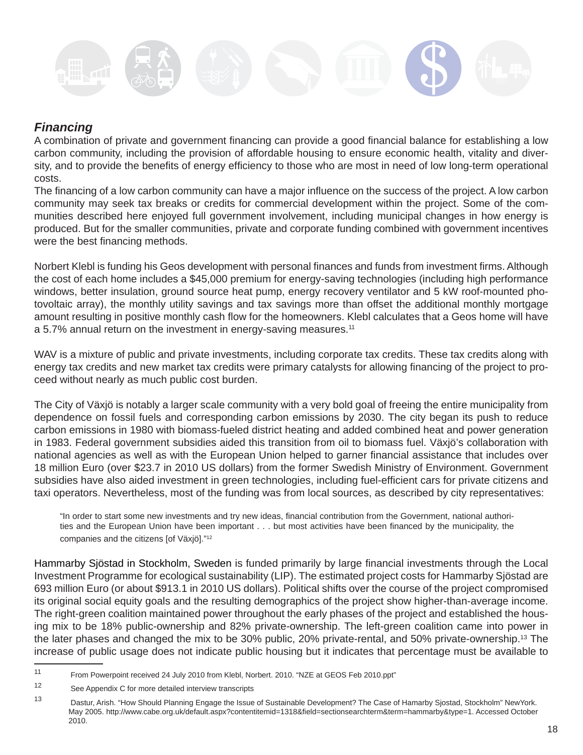## *Financing*

A combination of private and government financing can provide a good financial balance for establishing a low carbon community, including the provision of affordable housing to ensure economic health, vitality and diversity, and to provide the benefits of energy efficiency to those who are most in need of low long-term operational costs.

The financing of a low carbon community can have a major influence on the success of the project. A low carbon community may seek tax breaks or credits for commercial development within the project. Some of the communities described here enjoyed full government involvement, including municipal changes in how energy is produced. But for the smaller communities, private and corporate funding combined with government incentives were the best financing methods.

Norbert Klebl is funding his Geos development with personal finances and funds from investment firms. Although the cost of each home includes a $45,000 premium for energy-saving technologies (including high performance windows, better insulation, ground source heat pump, energy recovery ventilator and 5 kW roof-mounted photovoltaic array), the monthly utility savings and tax savings more than offset the additional monthly mortgage amount resulting in positive monthly cash flow for the homeowners. Klebl calculates that a Geos home will have a 5.7% annual return on the investment in energy-saving measures.[11]

WAV is a mixture of public and private investments, including corporate tax credits. These tax credits along with energy tax credits and new market tax credits were primary catalysts for allowing financing of the project to proceed without nearly as much public cost burden.

The City of Växjö is notably a larger scale community with a very bold goal of freeing the entire municipality from dependence on fossil fuels and corresponding carbon emissions by 2030. The city began its push to reduce carbon emissions in 1980 with biomass-fueled district heating and added combined heat and power generation in 1983. Federal government subsidies aided this transition from oil to biomass fuel. Växjö's collaboration with national agencies as well as with the European Union helped to garner financial assistance that includes over 18 million Euro (over $23.7 in 2010 US dollars) from the former Swedish Ministry of Environment. Government subsidies have also aided investment in green technologies, including fuel-efficient cars for private citizens and taxi operators. Nevertheless, most of the funding was from local sources, as described by city representatives:

> "In order to start some new investments and try new ideas, financial contribution from the Government, national authorities and the European Union have been important . . . but most activities have been financed by the municipality, the companies and the citizens [of Växjö]."[12]

Hammarby Sjöstad in Stockholm, Sweden is funded primarily by large financial investments through the Local Investment Programme for ecological sustainability (LIP). The estimated project costs for Hammarby Sjöstad are 693 million Euro (or about $913.1 in 2010 US dollars). Political shifts over the course of the project compromised its original social equity goals and the resulting demographics of the project show higher-than-average income. The right-green coalition maintained power throughout the early phases of the project and established the housing mix to be 18% public-ownership and 82% private-ownership. The left-green coalition came into power in the later phases and changed the mix to be 30% public, 20% private-rental, and 50% private-ownership.[13] The increase of public usage does not indicate public housing but it indicates that percentage must be available to

---

11 From Powerpoint received 24 July 2010 from Klebl, Norbert. 2010. "NZE at GEOS Feb 2010.ppt"

12 See Appendix C for more detailed interview transcripts

13 Dastur, Arish. "How Should Planning Engage the Issue of Sustainable Development? The Case of Hamarby Sjostad, Stockholm" NewYork. May 2005. http://www.cabe.org.uk/default.aspx?contentitemid=1318&field=sectionsearchterm&term=hammarby&type=1. Accessed October 2010.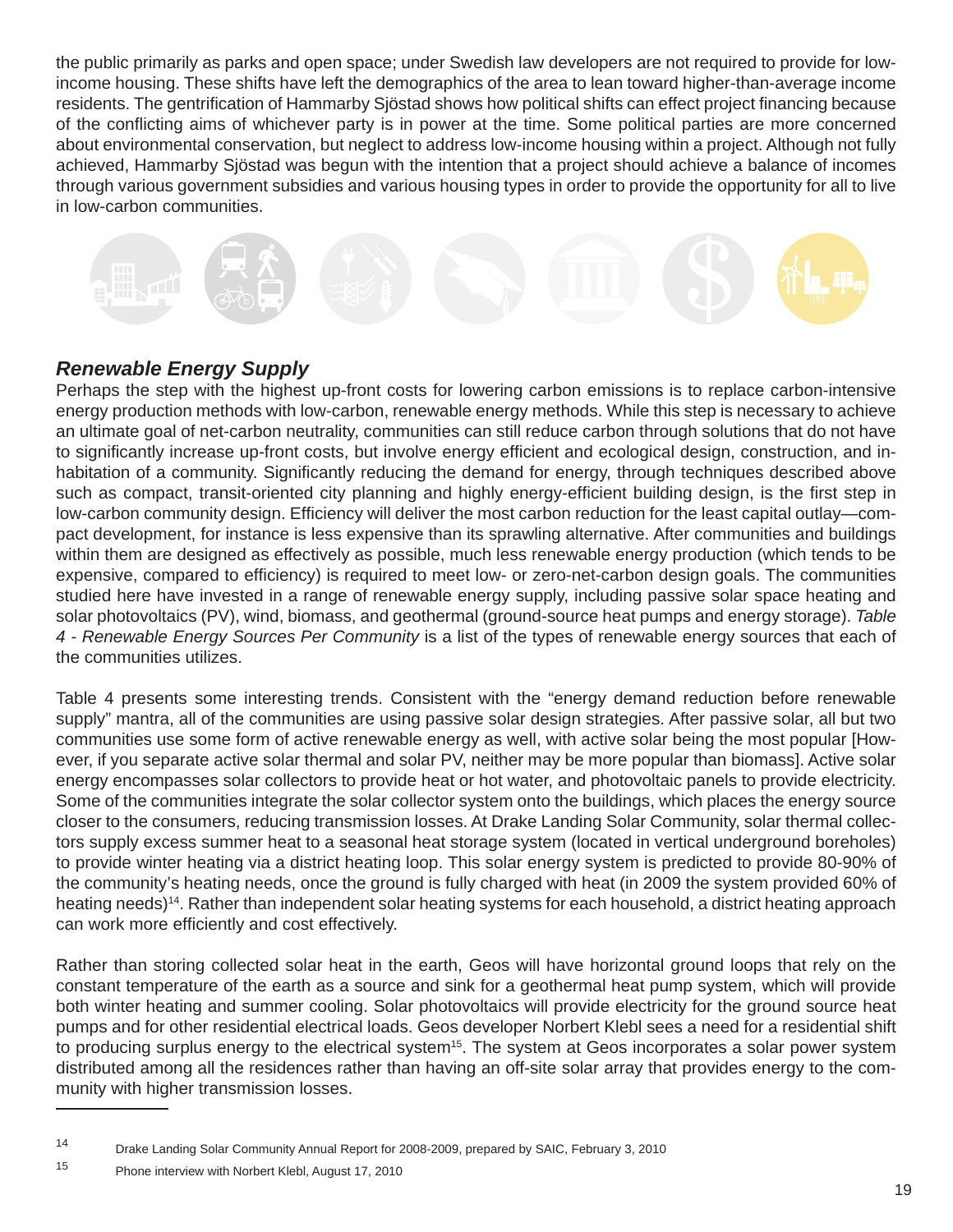the public primarily as parks and open space; under Swedish law developers are not required to provide for low-income housing. These shifts have left the demographics of the area to lean toward higher-than-average income residents. The gentrification of Hammarby Sjöstad shows how political shifts can effect project financing because of the conflicting aims of whichever party is in power at the time. Some political parties are more concerned about environmental conservation, but neglect to address low-income housing within a project. Although not fully achieved, Hammarby Sjöstad was begun with the intention that a project should achieve a balance of incomes through various government subsidies and various housing types in order to provide the opportunity for all to live in low-carbon communities.

## *Renewable Energy Supply*

Perhaps the step with the highest up-front costs for lowering carbon emissions is to replace carbon-intensive energy production methods with low-carbon, renewable energy methods. While this step is necessary to achieve an ultimate goal of net-carbon neutrality, communities can still reduce carbon through solutions that do not have to significantly increase up-front costs, but involve energy efficient and ecological design, construction, and inhabitation of a community. Significantly reducing the demand for energy, through techniques described above such as compact, transit-oriented city planning and highly energy-efficient building design, is the first step in low-carbon community design. Efficiency will deliver the most carbon reduction for the least capital outlay—compact development, for instance is less expensive than its sprawling alternative. After communities and buildings within them are designed as effectively as possible, much less renewable energy production (which tends to be expensive, compared to efficiency) is required to meet low- or zero-net-carbon design goals. The communities studied here have invested in a range of renewable energy supply, including passive solar space heating and solar photovoltaics (PV), wind, biomass, and geothermal (ground-source heat pumps and energy storage). *Table 4 - Renewable Energy Sources Per Community* is a list of the types of renewable energy sources that each of the communities utilizes.

Table 4 presents some interesting trends. Consistent with the "energy demand reduction before renewable supply" mantra, all of the communities are using passive solar design strategies. After passive solar, all but two communities use some form of active renewable energy as well, with active solar being the most popular [However, if you separate active solar thermal and solar PV, neither may be more popular than biomass]. Active solar energy encompasses solar collectors to provide heat or hot water, and photovoltaic panels to provide electricity. Some of the communities integrate the solar collector system onto the buildings, which places the energy source closer to the consumers, reducing transmission losses. At Drake Landing Solar Community, solar thermal collectors supply excess summer heat to a seasonal heat storage system (located in vertical underground boreholes) to provide winter heating via a district heating loop. This solar energy system is predicted to provide 80-90% of the community's heating needs, once the ground is fully charged with heat (in 2009 the system provided 60% of heating needs)[14]. Rather than independent solar heating systems for each household, a district heating approach can work more efficiently and cost effectively.

Rather than storing collected solar heat in the earth, Geos will have horizontal ground loops that rely on the constant temperature of the earth as a source and sink for a geothermal heat pump system, which will provide both winter heating and summer cooling. Solar photovoltaics will provide electricity for the ground source heat pumps and for other residential electrical loads. Geos developer Norbert Klebl sees a need for a residential shift to producing surplus energy to the electrical system[15]. The system at Geos incorporates a solar power system distributed among all the residences rather than having an off-site solar array that provides energy to the community with higher transmission losses.

---

[14] Drake Landing Solar Community Annual Report for 2008-2009, prepared by SAIC, February 3, 2010

[15] Phone interview with Norbert Klebl, August 17, 2010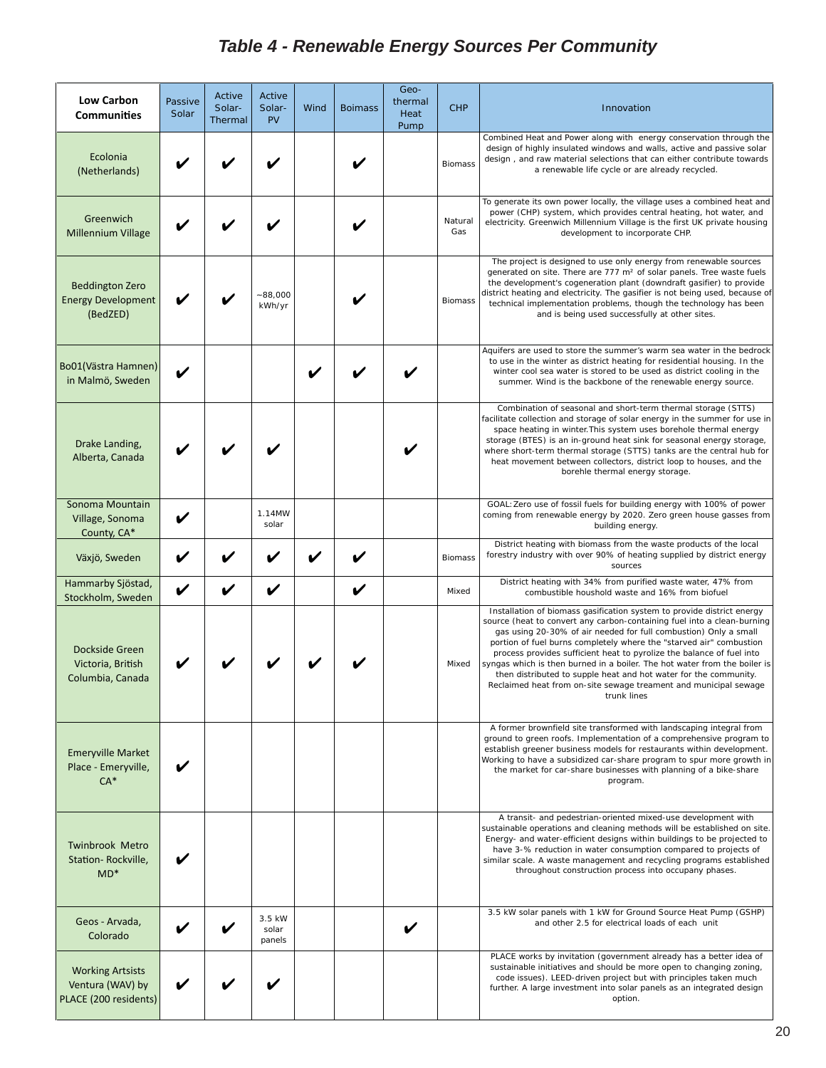# *Table 4 - Renewable Energy Sources Per Community*

| Low Carbon Communities | Passive Solar | Active Solar-Thermal | Active Solar-PV | Wind | Boimass | Geo-thermal Heat Pump | CHP | Innovation |
|---|---|---|---|---|---|---|---|---|
| Ecolonia (Netherlands) | ✔ | ✔ | ✔ | | ✔ | | Biomass | Combined Heat and Power along with energy conservation through the design of highly insulated windows and walls, active and passive solar design , and raw material selections that can either contribute towards a renewable life cycle or are already recycled. |
| Greenwich Millennium Village | ✔ | ✔ | ✔ | | ✔ | | Natural Gas | To generate its own power locally, the village uses a combined heat and power (CHP) system, which provides central heating, hot water, and electricity. Greenwich Millennium Village is the first UK private housing development to incorporate CHP. |
| Beddington Zero Energy Development (BedZED) | ✔ | ✔ | ~88,000 kWh/yr | | ✔ | | Biomass | The project is designed to use only energy from renewable sources generated on site. There are 777 m² of solar panels. Tree waste fuels the development's cogeneration plant (downdraft gasifier) to provide district heating and electricity. The gasifier is not being used, because of technical implementation problems, though the technology has been and is being used successfully at other sites. |
| Bo01(Västra Hamnen) in Malmö, Sweden | ✔ | | | ✔ | ✔ | ✔ | | Aquifers are used to store the summer's warm sea water in the bedrock to use in the winter as district heating for residential housing. In the winter cool sea water is stored to be used as district cooling in the summer. Wind is the backbone of the renewable energy source. |
| Drake Landing, Alberta, Canada | ✔ | ✔ | ✔ | | | ✔ | | Combination of seasonal and short-term thermal storage (STTS) facilitate collection and storage of solar energy in the summer for use in space heating in winter.This system uses borehole thermal energy storage (BTES) is an in-ground heat sink for seasonal energy storage, where short-term thermal storage (STTS) tanks are the central hub for heat movement between collectors, district loop to houses, and the borehle thermal energy storage. |
| Sonoma Mountain Village, Sonoma County, CA* | ✔ | | 1.14MW solar | | | | | GOAL: Zero use of fossil fuels for building energy with 100% of power coming from renewable energy by 2020. Zero green house gasses from building energy. |
| Växjö, Sweden | ✔ | ✔ | ✔ | ✔ | ✔ | | Biomass | District heating with biomass from the waste products of the local forestry industry with over 90% of heating supplied by district energy sources |
| Hammarby Sjöstad, Stockholm, Sweden | ✔ | ✔ | ✔ | | ✔ | | Mixed | District heating with 34% from purified waste water, 47% from combustible houshold waste and 16% from biofuel |
| Dockside Green Victoria, British Columbia, Canada | ✔ | ✔ | ✔ | ✔ | ✔ | | Mixed | Installation of biomass gasification system to provide district energy source (heat to convert any carbon-containing fuel into a clean-burning gas using 20-30% of air needed for full combustion) Only a small portion of fuel burns completely where the "starved air" combustion process provides sufficient heat to pyrolize the balance of fuel into syngas which is then burned in a boiler. The hot water from the boiler is then distributed to supple heat and hot water for the community. Reclaimed heat from on-site sewage treament and municipal sewage trunk lines |
| Emeryville Market Place - Emeryville, CA* | ✔ | | | | | | | A former brownfield site transformed with landscaping integral from ground to green roofs. Implementation of a comprehensive program to establish greener business models for restaurants within development. Working to have a subsidized car-share program to spur more growth in the market for car-share businesses with planning of a bike-share program. |
| Twinbrook Metro Station- Rockville, MD* | ✔ | | | | | | | A transit- and pedestrian-oriented mixed-use development with sustainable operations and cleaning methods will be established on site. Energy- and water-efficient designs within buildings to be projected to have 3-% reduction in water consumption compared to projects of similar scale. A waste management and recycling programs established throughout construction process into occupany phases. |
| Geos - Arvada, Colorado | ✔ | ✔ | 3.5 kW solar panels | | | ✔ | | 3.5 kW solar panels with 1 kW for Ground Source Heat Pump (GSHP) and other 2.5 for electrical loads of each unit |
| Working Artsists Ventura (WAV) by PLACE (200 residents) | ✔ | ✔ | ✔ | | | | | PLACE works by invitation (government already has a better idea of sustainable initiatives and should be more open to changing zoning, code issues). LEED-driven project but with principles taken much further. A large investment into solar panels as an integrated design option. |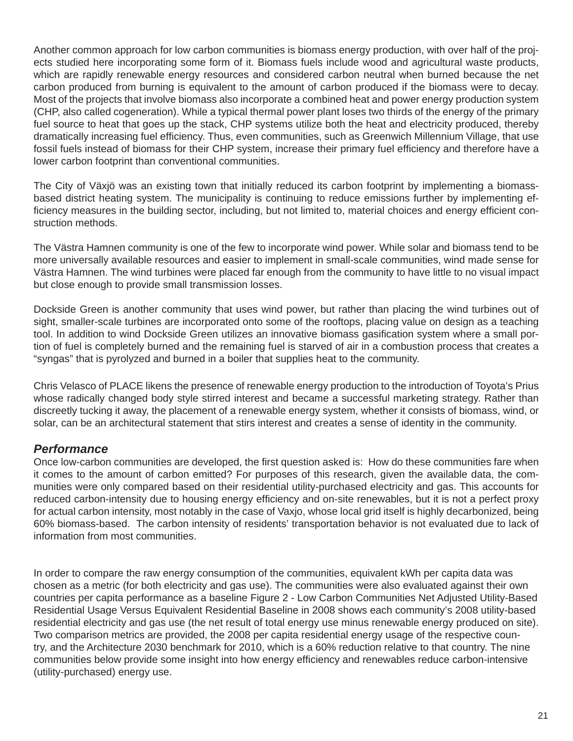Another common approach for low carbon communities is biomass energy production, with over half of the projects studied here incorporating some form of it. Biomass fuels include wood and agricultural waste products, which are rapidly renewable energy resources and considered carbon neutral when burned because the net carbon produced from burning is equivalent to the amount of carbon produced if the biomass were to decay. Most of the projects that involve biomass also incorporate a combined heat and power energy production system (CHP, also called cogeneration). While a typical thermal power plant loses two thirds of the energy of the primary fuel source to heat that goes up the stack, CHP systems utilize both the heat and electricity produced, thereby dramatically increasing fuel efficiency. Thus, even communities, such as Greenwich Millennium Village, that use fossil fuels instead of biomass for their CHP system, increase their primary fuel efficiency and therefore have a lower carbon footprint than conventional communities.

The City of Växjö was an existing town that initially reduced its carbon footprint by implementing a biomass-based district heating system. The municipality is continuing to reduce emissions further by implementing efficiency measures in the building sector, including, but not limited to, material choices and energy efficient construction methods.

The Västra Hamnen community is one of the few to incorporate wind power. While solar and biomass tend to be more universally available resources and easier to implement in small-scale communities, wind made sense for Västra Hamnen. The wind turbines were placed far enough from the community to have little to no visual impact but close enough to provide small transmission losses.

Dockside Green is another community that uses wind power, but rather than placing the wind turbines out of sight, smaller-scale turbines are incorporated onto some of the rooftops, placing value on design as a teaching tool. In addition to wind Dockside Green utilizes an innovative biomass gasification system where a small portion of fuel is completely burned and the remaining fuel is starved of air in a combustion process that creates a "syngas" that is pyrolyzed and burned in a boiler that supplies heat to the community.

Chris Velasco of PLACE likens the presence of renewable energy production to the introduction of Toyota's Prius whose radically changed body style stirred interest and became a successful marketing strategy. Rather than discreetly tucking it away, the placement of a renewable energy system, whether it consists of biomass, wind, or solar, can be an architectural statement that stirs interest and creates a sense of identity in the community.

### *Performance*

Once low-carbon communities are developed, the first question asked is: How do these communities fare when it comes to the amount of carbon emitted? For purposes of this research, given the available data, the communities were only compared based on their residential utility-purchased electricity and gas. This accounts for reduced carbon-intensity due to housing energy efficiency and on-site renewables, but it is not a perfect proxy for actual carbon intensity, most notably in the case of Vaxjo, whose local grid itself is highly decarbonized, being 60% biomass-based. The carbon intensity of residents' transportation behavior is not evaluated due to lack of information from most communities.

In order to compare the raw energy consumption of the communities, equivalent kWh per capita data was chosen as a metric (for both electricity and gas use). The communities were also evaluated against their own countries per capita performance as a baseline Figure 2 - Low Carbon Communities Net Adjusted Utility-Based Residential Usage Versus Equivalent Residential Baseline in 2008 shows each community's 2008 utility-based residential electricity and gas use (the net result of total energy use minus renewable energy produced on site). Two comparison metrics are provided, the 2008 per capita residential energy usage of the respective country, and the Architecture 2030 benchmark for 2010, which is a 60% reduction relative to that country. The nine communities below provide some insight into how energy efficiency and renewables reduce carbon-intensive (utility-purchased) energy use.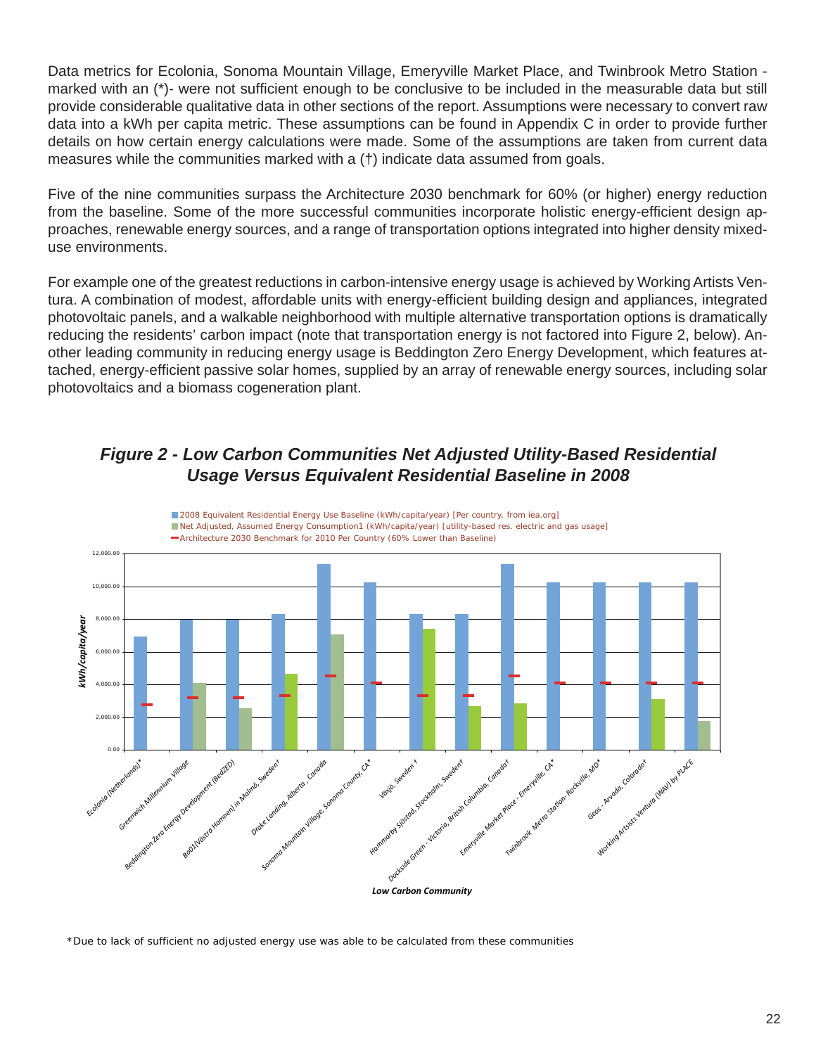Data metrics for Ecolonia, Sonoma Mountain Village, Emeryville Market Place, and Twinbrook Metro Station - marked with an (*)- were not sufficient enough to be conclusive to be included in the measurable data but still provide considerable qualitative data in other sections of the report. Assumptions were necessary to convert raw data into a kWh per capita metric. These assumptions can be found in Appendix C in order to provide further details on how certain energy calculations were made. Some of the assumptions are taken from current data measures while the communities marked with a (†) indicate data assumed from goals.

Five of the nine communities surpass the Architecture 2030 benchmark for 60% (or higher) energy reduction from the baseline. Some of the more successful communities incorporate holistic energy-efficient design approaches, renewable energy sources, and a range of transportation options integrated into higher density mixed-use environments.

For example one of the greatest reductions in carbon-intensive energy usage is achieved by Working Artists Ventura. A combination of modest, affordable units with energy-efficient building design and appliances, integrated photovoltaic panels, and a walkable neighborhood with multiple alternative transportation options is dramatically reducing the residents' carbon impact (note that transportation energy is not factored into Figure 2, below). Another leading community in reducing energy usage is Beddington Zero Energy Development, which features attached, energy-efficient passive solar homes, supplied by an array of renewable energy sources, including solar photovoltaics and a biomass cogeneration plant.

## *Figure 2 - Low Carbon Communities Net Adjusted Utility-Based Residential Usage Versus Equivalent Residential Baseline in 2008*

*Due to lack of sufficient no adjusted energy use was able to be calculated from these communities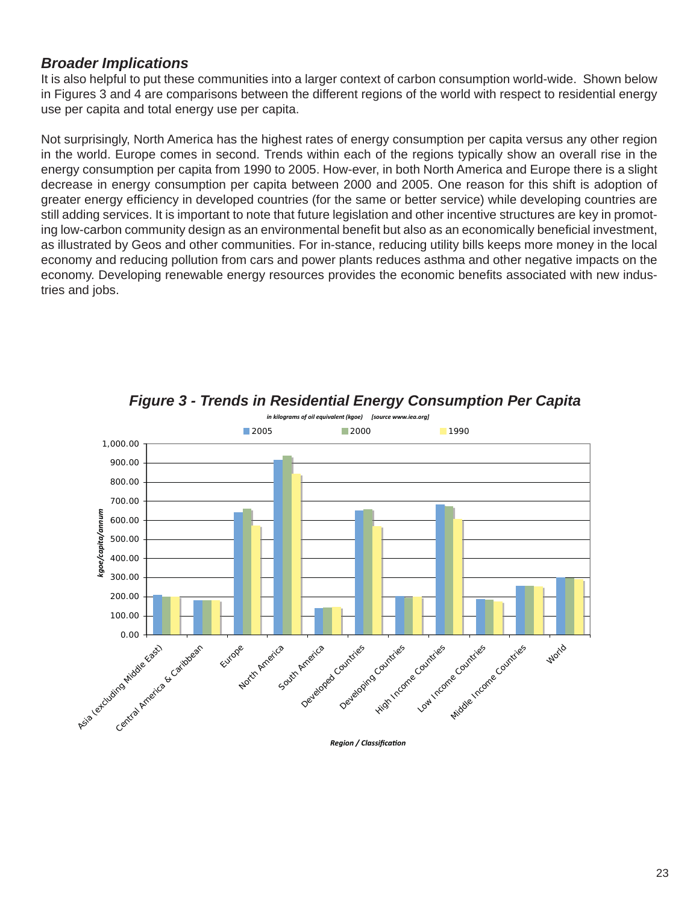### *Broader Implications*

It is also helpful to put these communities into a larger context of carbon consumption world-wide. Shown below in Figures 3 and 4 are comparisons between the different regions of the world with respect to residential energy use per capita and total energy use per capita.

Not surprisingly, North America has the highest rates of energy consumption per capita versus any other region in the world. Europe comes in second. Trends within each of the regions typically show an overall rise in the energy consumption per capita from 1990 to 2005. How-ever, in both North America and Europe there is a slight decrease in energy consumption per capita between 2000 and 2005. One reason for this shift is adoption of greater energy efficiency in developed countries (for the same or better service) while developing countries are still adding services. It is important to note that future legislation and other incentive structures are key in promoting low-carbon community design as an environmental benefit but also as an economically beneficial investment, as illustrated by Geos and other communities. For in-stance, reducing utility bills keeps more money in the local economy and reducing pollution from cars and power plants reduces asthma and other negative impacts on the economy. Developing renewable energy resources provides the economic benefits associated with new industries and jobs.

***Figure 3 - Trends in Residential Energy Consumption Per Capita***

*in kilograms of oil equivalent (kgoe) [source www.iea.org]*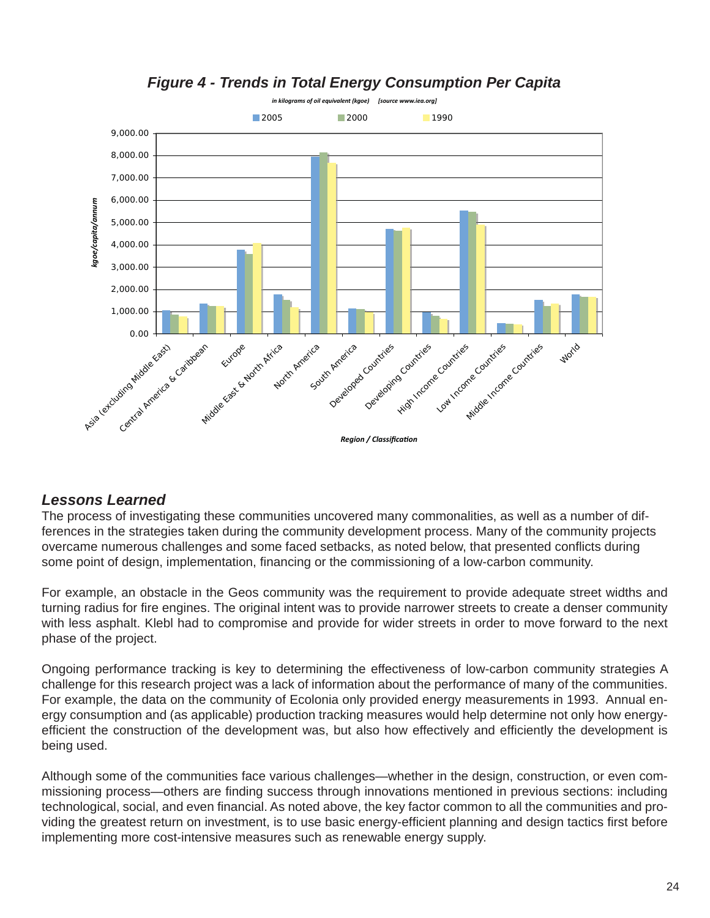## *Figure 4 - Trends in Total Energy Consumption Per Capita*

*in kilograms of oil equivalent (kgoe) [source www.iea.org]*

## *Lessons Learned*

The process of investigating these communities uncovered many commonalities, as well as a number of differences in the strategies taken during the community development process. Many of the community projects overcame numerous challenges and some faced setbacks, as noted below, that presented conflicts during some point of design, implementation, financing or the commissioning of a low-carbon community.

For example, an obstacle in the Geos community was the requirement to provide adequate street widths and turning radius for fire engines. The original intent was to provide narrower streets to create a denser community with less asphalt. Klebl had to compromise and provide for wider streets in order to move forward to the next phase of the project.

Ongoing performance tracking is key to determining the effectiveness of low-carbon community strategies A challenge for this research project was a lack of information about the performance of many of the communities. For example, the data on the community of Ecolonia only provided energy measurements in 1993. Annual energy consumption and (as applicable) production tracking measures would help determine not only how energy-efficient the construction of the development was, but also how effectively and efficiently the development is being used.

Although some of the communities face various challenges—whether in the design, construction, or even commissioning process—others are finding success through innovations mentioned in previous sections: including technological, social, and even financial. As noted above, the key factor common to all the communities and providing the greatest return on investment, is to use basic energy-efficient planning and design tactics first before implementing more cost-intensive measures such as renewable energy supply.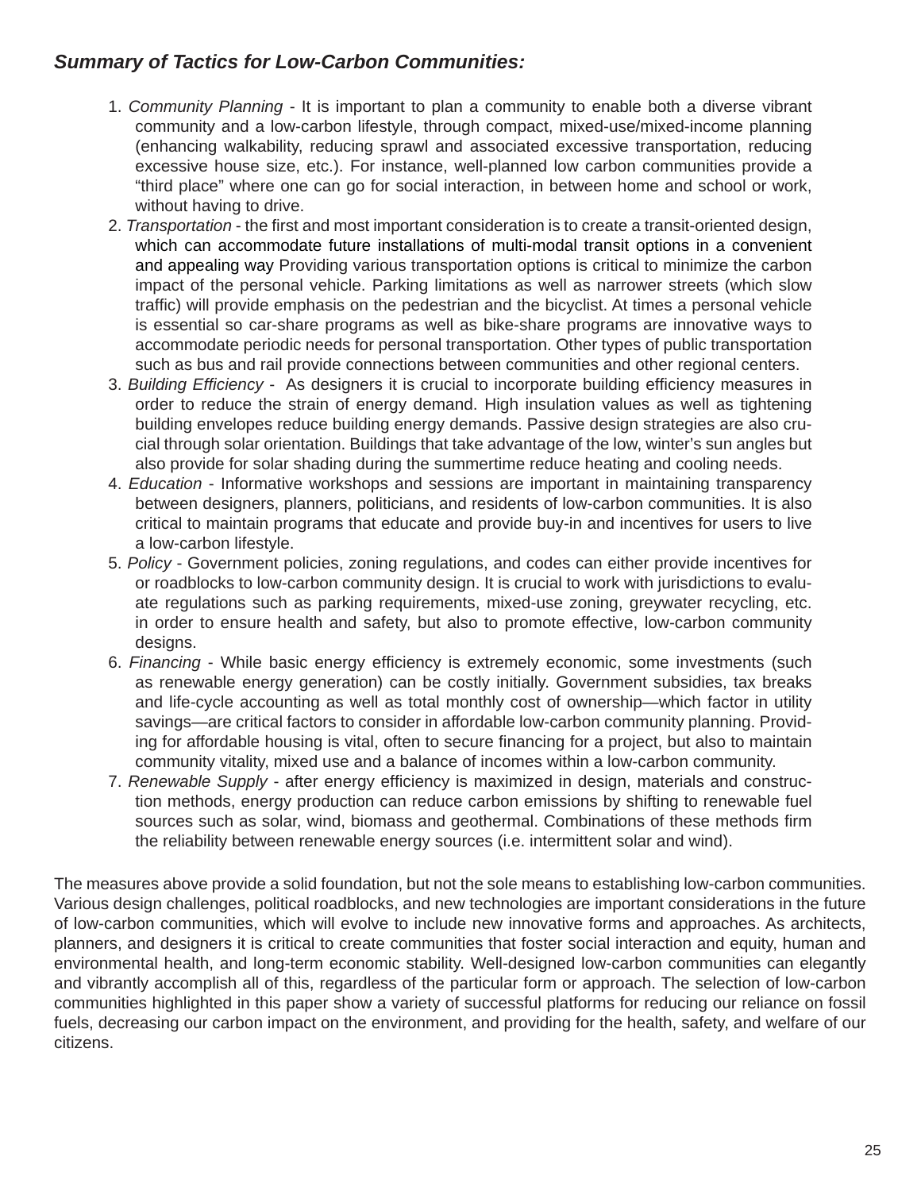***Summary of Tactics for Low-Carbon Communities:***

1. *Community Planning* - It is important to plan a community to enable both a diverse vibrant community and a low-carbon lifestyle, through compact, mixed-use/mixed-income planning (enhancing walkability, reducing sprawl and associated excessive transportation, reducing excessive house size, etc.). For instance, well-planned low carbon communities provide a "third place" where one can go for social interaction, in between home and school or work, without having to drive.
2. *Transportation* - the first and most important consideration is to create a transit-oriented design, which can accommodate future installations of multi-modal transit options in a convenient and appealing way Providing various transportation options is critical to minimize the carbon impact of the personal vehicle. Parking limitations as well as narrower streets (which slow traffic) will provide emphasis on the pedestrian and the bicyclist. At times a personal vehicle is essential so car-share programs as well as bike-share programs are innovative ways to accommodate periodic needs for personal transportation. Other types of public transportation such as bus and rail provide connections between communities and other regional centers.
3. *Building Efficiency* - As designers it is crucial to incorporate building efficiency measures in order to reduce the strain of energy demand. High insulation values as well as tightening building envelopes reduce building energy demands. Passive design strategies are also crucial through solar orientation. Buildings that take advantage of the low, winter's sun angles but also provide for solar shading during the summertime reduce heating and cooling needs.
4. *Education* - Informative workshops and sessions are important in maintaining transparency between designers, planners, politicians, and residents of low-carbon communities. It is also critical to maintain programs that educate and provide buy-in and incentives for users to live a low-carbon lifestyle.
5. *Policy* - Government policies, zoning regulations, and codes can either provide incentives for or roadblocks to low-carbon community design. It is crucial to work with jurisdictions to evaluate regulations such as parking requirements, mixed-use zoning, greywater recycling, etc. in order to ensure health and safety, but also to promote effective, low-carbon community designs.
6. *Financing* - While basic energy efficiency is extremely economic, some investments (such as renewable energy generation) can be costly initially. Government subsidies, tax breaks and life-cycle accounting as well as total monthly cost of ownership—which factor in utility savings—are critical factors to consider in affordable low-carbon community planning. Providing for affordable housing is vital, often to secure financing for a project, but also to maintain community vitality, mixed use and a balance of incomes within a low-carbon community.
7. *Renewable Supply* - after energy efficiency is maximized in design, materials and construction methods, energy production can reduce carbon emissions by shifting to renewable fuel sources such as solar, wind, biomass and geothermal. Combinations of these methods firm the reliability between renewable energy sources (i.e. intermittent solar and wind).

The measures above provide a solid foundation, but not the sole means to establishing low-carbon communities. Various design challenges, political roadblocks, and new technologies are important considerations in the future of low-carbon communities, which will evolve to include new innovative forms and approaches. As architects, planners, and designers it is critical to create communities that foster social interaction and equity, human and environmental health, and long-term economic stability. Well-designed low-carbon communities can elegantly and vibrantly accomplish all of this, regardless of the particular form or approach. The selection of low-carbon communities highlighted in this paper show a variety of successful platforms for reducing our reliance on fossil fuels, decreasing our carbon impact on the environment, and providing for the health, safety, and welfare of our citizens.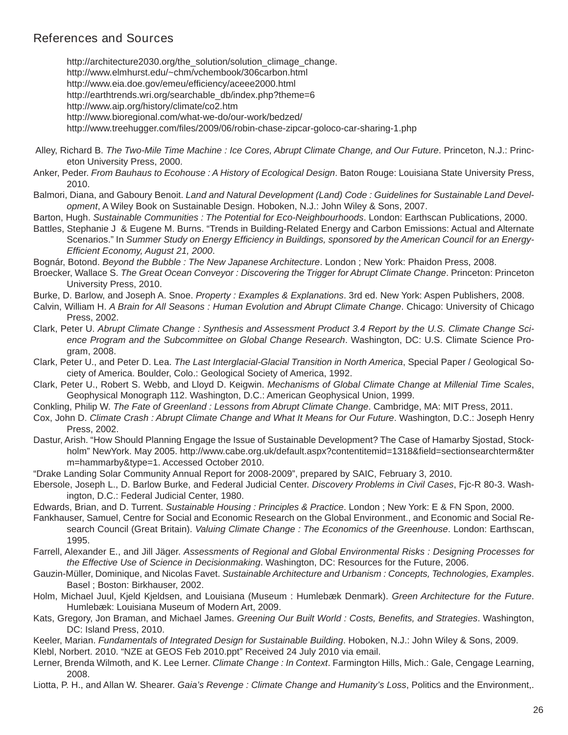## References and Sources

http://architecture2030.org/the_solution/solution_climage_change.
http://www.elmhurst.edu/~chm/vchembook/306carbon.html
http://www.eia.doe.gov/emeu/efficiency/aceee2000.html
http://earthtrends.wri.org/searchable_db/index.php?theme=6
http://www.aip.org/history/climate/co2.htm
http://www.bioregional.com/what-we-do/our-work/bedzed/
http://www.treehugger.com/files/2009/06/robin-chase-zipcar-goloco-car-sharing-1.php

Alley, Richard B. *The Two-Mile Time Machine : Ice Cores, Abrupt Climate Change, and Our Future*. Princeton, N.J.: Princeton University Press, 2000.

Anker, Peder. *From Bauhaus to Ecohouse : A History of Ecological Design*. Baton Rouge: Louisiana State University Press, 2010.

Balmori, Diana, and Gaboury Benoit. *Land and Natural Development (Land) Code : Guidelines for Sustainable Land Development*, A Wiley Book on Sustainable Design. Hoboken, N.J.: John Wiley & Sons, 2007.

Barton, Hugh. *Sustainable Communities : The Potential for Eco-Neighbourhoods*. London: Earthscan Publications, 2000.

Battles, Stephanie J & Eugene M. Burns. "Trends in Building-Related Energy and Carbon Emissions: Actual and Alternate Scenarios." In *Summer Study on Energy Efficiency in Buildings, sponsored by the American Council for an Energy-Efficient Economy, August 21, 2000*.

Bognár, Botond. *Beyond the Bubble : The New Japanese Architecture*. London ; New York: Phaidon Press, 2008.

Broecker, Wallace S. *The Great Ocean Conveyor : Discovering the Trigger for Abrupt Climate Change*. Princeton: Princeton University Press, 2010.

Burke, D. Barlow, and Joseph A. Snoe. *Property : Examples & Explanations*. 3rd ed. New York: Aspen Publishers, 2008.

Calvin, William H. *A Brain for All Seasons : Human Evolution and Abrupt Climate Change*. Chicago: University of Chicago Press, 2002.

Clark, Peter U. *Abrupt Climate Change : Synthesis and Assessment Product 3.4 Report by the U.S. Climate Change Science Program and the Subcommittee on Global Change Research*. Washington, DC: U.S. Climate Science Program, 2008.

Clark, Peter U., and Peter D. Lea. *The Last Interglacial-Glacial Transition in North America*, Special Paper / Geological Society of America. Boulder, Colo.: Geological Society of America, 1992.

Clark, Peter U., Robert S. Webb, and Lloyd D. Keigwin. *Mechanisms of Global Climate Change at Millenial Time Scales*, Geophysical Monograph 112. Washington, D.C.: American Geophysical Union, 1999.

Conkling, Philip W. *The Fate of Greenland : Lessons from Abrupt Climate Change*. Cambridge, MA: MIT Press, 2011.

Cox, John D. *Climate Crash : Abrupt Climate Change and What It Means for Our Future*. Washington, D.C.: Joseph Henry Press, 2002.

Dastur, Arish. "How Should Planning Engage the Issue of Sustainable Development? The Case of Hamarby Sjostad, Stockholm" NewYork. May 2005. http://www.cabe.org.uk/default.aspx?contentitemid=1318&field=sectionsearchterm&term=hammarby&type=1. Accessed October 2010.

"Drake Landing Solar Community Annual Report for 2008-2009", prepared by SAIC, February 3, 2010.

Ebersole, Joseph L., D. Barlow Burke, and Federal Judicial Center. *Discovery Problems in Civil Cases*, Fjc-R 80-3. Washington, D.C.: Federal Judicial Center, 1980.

Edwards, Brian, and D. Turrent. *Sustainable Housing : Principles & Practice*. London ; New York: E & FN Spon, 2000.

Fankhauser, Samuel, Centre for Social and Economic Research on the Global Environment., and Economic and Social Research Council (Great Britain). *Valuing Climate Change : The Economics of the Greenhouse*. London: Earthscan, 1995.

Farrell, Alexander E., and Jill Jäger. *Assessments of Regional and Global Environmental Risks : Designing Processes for the Effective Use of Science in Decisionmaking*. Washington, DC: Resources for the Future, 2006.

Gauzin-Müller, Dominique, and Nicolas Favet. *Sustainable Architecture and Urbanism : Concepts, Technologies, Examples*. Basel ; Boston: Birkhauser, 2002.

Holm, Michael Juul, Kjeld Kjeldsen, and Louisiana (Museum : Humlebæk Denmark). *Green Architecture for the Future*. Humlebæk: Louisiana Museum of Modern Art, 2009.

Kats, Gregory, Jon Braman, and Michael James. *Greening Our Built World : Costs, Benefits, and Strategies*. Washington, DC: Island Press, 2010.

Keeler, Marian. *Fundamentals of Integrated Design for Sustainable Building*. Hoboken, N.J.: John Wiley & Sons, 2009.

Klebl, Norbert. 2010. "NZE at GEOS Feb 2010.ppt" Received 24 July 2010 via email.

Lerner, Brenda Wilmoth, and K. Lee Lerner. *Climate Change : In Context*. Farmington Hills, Mich.: Gale, Cengage Learning, 2008.

Liotta, P. H., and Allan W. Shearer. *Gaia's Revenge : Climate Change and Humanity's Loss*, Politics and the Environment,.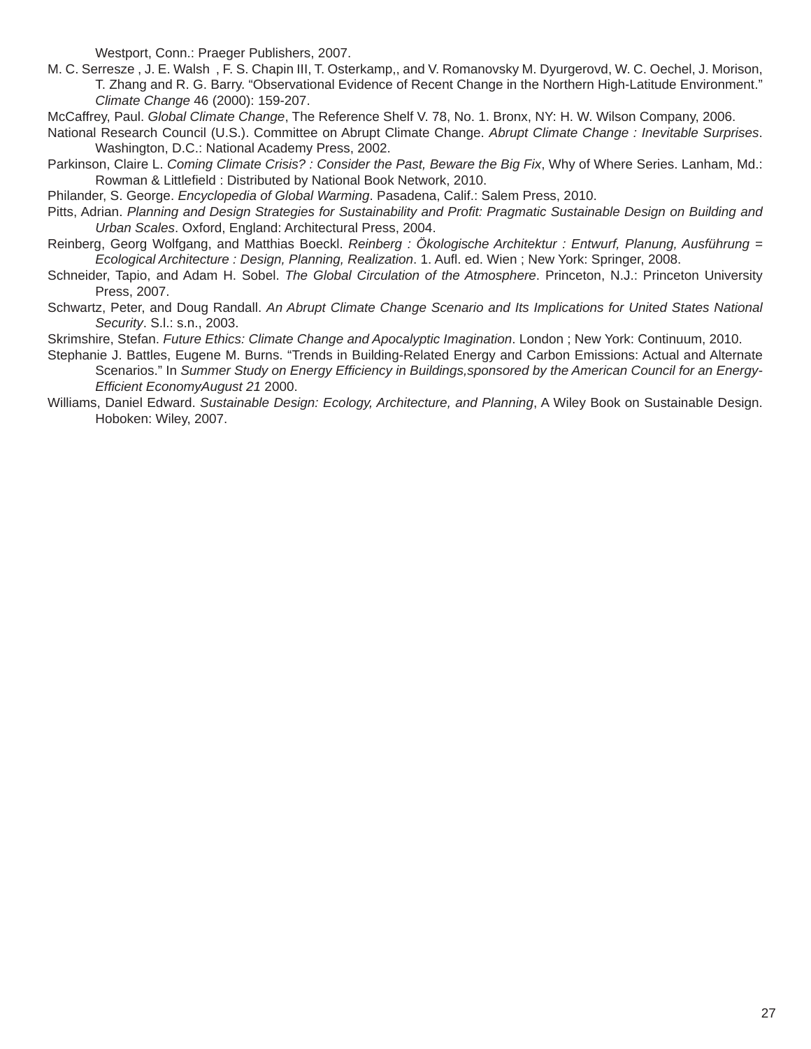Westport, Conn.: Praeger Publishers, 2007.

M. C. Serresze , J. E. Walsh , F. S. Chapin III, T. Osterkamp,, and V. Romanovsky M. Dyurgerovd, W. C. Oechel, J. Morison, T. Zhang and R. G. Barry. "Observational Evidence of Recent Change in the Northern High-Latitude Environment." *Climate Change* 46 (2000): 159-207.

McCaffrey, Paul. *Global Climate Change*, The Reference Shelf V. 78, No. 1. Bronx, NY: H. W. Wilson Company, 2006.

National Research Council (U.S.). Committee on Abrupt Climate Change. *Abrupt Climate Change : Inevitable Surprises*. Washington, D.C.: National Academy Press, 2002.

Parkinson, Claire L. *Coming Climate Crisis? : Consider the Past, Beware the Big Fix*, Why of Where Series. Lanham, Md.: Rowman & Littlefield : Distributed by National Book Network, 2010.

Philander, S. George. *Encyclopedia of Global Warming*. Pasadena, Calif.: Salem Press, 2010.

Pitts, Adrian. *Planning and Design Strategies for Sustainability and Profit: Pragmatic Sustainable Design on Building and Urban Scales*. Oxford, England: Architectural Press, 2004.

Reinberg, Georg Wolfgang, and Matthias Boeckl. *Reinberg : Ökologische Architektur : Entwurf, Planung, Ausführung = Ecological Architecture : Design, Planning, Realization*. 1. Aufl. ed. Wien ; New York: Springer, 2008.

Schneider, Tapio, and Adam H. Sobel. *The Global Circulation of the Atmosphere*. Princeton, N.J.: Princeton University Press, 2007.

Schwartz, Peter, and Doug Randall. *An Abrupt Climate Change Scenario and Its Implications for United States National Security*. S.l.: s.n., 2003.

Skrimshire, Stefan. *Future Ethics: Climate Change and Apocalyptic Imagination*. London ; New York: Continuum, 2010.

Stephanie J. Battles, Eugene M. Burns. "Trends in Building-Related Energy and Carbon Emissions: Actual and Alternate Scenarios." In *Summer Study on Energy Efficiency in Buildings,sponsored by the American Council for an Energy-Efficient EconomyAugust 21* 2000.

Williams, Daniel Edward. *Sustainable Design: Ecology, Architecture, and Planning*, A Wiley Book on Sustainable Design. Hoboken: Wiley, 2007.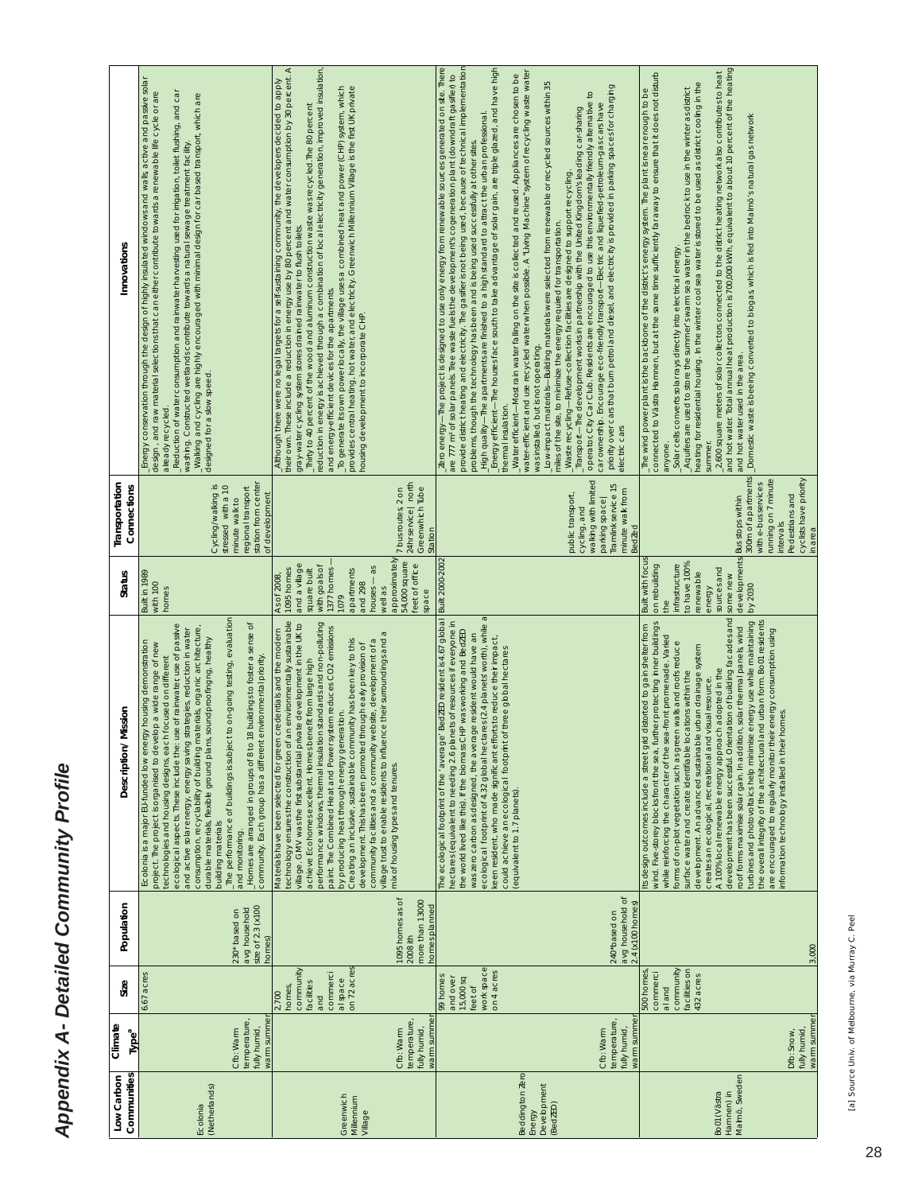# Appendix A- Detailed Community Profile

| Low Carbon Communities | Climate Type[a] | Size | Population | Description/ Mission | Status | Transportation Connections | Innovations |
|---|---|---|---|---|---|---|---|
| Ecolonia (Netherlands) | Cfb: Warm temperature, fully humid, warm summer | 6.67 acres | 230* based on avg household size of 2.3 (x100 homes) | Ecolonia is a major EU-funded low energy housing demonstration project. The project is organised to develop a wide range of new technologies and housing designs, each focused on different ecological aspects. These include the: use of rainwater, use of passive and active solar energy, energy saving strategies, reduction in water consumption, recyclability of building materials, organic architecture, durable materials, flexible ground plans, soundproofing, healthy building materials<br>_The performance of buildings is subject to on-going testing, evaluation and monitoring.<br>_Homes are arranged in groups of 8 to 18 buildings to foster a sense of community. Each group has a different environmental priority. | Built in 1989 with 100 homes | Cycling/walking is stressed with a 10 minute walk to regional transport station from center of development | Energy conservation through the design of highly insulated windows and walls active and passive solar design , and raw material selections that can either contribute towards a renewable life cycle or are already recycled.<br>_Reduction of water consumption and rainwater harvesting used for irrigation, toilet flushing, and car washing. Constructed wetlands contribute towards a natural sewage treatment facility.<br>_Walking and cycling are highly encouraged with minimal design for car based transport, which are designed for a slow speed. |
| Greenwich Millennium Village | Cfb: Warm temperature, fully humid, warm summer | 2,700 homes, community facilities and commercial space on 72 acres | 1095 homes as of 2008 th more than 13000 homes planned | Materials have been selected for green credentials and the modern technology ensures the construction of an environmentally sustainable village. GMV was the first substantial private development in the UK to achieve Ecohomes excellent. Homes benefit from large high performance windows, thermal insulation standards and non-polluting paint. The Combined Heat and Power system reduces CO2 emissions by producing heat through energy generation.<br>Creating an inclusive, sustainable community has been key to this development. This has been promoted through early provision of community facilities and a community website, development of a village trust to enable residents to influence their surroundings and a mix of housing types and tenures. | As of 2008, 1095 homes and a village square built with goals of 1377 homes – 1079 apartments and 298 houses — as well as approximately 54,000 square feet of office space | 7 bus routes 2 on 24hr service | north Greenwich Tube Station | Although there were no legal targets for a self-sustaining community, the developers decided to apply their own. These include a reduction in energy use by 80 percent and water consumption by 30 percent. A gray-water cycling system stores drained rainwater to flush toilets.<br>_Thirty to 40 percent of the wood and aluminum construction waste was recycled. The 80 percent reduction in energy is achieved through a combination of local electricity generation, improved insulation, and energy-efficient devices for the apartments.<br>_To generate its own power locally, the village uses a combined heat and power (CHP) system, which provides central heating, hot water, and electricity. Greenwich Millennium Village is the first UK private housing development to incorporate CHP. |
| Beddington Zero Energy Development (BedZED) | Cfb: Warm temperature, fully humid, warm summer | 99 homes and over 15,000 sq feet of work space on 4 acres | 240* based on avg household of 2.4 (x100 homes) | The ecological footprint of the 'average' BedZED resident is 4.67 global hectares (equivalent to needing 2.6 planets of resources if everyone in the world lived like this). If the biomass CHP was working and BedZED was zero carbon as designed, the average resident would have an ecological footprint of 4.32 global hectares (2.4 planets' worth), while a keen resident, who made significant efforts to reduce their impact, could achieve an ecological footprint of three global hectares (equivalent to 1.7 planets). | Built 2000-2002 | public transport, cycling, and walking with limited parking space\| Tramlink service 15 minute walk from BedZed | _Zero energy—The project is designed to use only energy from renewable sources generated on site. There are 777 m² of solar panels. Tree waste fuels the development's cogeneration plant (downdraft gasifier) to provide district heating and electricity. The gasifier is not being used, because of technical implementation problems, though the technology has been and is being used successfully at other sites.<br>_High quality—The apartments are finished to a high standard to attract the urban professional.<br>_Energy efficient—The houses face south to take advantage of solar gain, are triple glazed, and have high thermal insulation.<br>_Water efficient—Most rain water falling on the site is collected and reused. Appliances are chosen to be water-efficient and use recycled water when possible. A "Living Machine" system of recycling waste water was installed, but is not operating.<br>_Low-impact materials—Building materials were selected from renewable or recycled sources within 35 miles of the site, to minimize the energy required for transportation.<br>_Waste recycling—Refuse-collection facilities are designed to support recycling.<br>_Transport—The development works in partnership with the United Kingdom's leading car-sharing operator, City Car Club. Residents are encouraged to use this environmentally friendly alternative to car ownership. Encourage eco-friendly transport—Electric and liquefied-petroleum-gas cars have priority over cars that burn petrol and diesel, and electricity is provided in parking spaces for charging electric cars |
| Bo01 Västra Hamnen) in Malmö, Sweden | Dfb: Snow, fully humid, warm summer | 500 homes, commercial and community facilities on 432 acres | 3,000 | Its design outcomes include a street grid distorted to gain shelter from wind. Five-storey blocks front the sea, further protecting inner buildings while reinforcing the character of the sea-front promenade. Varied forms of on-plot vegetation such as green walls and roofs reduce surface water and create identifiable localities within the development. An advanced sustainable urban drainage system creates an ecological, recreational and visual resource.<br>A 100% local renewable energy approach adopted in the development has been successful. Orientation of building facades and roof forms maximise solar gain. In addition, solar thermal panels, wind turbines and photovoltaics help minimise energy use while maintaining the overall integrity of the architectural and urban form. Bo01 residents are encouraged to regularly monitor their energy consumption using information technology installed in their homes. | Built with focus on rebuilding the infrastructure to have 100% renewable energy sources and some new developments by 2030 | Bus stops within 300m of apartments with e-bus services running on 7 minute intervals<br>Pedestrians and cyclists have priority in area | The wind power plant is the backbone of the district's energy system. The plant is near enough to be connected to Västra Hamnen, but at the same time sufficiently far away to ensure that it does not disturb anyone.<br>_Solar cells convert solar rays directly into electrical energy.<br>_Aquifers are used to store the summer's warm sea water in the bedrock to use in the winter as district heating for residential housing. In the winter cool sea water is stored to be used as district cooling in the summer.<br>_2,600 square meters of solar collectors connected to the district heating network also contributes to heat and hot water. Total annual heat production is 700,000 kWh, equivalent to about 10 percent of the heating and hot water used in the area.<br>_Domestic waste is being converted to biogas, which is fed into Malmö's natural gas network |

[a] Source Univ. of Melbourne, via Murray C. Peel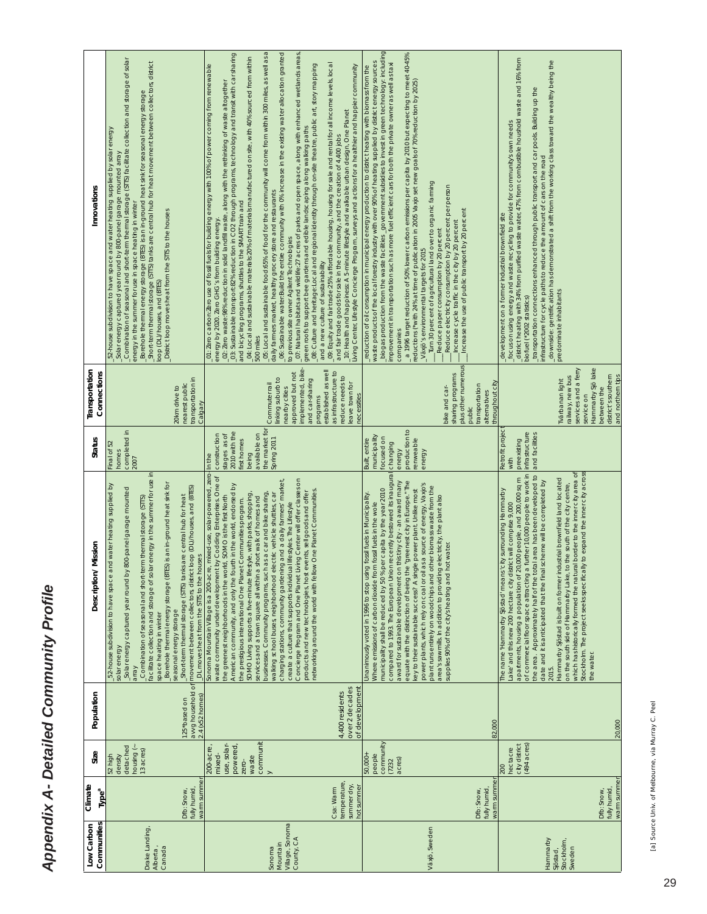# Appendix A- Detailed Community Profile

| Low Carbon Communities | Climate Type[a] | Size | Population | Description/ Mission | Status | Transportation Connections | Innovations |
|---|---|---|---|---|---|---|---|
| Drake Landing, Alberta, Canada | Dfb: Snow, fully humid, warm summer | 52 high density detached housing (~13 acres) | 125*based on avg household of 2.4 (x52 homes) | _52-house subdivision to have space and water heating supplied by solar energy<br>_Solar energy captured year round by 800-panel garage mounted array<br>_Combination of seasonal and short-term thermal storage (STTS) facilitate collection and storage of solar energy in the summer for use in space heating in winter<br>_Borehole thermal energy storage (BTES) is an in-ground heat sink for seasonal energy storage<br>_Short-term thermal storage (STTS) tanks are central hub for heat movement between collectors, district loop (DL)/houses, and (BTES)<br>_DL moves heat from the STTS to the houses | Final of 52 homes completed in 2007 | 20km drive to nearest public transportation in Calgary | _52-house subdivision to have space and water heating supplied by solar energy<br>_Solar energy captured year round by 800-panel garage mounted array<br>_Combination of seasonal and short-term thermal storage (STTS) facilitate collection and storage of solar energy in the summer for use in space heating in winter<br>_Borehole thermal energy storage (BTES) is an in-ground heat sink for seasonal energy storage<br>_Short-term thermal storage (STTS) tanks are central hub for heat movement between collectors, district loop (DL)/houses, and (BTES)<br>_District loop moves heat from the STTS to the houses |
| Sonoma Mountain Village, Sonoma County, CA | Csa: Warm temperature, summer dry, hot summer | 200-acre, mixed-use, solar-powered, zero-waste community | 4,400 residents over 2 decades of development | Sonoma Mountain Village is a 200-acre, mixed-use, solar-powered, zero-waste community under development by Codding Enterprises. One of the greenest neighborhoods in the world, SOMO is the first North American community, and only the fourth in the world, endorsed by the prestigious international One Planet Communities program. SOMO Living supports a five-minute lifestyle, with parks, shopping, services and a town square all within a short walk of homes and businesses. Community programs, such as a car and bike sharing, walking school buses, neighborhood electric vehicle shuttles, car charging stations, community gardening and a daily farmers' market, create a culture that supports individual lifestyles. The Lifestyle Concierge Program and One Planet Living Center will offer classes on products and new technologies, host events, sell goods and offer networking around the world with fellow One Planet Communities. | In the construction stages as of 2010 with the first homes being available on the market for Spring 2011 | Commuter rail linking suburb to nearby cities approved but not implemented, bike- and car-sharing programs established as well as infrastructure to reduce needs to leave town for necessities | _01: Zero carbon:Zero use of fossil fuels for building energy with 100% of power coming from renewable energy by 2020. Zero GHG's from building energy.<br>_02: Zero waste: 98% reduction in solid landfill waste, along with the rethinking of waste altogether<br>_03: Sustainable transport: 82% reduction in CO2 through programs, technology and transit with carsharing and bicycling programs, shuttles to the SMART train and<br>_04: Local and sustainable materials: 20% of materials manufactured on site, with 40% sourced from within 500 miles<br>_05: Local and sustainable food: 65% of food for the community will come from within 300 miles, as well as a daily farmers market, healthy grocery store and restaurants<br>_06: Sustainable water: Build the entire community with 0% increase in the existing water allocation granted to previous site owner Agilent Technologies<br>_07: Natural habitats and wildlife: 27 acres of parks and open space, along with enhanced wetlands areas, green roofs to support bee gardens and edible landscaping along walking paths<br>_08: Culture and heritage: Local and regional identity through on-site theatre, public art, story mapping and a new culture of sustainability<br>_09: Equity and fair trade: 25% affordable housing, housing for sale and rental for all income levels, local and fair trade goods for sale in the community, and the creation of 4,400 jobs<br>_10: Health and happiness: A 5-minute lifestyle and walkable urban design, One Planet Living Center, Lifestyle Concierge Program, surveys and actions for a healthier and happier community |
| Växjö, Sweden | Dfb: Snow, fully humid, warm summer | 50,000+ people community (7232 acres) | 82,000 | Unanimously voted in 1996 to stop using fossil fuels in Municipality. Where emissions of carbon dioxide from fossil fuels in the wole municipality shall be reduced by 50% per capita by the year 2010 compared to 1993. The European Union recently bestowed its inaugural award for sustainable development on this tiny city - an award many equate with the distinction of being the "greenest city in Europe." The key to their sustainable success? A single power plant. Unlike most power plants, which rely on coal or oil as a source of energy, Växjö's plant runs entirely on wood chips and other biomass waste from the area's sawmills. In addition to providing electricity, the plant also supplies 90% of the city's heating and hot water. | Built entire municipality focused on changing energy production to renewable energy | bike and car-sharing programs plus other numerous public transportation alternatives throughout city | _reduction of oil consumption in municipal energy production to district heating with biomass from the waste products of the local forestry industry with over 90% of heating supplied by district energy sources<br>_biogas production from the waste facilities_government subsidies to invest in green technology: including improvement in transportation such as more fuel efficient cars for both the private owner as well as taxi companies<br>_a 1996 target reduction of 50% lower carbon emissions per capita by 2010 but expecting to meet 40-45% reductions (*with 24% at time of publication in 2005 Vaxjo set new goals of 70% reduction by 2025)<br>_Växjö's environmental targets for 2015<br>___Turn 30 percent of agricultural land over to organic farming<br>___Reduce paper consumption by 20 percent<br>___Reduce electricity consumption by 20 percent per person<br>___Increase cycle traffic in the city by 20 percent<br>___Increase the use of public transport by 20 percent |
| Hammarby Sjöstad, Stockholm, Sweden | Dfb: Snow, fully humid, warm summer | 200 hectacre city district (494 acres) | 20,000 | The name 'Hammarby Sjöstad' means 'city surrounding Hammarby Lake' and this new 200 hectare city district will comprise 9,000 apartments, housing a population of 20,000 people, and 200,000 sq m of commercial floor space attracting a further 10,000 people to work in the area. Approximately half of the total area has been developed to date and it is anticipated that the final scheme will be completed by 2015.<br>Hammarby Sjöstad is built on former industrial brownfield land located on the south side of Hammarby Lake, to the south of the city centre, which has historically formed the natural border to the inner city area of Stockholm. The project seeks specifically to expand the inner city across the water. | Retrofit project with preexisting infrastructure and facilities | Tvärbanan light railway, new bus services and a ferry service on Hammarby Sjö lake between the district's southern and northern tips | _development on a former industrial brownfield site<br>_focus on using energy and waste recycling to provide for community's own needs<br>_district heating with 34% from purified waste water, 47% from combustible houshold waste and 16% from biofuel (*2002 statistics)<br>_transportation connections enhanced through public transport and car pools. Building up the infrastructure for cycle paths to reduce the amount of cars on the road<br>_downside: gentrification has demonstrated a shift from the working class toward the wealthy being the predominate inhabitants |

[a] Source Univ. of Melbourne, via Murray C. Peel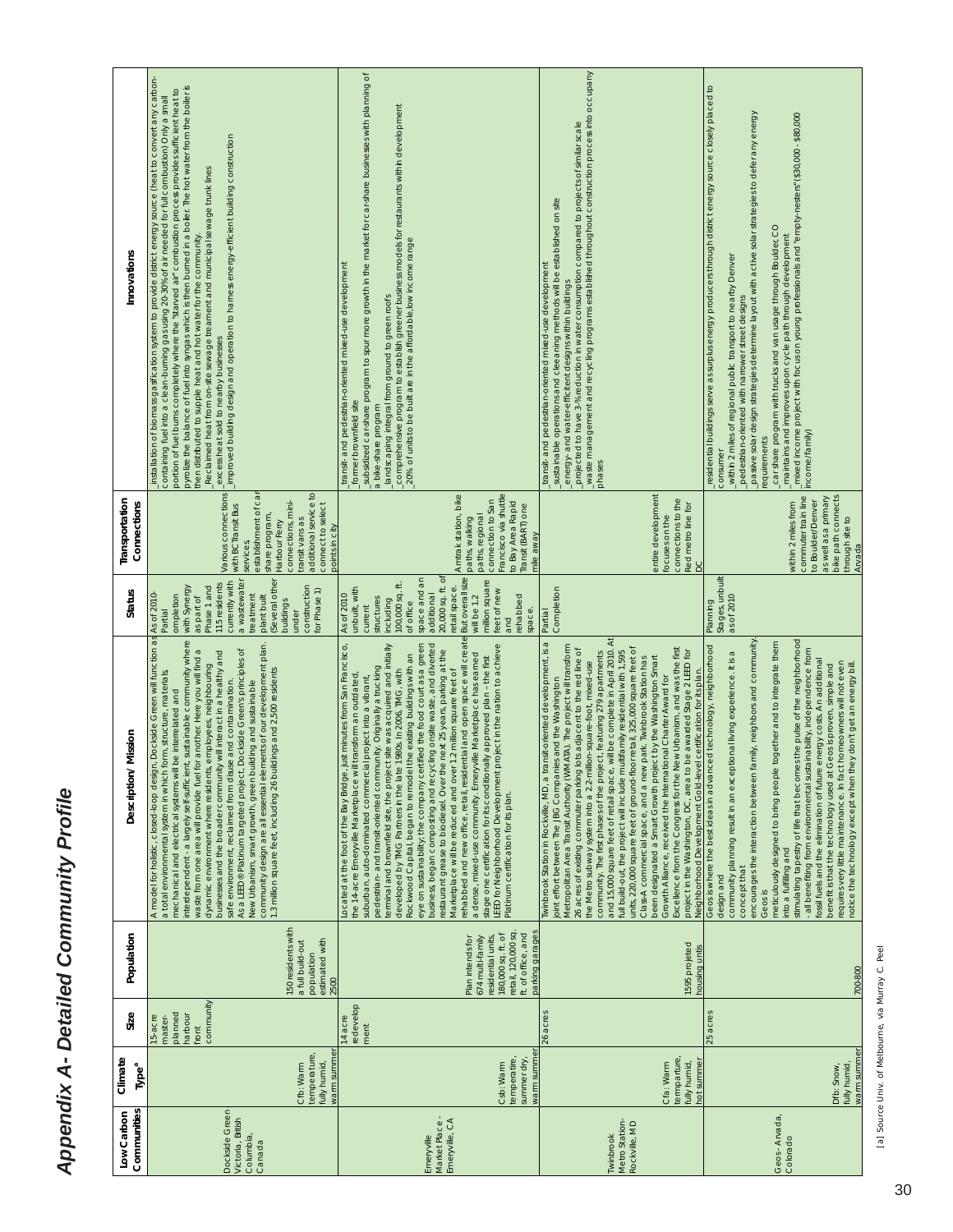# Appendix A- Detailed Community Profile

| Low Carbon Communities | Climate Type[a] | Size | Population | Description/ Mission | Status | Transportation Connections | Innovations |
|---|---|---|---|---|---|---|---|
| Dockside Green Victoria, British Columbia, Canada | Cfb: Warm temperature, fully humid, warm summer | 15-acre master-planned harbour front community | 150 residents with a full build-out population estimated with 2500 | A model for holistic, closed-loop design, Dockside Green will function as a total environmental system in which form, structure, materials, mechanical and electrical systems will be interrelated and interdependent - a largely self-sufficient, sustainable community where waste from one area will provide fuel for another. Here you will find a dynamic environment where residents, employees, neighbouring businesses and the broader community will interact in a healthy and safe environment, reclaimed from disuse and contamination. As a LEED® Platinum targeted project, Dockside Green's principles of New Urbanism, smart growth, green building and sustainable community design are all essential elements of our development plan. 1.3 million square feet, including 26 buildings and 2,500 residents | As of 2010- Partial completion with Synergy as part of Phase 1 and 115 residents currently with a wastewater treatment plant built (Several other buildings under construction for Phase 1) | Various connections with BC Transit Bus services establishment of car share program, Harbour Ferry connections, mini-transit vans as additional service to connect to select points in city | _installation of biomass gasification system to provide district energy source (heat to convert any carbon-containing fuel into a clean-burning gas using 20-30% of air needed for full combustion) Only a small portion of fuel burns completely where the "starved air" combustion process provide sufficient heat to pyrolize the balance of fuel into syngas which is then burned in a boiler. The hot water from the boiler is then distributed to supple heat and hot water for the community. _Reclaimed heat from on-site sewage treament and municipal sewage trunk lines _excess heat sold to nearby businesses _improved building design and operation to harness energy-efficient building construction |
| Emeryville Market Place - Emeryville, CA | Csb: Warm temperatire, summer dry, warm summer | 14 acre redevelopment | Plan intends for 674 multi-family residential units, 180,000 sq. ft. of retail, 120,000 sq. ft. of office, and parking garages | Located at the foot of the Bay Bridge, just minutes from San Francisco, the 14-acre Emeryville Marketplace will transform an outdated, suburban, auto-dominated commercial project into a vibrant, pedestrian- and transit-oriented community. Originally a trucking terminal and brownfield site, the project site was acquired and initially developed by TMG Partners in the late 1980s. In 2006, TMG, with Rockwood Capital, began to remodel the existing buildings with an eye on sustainability; the company certified the food court as a green business, began composting and recycling onsite waste, and diverted restaurant grease to biodiesel. Over the next 25 years, parking at the Marketplace will be reduced and over 1.2 million square feet of rehabbed and new office, retail, residential and open space will create a dense, mixed-use community. Emeryville Marketplace has earned stage one certification for its conditionally approved plan - the first LEED for Neighborhood Development project in the nation to achieve Platinum certification for its plan. | As of 2010 unbuilt, with current structures including 100,000 sq. ft. of office space and an additional 20,000 sq. ft. of retail space. But overall size will be 1.2 million square feet of new and rehabbed space. | Amtrak station, bike paths, walking paths, regional connection to San Francisco via shuttle to Bay Area Rapid Transit (BART) one mile away | _transit- and pedestrian-oriented mixed-use development _former brownfield site _subsidized car-share program to spur more growth in the market for car-share businesses with planning of a bike-share program _landscaping integral from ground to green roofs _comprehensive program to establish greener business models for restaurants within development _20% of units to be built are in the affordable,low income range |
| Twinbrook Metro Station- Rockville, MD | Cfa: Warm temparture, fully humid, hot summer | 26 acres | 1595 projeted housing untis | Twinbrook Station in Rockville, MD, a transit-oriented development, is a joint effort between The JBG Companies and the Washington Metropolitan Area Transit Authority (WMATA). The project will transform 26 acres of existing commuter parking lots adjacent to the red line of the Metro subway system into a 2.2-million-square-foot, mixed-use community. The first phases of the project, featuring 279 apartments and 15,000 square feet of retail space, will be complete in April 2010. At full build-out, the project will include multifamily residential with 1,595 units, 220,000 square feet of ground floor retail, 325,000 square feet of Class-A commercial space, and a new park. Twinbrook Station has been designated a Smart Growth project by the Washington Smart Growth Alliance, received the International Charter Award for Excellence from the Congress for the New Urbanism, and was the first project in the Washington, DC, area to be awarded Stage 2 LEED for Neighborhood Development Gold-level certification for its plan. | Partial Completion | entire development focuses on the connections to the Red metro line for DC | _transit- and pedestrian-oriented mixed-use development _sustainable operations and cleeaning methods will be established on site _energy- and water-efficient designs within buildings _projected to have 3-% reduction in water consumption compared to projects of similar scale _waste management and recycling programs established throughout construction process into occupancy phases |
| Geos - Arvada, Colorado | Dfb: Snow, fully humid, warm summer | 25 acres | 700-800 | Geos is where the best ideas in advanced technology, neighborhood design and community planning result in an exceptional living experience. It is a concept that encourages the interaction between family, neighbors and community. Geos is meticulously designed to bring people together and to integrate them into a fulfilling and stimulating tapestry of life that becomes the pulse of the neighborhood - all benefiting from environmental sustainability, independence from fossil fuels and the elimination of future energy costs. An additional benefit is that the technology used at Geos is proven, simple and requires very little maintenance. In fact homeowners will not even notice the technology except when they don't get an energy bill. | Planning Stages, unbuilt as of 2010 | within 2 miles from commuter train line to Boulder/Denver as well as a primary bike path connects through site to Arvada | _residential buildings serve as surplus energy producers through district energy source closely placed to consumer _within 2 miles of regional public transport to nearby Denver _pedestrian-oriented with narrower street designs _passive solar design strategies determine layout with active solar strategies to defer any energy requirements _car share program with trucks and van usage through Boulder, CO _maintains and improves upon cycle path through development _mixed income project with focus on young professionals and "empty-nesters" ($30,000 - $80,000 income/family) |

[a] Source Univ. of Melbourne, via Murray C. Peel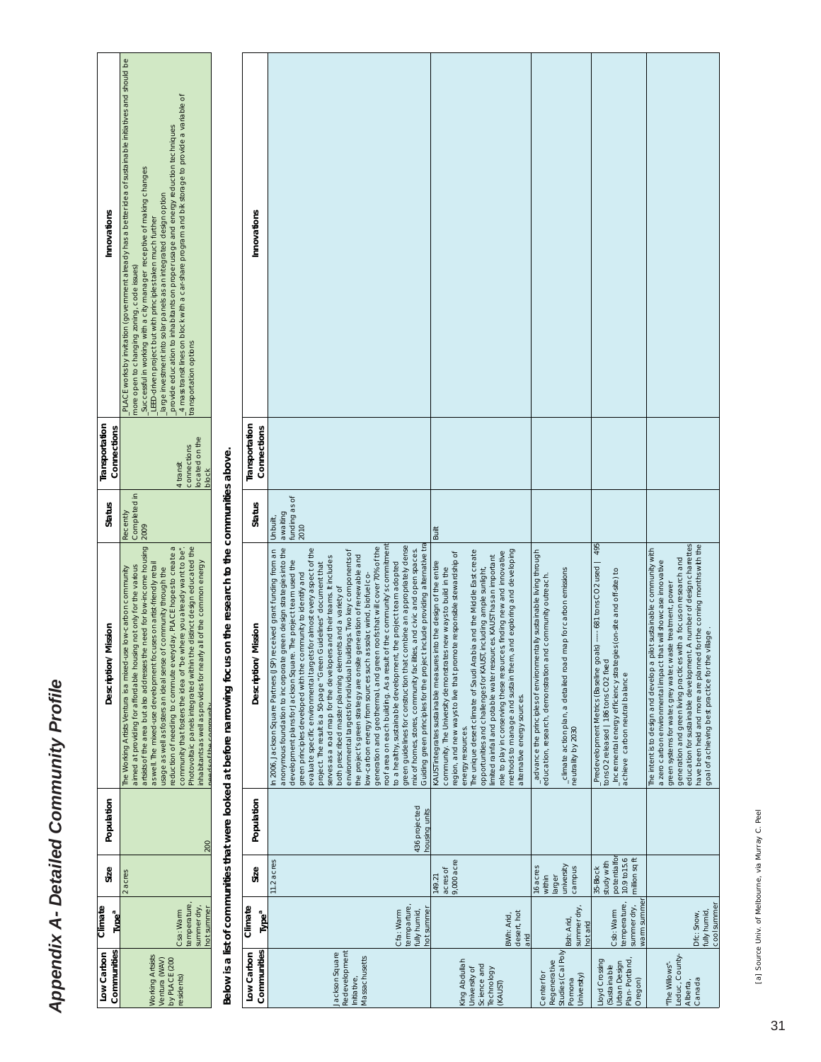# Appendix A- Detailed Community Profile

| Low Carbon Communities | Climate Type[a] | Size | Population | Description/ Mission | Status | Transportation Connections | Innovations |
|---|---|---|---|---|---|---|---|
| Working Artists Ventura (WAV) by PLACE (200 residents) | Csa: Warm temperature, summer dry, hot summer | 2 acres | 200 | The Working Artists Ventura is a mixed-use low-carbon community aimed at providing for affordable housing not only for the various artists of the area but also addresses the need for low-income housing as well. The mixed-use development focuses on artist-friendly retail usage as well as fosters an ideal sense of community through the reduction of needing to commute everyday. PLACE hopes to create a community that fosters the idea of "be where you already want to be". Photovoltaic panels integrated within the distinct design educated the inhabitants as well as provides for nearly all of the common energy needs of the community. | Recently Completed in 2009 | 4 transit connections located on the block | _PLACE works by invitation (government already has a better idea of sustainable initiatives and should be more open to changing zoning, code issues)<br>_Successful in working with a city manager receptive of making changes<br>_LEED-driven project but with principles taken much further<br>_large investment into solar panels as an integrated design option<br>_provide education to inhabitants on proper usage and energy reduction techniques<br>_4 mass transit lines on block with a car-share program and bike storage to provide a variable of transportation options |

**Below is a list of communities that were looked at before narrowing focus on the research to the communities above.**

| Low Carbon Communities | Climate Type[a] | Size | Population | Description/ Mission | Status | Transportation Connections | Innovations |
|---|---|---|---|---|---|---|---|
| Jackson Square Redevelopment Initiative, Massachusetts | Cfa: Warm temperature, fully humid, hot summer | 11.2 acres | 436 projected housing units | In 2006, Jackson Square Partners (JSP) received grant funding from an anonymous foundation to incorporate green design strategies into the development plans for Jackson Square. The project team used the green principles developed with the community to identify and evaluate specific environmental targets for almost every aspect of the project. The result is a 50-page "Green Guidelines" document that serves as a road map for the developers and their teams. It includes both prescribed master planning elements and a variety of environmental targets for individual buildings. Two key components of the project's green strategy are onsite generation of renewable and low-carbon energy from sources such as solar, wind, biofuel Co-generation and geothermal, and green roofs that will cover 70% of the roof area on each building. As a result of the community's commitment to a healthy, sustainable development, the project team adopted green guidelines for construction that combine an appropriately dense mix of homes, stores, community facilities, and civic and open spaces. Guiding green principles for the project include providing alternative tra | Unbuilt, awaiting funding as of 2010 | | |
| King Abdullah University of Science and Technology (KAUST) | BWh: Arid, desert, hot arid | 149.21 acres of 9,000 acre | | KAUST integrates sustainable measures into the design of the entire community. The University demonstrates new ways to build in the region, and new ways to live that promote responsible stewardship of energy resources.<br>The unique desert climate of Saudi Arabia and the Middle East create opportunities and challenges for KAUST, including ample sunlight, limited rainfall and potable water resources. KAUST has an important role to play in conserving these resources, finding new and innovative methods to manage and sustain them, and exploring and developing alternative energy sources. | Built | | |
| Center for Regenerative Studies (Cal Poly Pomona University) | Bsh: Arid, summer dry, hot arid | 16 acres within larger university campus | | _advance the principles of environmentally sustainable living through education, research, demonstration and community outreach.<br><br>_climate action plan, a detailed road map for carbon emissions neutrality by 2030 | | | |
| Lloyd Crossing (Sustainable Urban Design Plan- Portland, Oregon) | Csb: Warm temperature, summer dry, warm summer | 35-Block study with potential for 10.9 to 15.6 million sq ft | | _Predevelopment Metrics (Baseline goals) ---- 681 tons CO2 used \| 495 tons CO2 released \| 186 tons CO2 fixed<br>_Incremental energy efficiency strategies (on-site and off-site) to achieve carbon neutral balance | | | |
| "The Willows"- Leduc, County- Alberta, Canada | Dfc: Snow, fully humid, cool summer | | | The intent is to design and develop a pilot sustainable community with a zero carbon environmental impact that will showcase innovative green systems for water, grey water, waste treatment, power generation and green living practices with a focus on research and education for sustainable development. A number of design charettes have been held and more are planned for the coming months with the goal of achieving best practice for the village. | | | |

[a] Source Univ. of Melbourne, via Murray C. Peel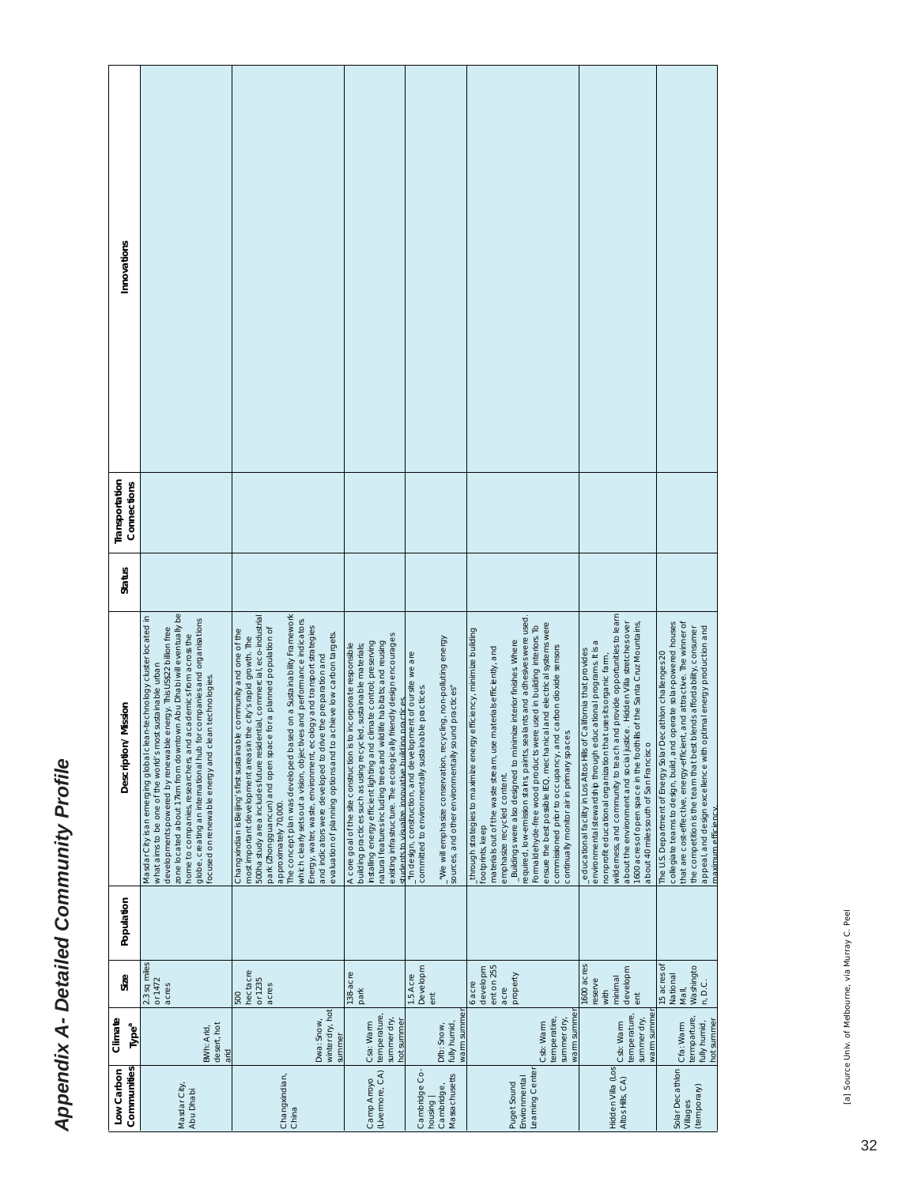# Appendix A- Detailed Community Profile

| Low Carbon Communities | Climate Type[a] | Size | Population | Description/ Mission | Status | Transportation Connections | Innovations |
|---|---|---|---|---|---|---|---|
| Masdar City, Abu Dhabi | BWh: Arid, desert, hot arid | 2.3 sq miles or 1472 acres | | Masdar City is an emerging global clean-technology cluster located in what aims to be one of the world's most sustainable urban developments powered by renewable energy. This US$22 billion free zone located about 17km from downtown Abu Dhabi will eventually be home to companies, researchers, and academics from across the globe, creating an international hub for companies and organizations focused on renewable energy and clean technologies. | | | |
| Changxindian, China | Dwa: Snow, winter dry, hot summer | 500 hectacre or 1235 acres | | Changxindian is Beijing's first sustainable community and one of the most important development areas in the city's rapid growth. The 500ha study area includes future residential, commercial, eco-industrial park (Zhongguancun) and open space for a planned population of approximately 70,000. The concept plan was developed based on a Sustainability Framework which clearly sets out a vision, objectives and performance indicators Energy, water, waste, environment, ecology and transport strategies and indicators were developed to drive the preparation and evaluation of planning options and to achieve low carbon targets. | | | |
| Camp Arroyo (Livermore, CA) | Csa: Warm temperature, summer dry, hot summer | 138-acre park | | A core goal of the site construction is to incorporate responsible building practices such as using recycled, sustainable materials; installing energy efficient lighting and climate control; preserving natural features including trees and wildlife habitats; and reusing existing infrastructure. The ecologically friendly design encourages students to visualize innovative building practices | | | |
| Cambridge Co-housing Cambridge, Massachusetts | Dfb: Snow, fully humid, warm summer | 1.5 Acre Development | | _"In design, construction, and development of our site we are committed to environmentally sustainable practices.<br><br>"We will emphasize conservation, recycling, non-polluting energy sources, and other environmentally sound practices" | | | |
| Puget Sound Environmental Learning Center | Csb: Warm temperate, summer dry, warm summer | 6 acre development on 255 acre property | | through strategies to maximize energy efficiency, minimize building footprints, keep materials out of the waste stream, use materials efficiently, and emphasize recycled content.<br>_Buildings were also designed to minimize interior finishes. Where required, low-emission stains, paints, sealants and adhesives were used. Formaldehyde-free wood products were used in building interiors. To ensure the best possible IEQ, mechanical and electrical systems were commissioned prior to occupancy, and carbon dioxide sensors continually monitor air in primary spaces | | | |
| Hidden Villa (Los Altos Hills, CA) | Csb: Warm temperature, summer dry, warm summer | 1600 acres reserve with minimal development | | _educational facility in Los Altos Hills of California that provides environmental stewardship through educational programs. It is a nonprofit educational organization that uses its organic farm, wilderness, and community to teach and provide opportunities to learn about the environment and social justice. Hidden Villa stretches over 1600 acres of open space in the foothills of the Santa Cruz Mountains, about 40 miles south of San Francisco | | | |
| Solar Decathlon Villages (temporary) | Cfa: Warm termparture, fully humid, hot summer | 15 acres of National Mall, Washington, D.C. | | The U.S. Department of Energy Solar Decathlon challenges 20 collegiate teams to design, build, and operate solar-powered houses that are cost-effective, energy-efficient, and attractive. The winner of the competition is the team that best blends affordability, consumer appeal, and design excellence with optimal energy production and maximum efficiency | | | |

[a] Source Univ. of Melbourne, via Murray C. Peel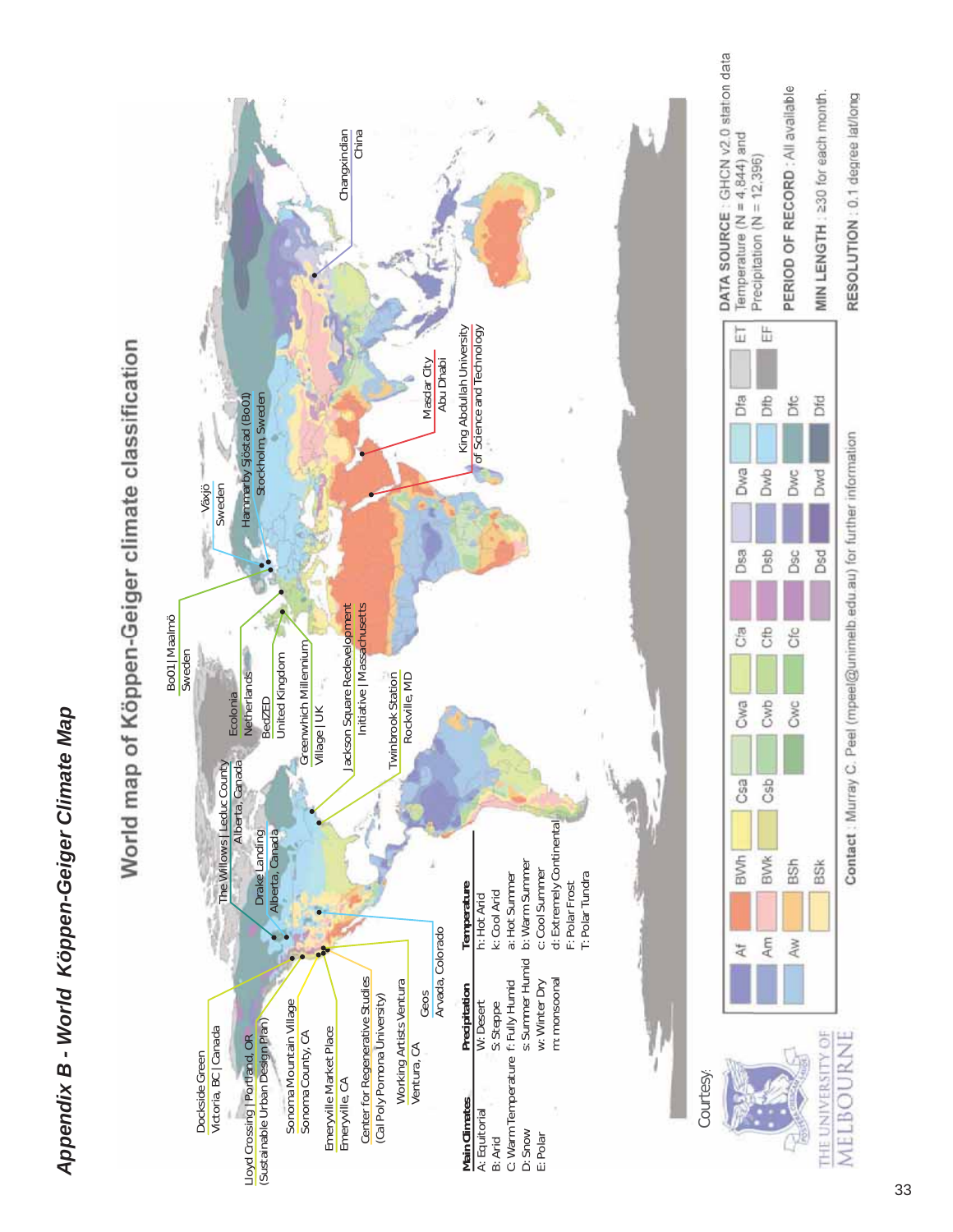# Appendix B - World Köppen-Geiger Climate Map

## World map of Köppen-Geiger climate classification

Dockside Green
Victoria, BC | Canada

Lloyd Crossing | Portland, OR
(Sustainable Urban Design Plan)

Sonoma Mountain Village
Sonoma County, CA

Emeryville Market Place
Emeryville, CA

Center for Regenerative Studies
(Cal Poly Pomona University)

Working Artists Ventura
Ventura, CA

Geos
Arvada, Colorado

The Willows | Leduc County
Alberta, Canada

Drake Landing
Alberta, Canada

Jackson Square Redevelopment
Initiative | Massachusetts

Twinbrook Station
Rockville, MD

Bo01 | Malmö
Sweden

Ecolonia
Netherlands

BedZED
United Kingdom

Greenwhich Millennium
Village | UK

Växjö
Sweden

Hammarby Sjöstad (Bo01)
Stockholm, Sweden

Masdar City
Abu Dhabi

King Abdullah University
of Science and Technology

Changxindian
China

**Main Climates**
A: Equatorial
B: Arid
C: Warm Temperature
D: Snow
E: Polar

**Precipitation**
W: Desert
S: Steppe
f: Fully Humid
s: Summer Humid
w: Winter Dry
m: monsoonal

**Temperature**
h: Hot Arid
k: Cool Arid
a: Hot Summer
b: Warm Summer
c: Cool Summer
d: Extremely Continental
F: Polar Frost
T: Polar Tundra

| Af | BWh | Csa | Cwa | Cfa | Dsa | Dwa | Dfa | ET |
|---|---|---|---|---|---|---|---|---|
| Am | BWk | Csb | Cwb | Cfb | Dsb | Dwb | Dfb | EF |
| Aw | BSh | | Cwc | Cfc | Dsc | Dwc | Dfc | |
| | BSk | | | | Dsd | Dwd | Dfd | |

**DATA SOURCE**: GHCN v2.0 station data
Temperature (N = 4,844) and
Precipitation (N = 12,396)

**PERIOD OF RECORD**: All available

**MIN LENGTH**: ≥30 for each month.

**RESOLUTION**: 0.1 degree lat/long

**Contact**: Murray C. Peel (mpeel@unimelb.edu.au) for further information

Courtesy:
THE UNIVERSITY OF MELBOURNE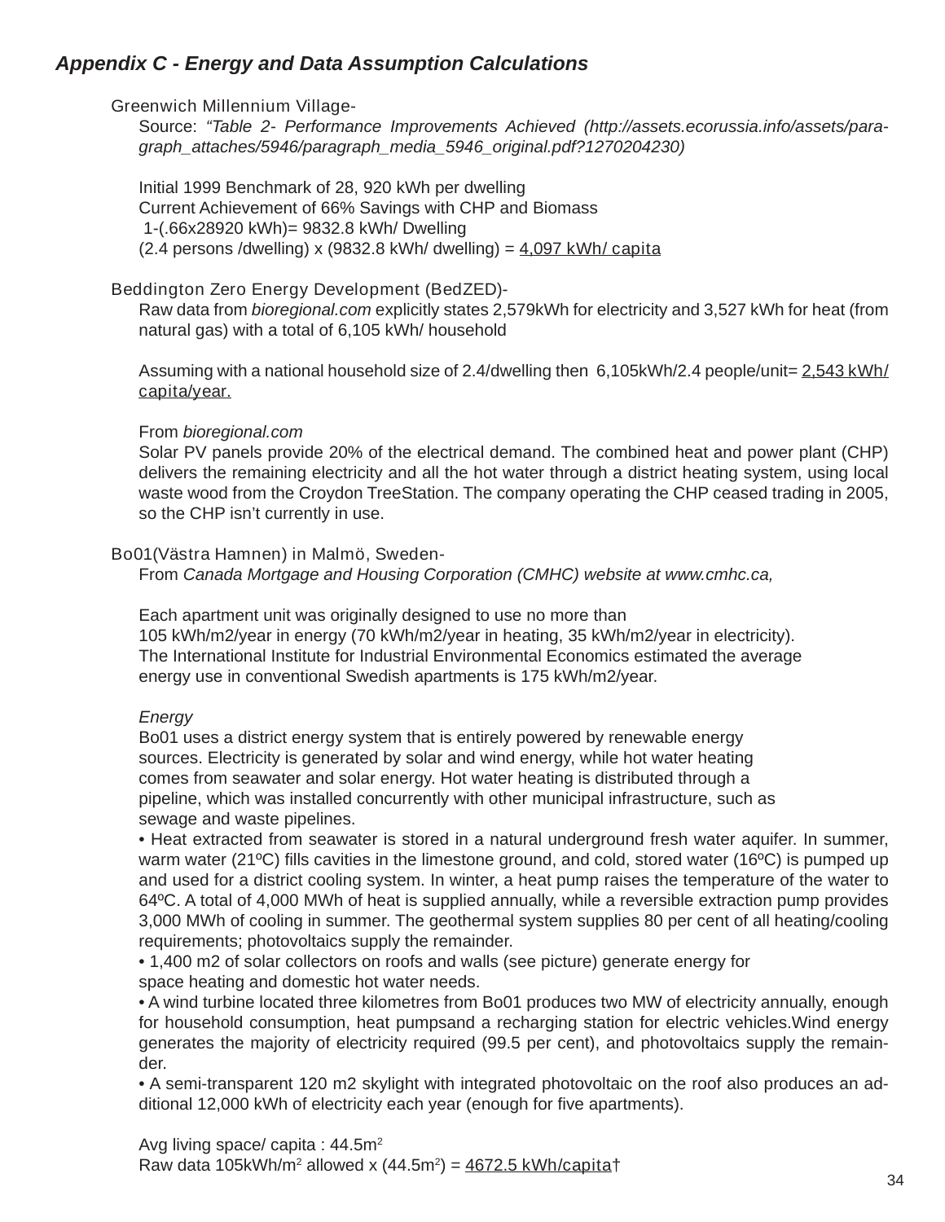### *Appendix C - Energy and Data Assumption Calculations*

Greenwich Millennium Village-

Source: *"Table 2- Performance Improvements Achieved (http://assets.ecorussia.info/assets/paragraph_attaches/5946/paragraph_media_5946_original.pdf?1270204230)*

Initial 1999 Benchmark of 28, 920 kWh per dwelling
Current Achievement of 66% Savings with CHP and Biomass
1-(.66x28920 kWh)= 9832.8 kWh/ Dwelling
(2.4 persons /dwelling) x (9832.8 kWh/ dwelling) = 4,097 kWh/ capita

Beddington Zero Energy Development (BedZED)-

Raw data from *bioregional.com* explicitly states 2,579kWh for electricity and 3,527 kWh for heat (from natural gas) with a total of 6,105 kWh/ household

Assuming with a national household size of 2.4/dwelling then 6,105kWh/2.4 people/unit= 2,543 kWh/ capita/year.

From *bioregional.com*
Solar PV panels provide 20% of the electrical demand. The combined heat and power plant (CHP) delivers the remaining electricity and all the hot water through a district heating system, using local waste wood from the Croydon TreeStation. The company operating the CHP ceased trading in 2005, so the CHP isn't currently in use.

Bo01(Västra Hamnen) in Malmö, Sweden-

From *Canada Mortgage and Housing Corporation (CMHC) website at www.cmhc.ca,*

Each apartment unit was originally designed to use no more than
105 kWh/m2/year in energy (70 kWh/m2/year in heating, 35 kWh/m2/year in electricity).
The International Institute for Industrial Environmental Economics estimated the average energy use in conventional Swedish apartments is 175 kWh/m2/year.

*Energy*
Bo01 uses a district energy system that is entirely powered by renewable energy sources. Electricity is generated by solar and wind energy, while hot water heating comes from seawater and solar energy. Hot water heating is distributed through a pipeline, which was installed concurrently with other municipal infrastructure, such as sewage and waste pipelines.

- Heat extracted from seawater is stored in a natural underground fresh water aquifer. In summer, warm water (21ºC) fills cavities in the limestone ground, and cold, stored water (16ºC) is pumped up and used for a district cooling system. In winter, a heat pump raises the temperature of the water to 64ºC. A total of 4,000 MWh of heat is supplied annually, while a reversible extraction pump provides 3,000 MWh of cooling in summer. The geothermal system supplies 80 per cent of all heating/cooling requirements; photovoltaics supply the remainder.
- 1,400 m2 of solar collectors on roofs and walls (see picture) generate energy for space heating and domestic hot water needs.
- A wind turbine located three kilometres from Bo01 produces two MW of electricity annually, enough for household consumption, heat pumpsand a recharging station for electric vehicles.Wind energy generates the majority of electricity required (99.5 per cent), and photovoltaics supply the remainder.
- A semi-transparent 120 m2 skylight with integrated photovoltaic on the roof also produces an additional 12,000 kWh of electricity each year (enough for five apartments).

Avg living space/ capita : 44.5m$^2$
Raw data 105kWh/m$^2$ allowed x (44.5m$^2$) = 4672.5 kWh/capita†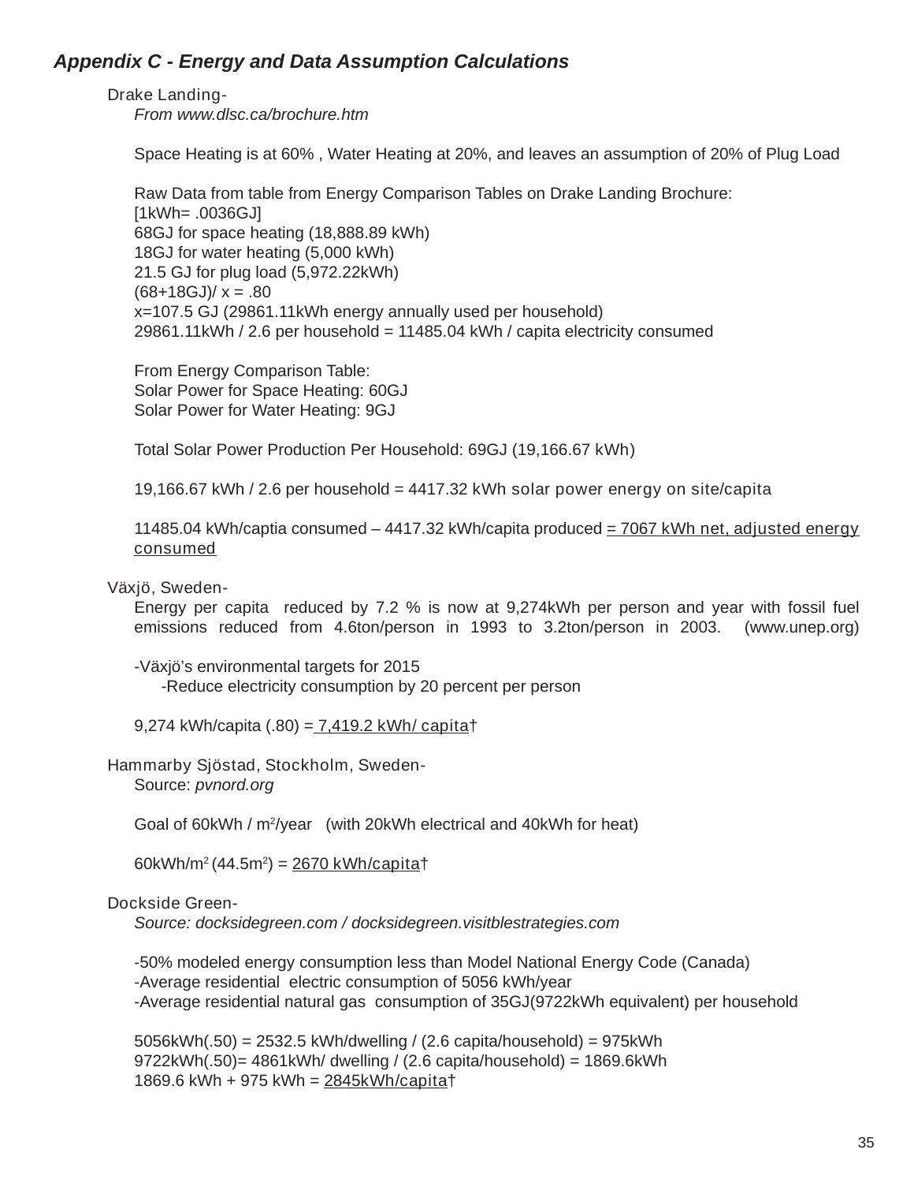## *Appendix C - Energy and Data Assumption Calculations*

Drake Landing-

*From www.dlsc.ca/brochure.htm*

Space Heating is at 60% , Water Heating at 20%, and leaves an assumption of 20% of Plug Load

Raw Data from table from Energy Comparison Tables on Drake Landing Brochure:
[1kWh= .0036GJ]
68GJ for space heating (18,888.89 kWh)
18GJ for water heating (5,000 kWh)
21.5 GJ for plug load (5,972.22kWh)
(68+18GJ)/ x = .80
x=107.5 GJ (29861.11kWh energy annually used per household)
29861.11kWh / 2.6 per household = 11485.04 kWh / capita electricity consumed

From Energy Comparison Table:
Solar Power for Space Heating: 60GJ
Solar Power for Water Heating: 9GJ

Total Solar Power Production Per Household: 69GJ (19,166.67 kWh)

19,166.67 kWh / 2.6 per household = 4417.32 kWh solar power energy on site/capita

11485.04 kWh/captia consumed – 4417.32 kWh/capita produced = 7067 kWh net, adjusted energy consumed

Växjö, Sweden-

Energy per capita reduced by 7.2 % is now at 9,274kWh per person and year with fossil fuel emissions reduced from 4.6ton/person in 1993 to 3.2ton/person in 2003. (www.unep.org)

-Växjö's environmental targets for 2015
  -Reduce electricity consumption by 20 percent per person

9,274 kWh/capita (.80) = 7,419.2 kWh/ capita†

Hammarby Sjöstad, Stockholm, Sweden-

Source: *pvnord.org*

Goal of 60kWh / m$^2$/year (with 20kWh electrical and 40kWh for heat)

60kWh/m$^2$ (44.5m$^2$) = 2670 kWh/capita†

Dockside Green-

*Source: docksidegreen.com / docksidegreen.visitblestrategies.com*

-50% modeled energy consumption less than Model National Energy Code (Canada)
-Average residential electric consumption of 5056 kWh/year
-Average residential natural gas consumption of 35GJ(9722kWh equivalent) per household

5056kWh(.50) = 2532.5 kWh/dwelling / (2.6 capita/household) = 975kWh
9722kWh(.50)= 4861kWh/ dwelling / (2.6 capita/household) = 1869.6kWh
1869.6 kWh + 975 kWh = 2845kWh/capita†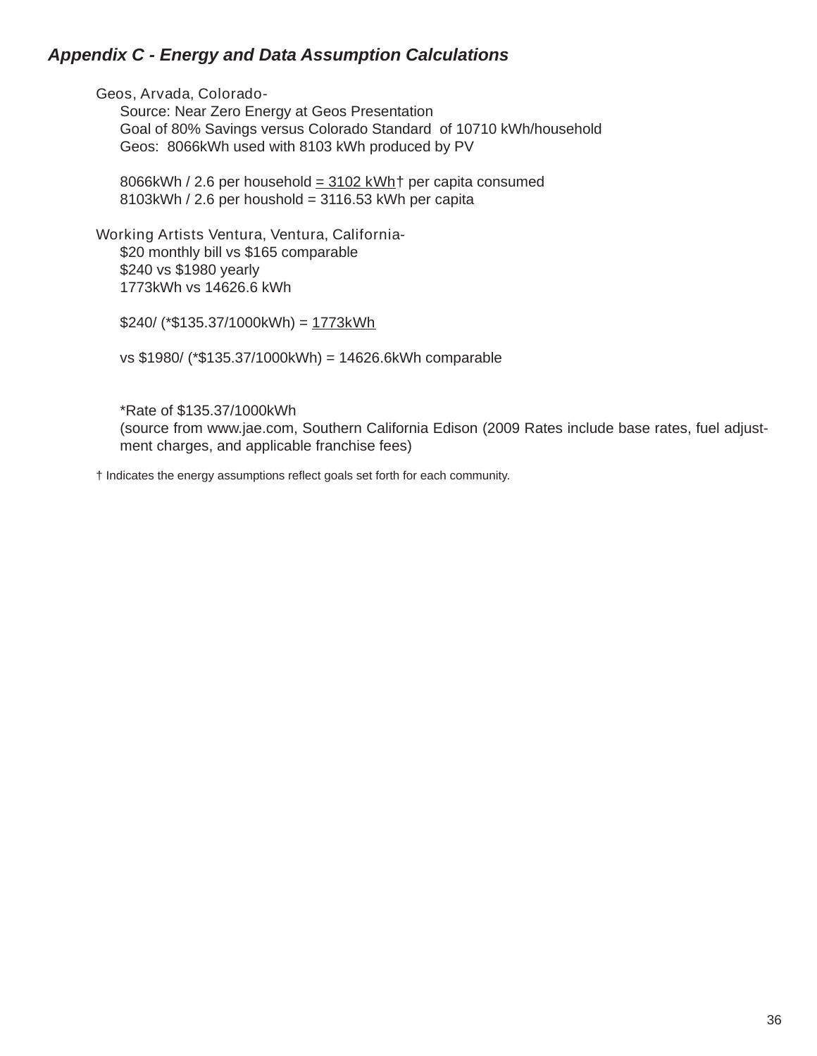### *Appendix C - Energy and Data Assumption Calculations*

Geos, Arvada, Colorado-

Source: Near Zero Energy at Geos Presentation

Goal of 80% Savings versus Colorado Standard of 10710 kWh/household

Geos: 8066kWh used with 8103 kWh produced by PV

8066kWh / 2.6 per household = 3102 kWh† per capita consumed

8103kWh / 2.6 per houshold = 3116.53 kWh per capita

Working Artists Ventura, Ventura, California-

$20 monthly bill vs $165 comparable

$240 vs $1980 yearly

1773kWh vs 14626.6 kWh

$240/ (*$135.37/1000kWh) = 1773kWh

vs $1980/ (*$135.37/1000kWh) = 14626.6kWh comparable

*Rate of $135.37/1000kWh

(source from www.jae.com, Southern California Edison (2009 Rates include base rates, fuel adjustment charges, and applicable franchise fees)

† Indicates the energy assumptions reflect goals set forth for each community.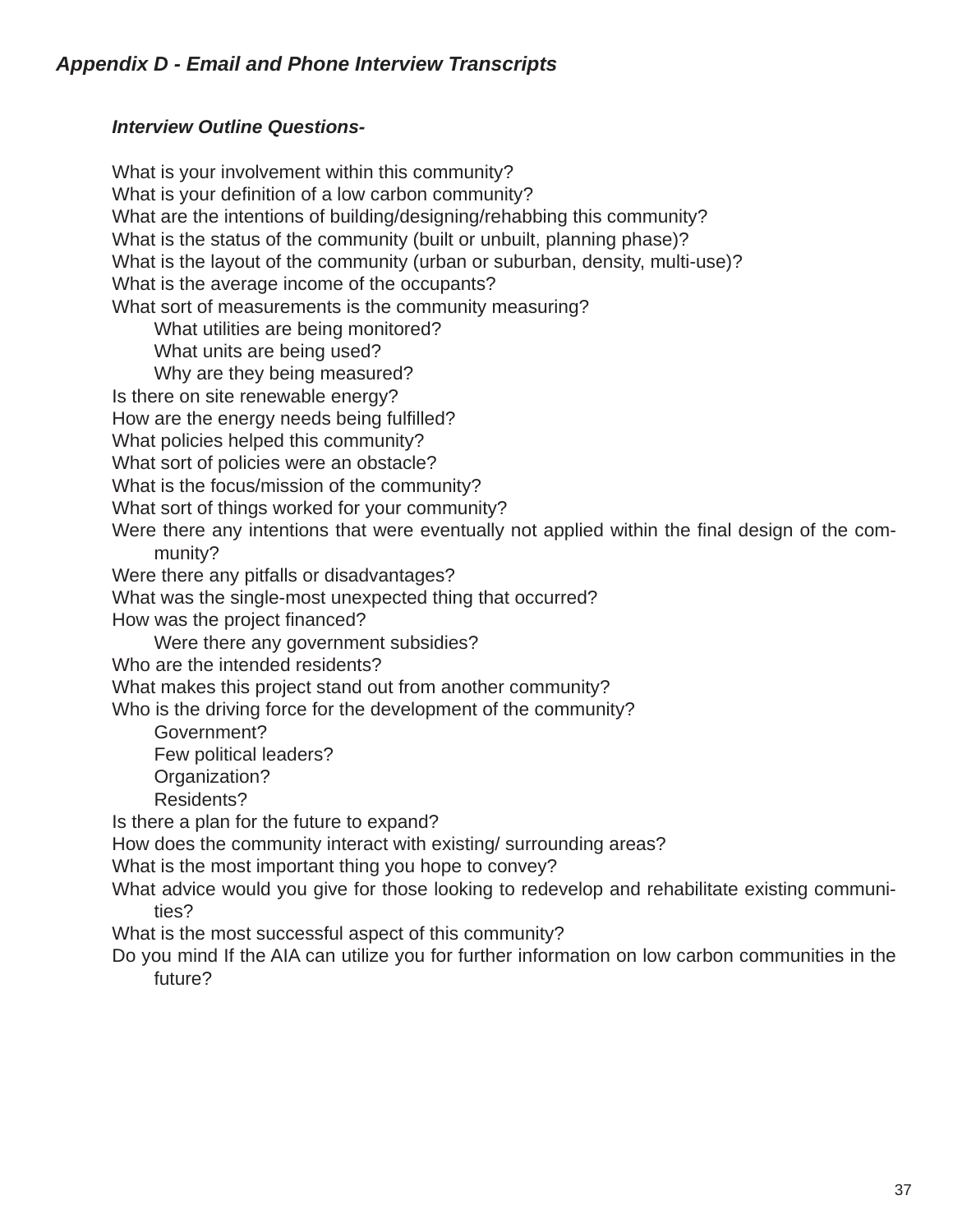## *Appendix D - Email and Phone Interview Transcripts*

### *Interview Outline Questions-*

What is your involvement within this community?
What is your definition of a low carbon community?
What are the intentions of building/designing/rehabbing this community?
What is the status of the community (built or unbuilt, planning phase)?
What is the layout of the community (urban or suburban, density, multi-use)?
What is the average income of the occupants?
What sort of measurements is the community measuring?
- What utilities are being monitored?
- What units are being used?
- Why are they being measured?

Is there on site renewable energy?
How are the energy needs being fulfilled?
What policies helped this community?
What sort of policies were an obstacle?
What is the focus/mission of the community?
What sort of things worked for your community?
Were there any intentions that were eventually not applied within the final design of the community?
Were there any pitfalls or disadvantages?
What was the single-most unexpected thing that occurred?
How was the project financed?
- Were there any government subsidies?

Who are the intended residents?
What makes this project stand out from another community?
Who is the driving force for the development of the community?
- Government?
- Few political leaders?
- Organization?
- Residents?

Is there a plan for the future to expand?
How does the community interact with existing/ surrounding areas?
What is the most important thing you hope to convey?
What advice would you give for those looking to redevelop and rehabilitate existing communities?
What is the most successful aspect of this community?
Do you mind If the AIA can utilize you for further information on low carbon communities in the future?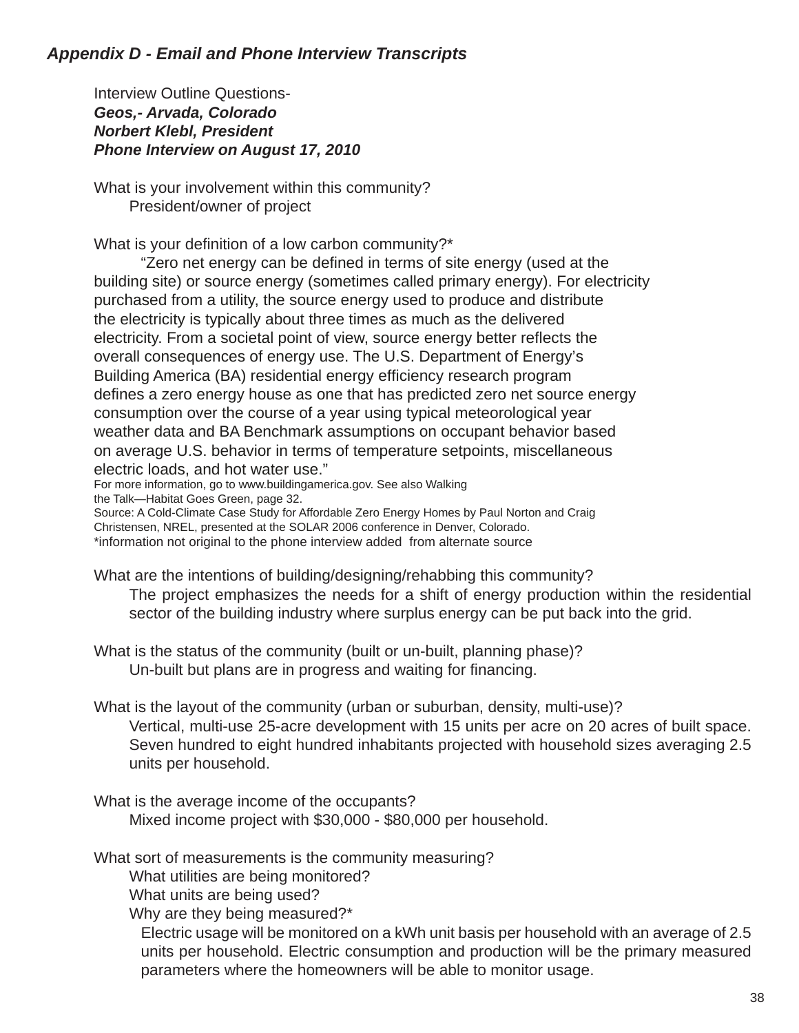***Appendix D - Email and Phone Interview Transcripts***

Interview Outline Questions-
***Geos,- Arvada, Colorado***
***Norbert Klebl, President***
***Phone Interview on August 17, 2010***

What is your involvement within this community?

President/owner of project

What is your definition of a low carbon community?*

"Zero net energy can be defined in terms of site energy (used at the building site) or source energy (sometimes called primary energy). For electricity purchased from a utility, the source energy used to produce and distribute the electricity is typically about three times as much as the delivered electricity. From a societal point of view, source energy better reflects the overall consequences of energy use. The U.S. Department of Energy's Building America (BA) residential energy efficiency research program defines a zero energy house as one that has predicted zero net source energy consumption over the course of a year using typical meteorological year weather data and BA Benchmark assumptions on occupant behavior based on average U.S. behavior in terms of temperature setpoints, miscellaneous electric loads, and hot water use."

For more information, go to www.buildingamerica.gov. See also Walking the Talk—Habitat Goes Green, page 32.
Source: A Cold-Climate Case Study for Affordable Zero Energy Homes by Paul Norton and Craig Christensen, NREL, presented at the SOLAR 2006 conference in Denver, Colorado.
*information not original to the phone interview added from alternate source

What are the intentions of building/designing/rehabbing this community?

The project emphasizes the needs for a shift of energy production within the residential sector of the building industry where surplus energy can be put back into the grid.

What is the status of the community (built or un-built, planning phase)?

Un-built but plans are in progress and waiting for financing.

What is the layout of the community (urban or suburban, density, multi-use)?

Vertical, multi-use 25-acre development with 15 units per acre on 20 acres of built space. Seven hundred to eight hundred inhabitants projected with household sizes averaging 2.5 units per household.

What is the average income of the occupants?

Mixed income project with $30,000 - $80,000 per household.

What sort of measurements is the community measuring?

What utilities are being monitored?
What units are being used?
Why are they being measured?*

Electric usage will be monitored on a kWh unit basis per household with an average of 2.5 units per household. Electric consumption and production will be the primary measured parameters where the homeowners will be able to monitor usage.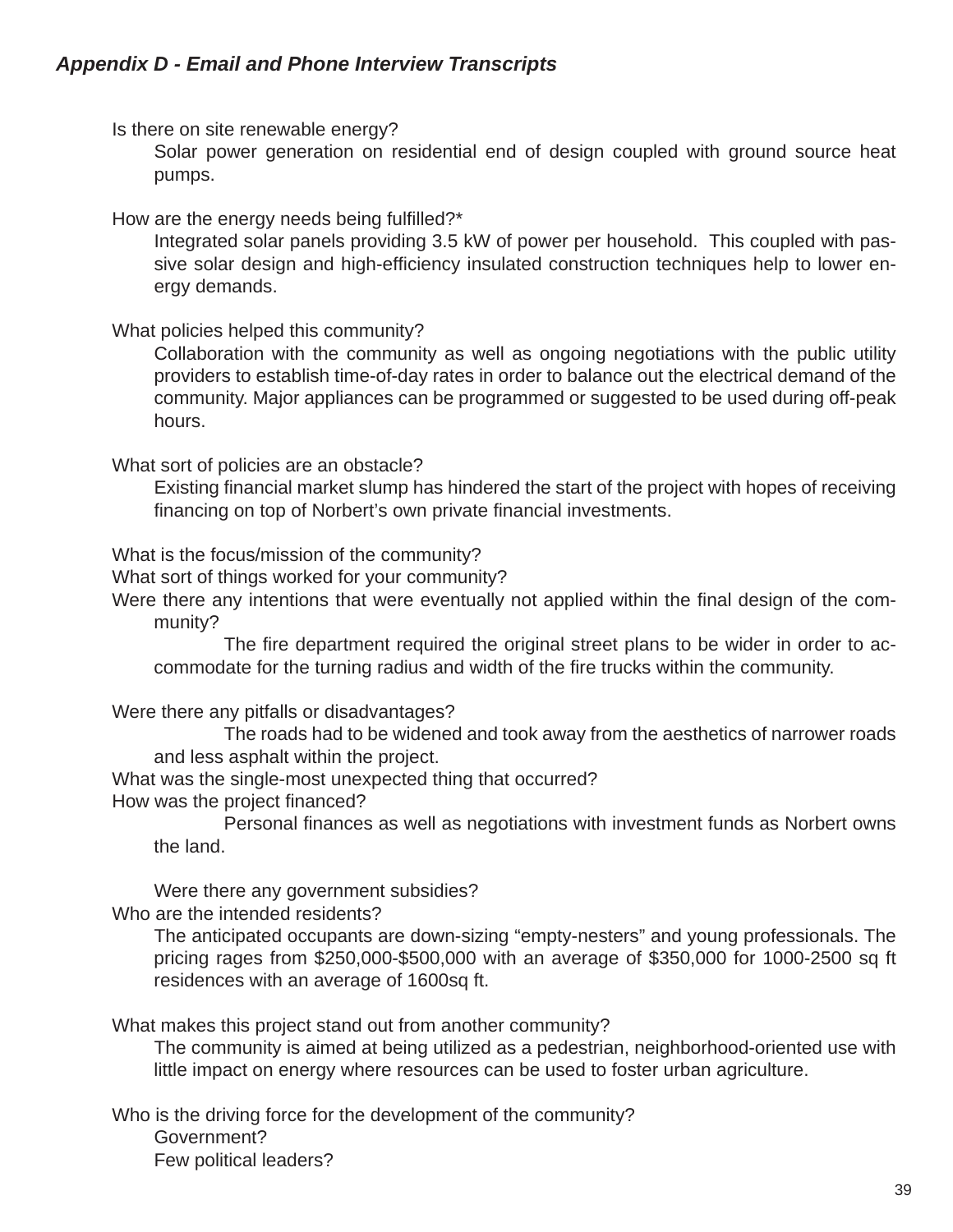### *Appendix D - Email and Phone Interview Transcripts*

Is there on site renewable energy?

Solar power generation on residential end of design coupled with ground source heat pumps.

How are the energy needs being fulfilled?*

Integrated solar panels providing 3.5 kW of power per household. This coupled with passive solar design and high-efficiency insulated construction techniques help to lower energy demands.

What policies helped this community?

Collaboration with the community as well as ongoing negotiations with the public utility providers to establish time-of-day rates in order to balance out the electrical demand of the community. Major appliances can be programmed or suggested to be used during off-peak hours.

What sort of policies are an obstacle?

Existing financial market slump has hindered the start of the project with hopes of receiving financing on top of Norbert's own private financial investments.

What is the focus/mission of the community?

What sort of things worked for your community?

Were there any intentions that were eventually not applied within the final design of the community?

The fire department required the original street plans to be wider in order to accommodate for the turning radius and width of the fire trucks within the community.

Were there any pitfalls or disadvantages?

The roads had to be widened and took away from the aesthetics of narrower roads and less asphalt within the project.

What was the single-most unexpected thing that occurred?

How was the project financed?

Personal finances as well as negotiations with investment funds as Norbert owns the land.

Were there any government subsidies?

Who are the intended residents?

The anticipated occupants are down-sizing "empty-nesters" and young professionals. The pricing rages from $250,000-$500,000 with an average of $350,000 for 1000-2500 sq ft residences with an average of 1600sq ft.

What makes this project stand out from another community?

The community is aimed at being utilized as a pedestrian, neighborhood-oriented use with little impact on energy where resources can be used to foster urban agriculture.

Who is the driving force for the development of the community?

Government?

Few political leaders?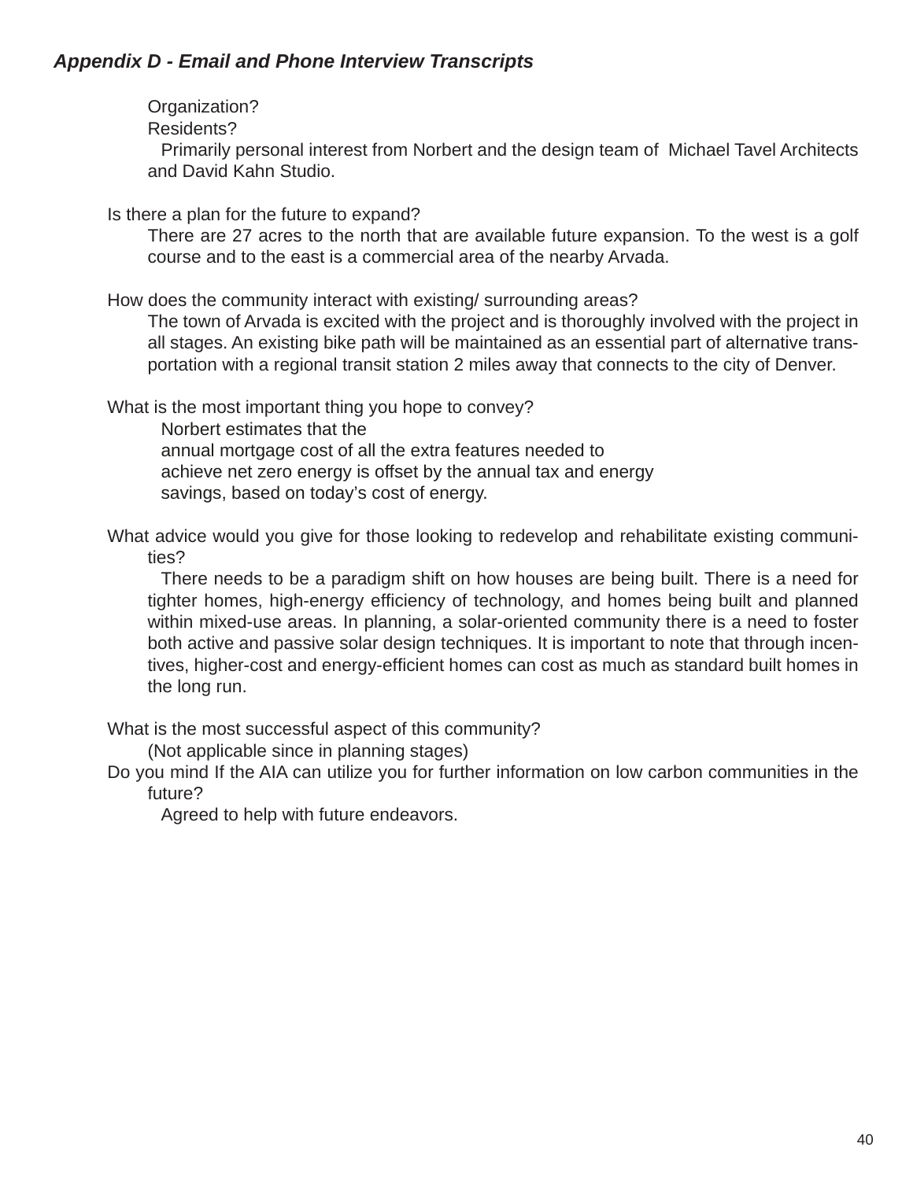***Appendix D - Email and Phone Interview Transcripts***

Organization?
Residents?
Primarily personal interest from Norbert and the design team of Michael Tavel Architects and David Kahn Studio.

Is there a plan for the future to expand?
There are 27 acres to the north that are available future expansion. To the west is a golf course and to the east is a commercial area of the nearby Arvada.

How does the community interact with existing/ surrounding areas?
The town of Arvada is excited with the project and is thoroughly involved with the project in all stages. An existing bike path will be maintained as an essential part of alternative transportation with a regional transit station 2 miles away that connects to the city of Denver.

What is the most important thing you hope to convey?
Norbert estimates that the annual mortgage cost of all the extra features needed to achieve net zero energy is offset by the annual tax and energy savings, based on today's cost of energy.

What advice would you give for those looking to redevelop and rehabilitate existing communities?
There needs to be a paradigm shift on how houses are being built. There is a need for tighter homes, high-energy efficiency of technology, and homes being built and planned within mixed-use areas. In planning, a solar-oriented community there is a need to foster both active and passive solar design techniques. It is important to note that through incentives, higher-cost and energy-efficient homes can cost as much as standard built homes in the long run.

What is the most successful aspect of this community?
(Not applicable since in planning stages)

Do you mind If the AIA can utilize you for further information on low carbon communities in the future?
Agreed to help with future endeavors.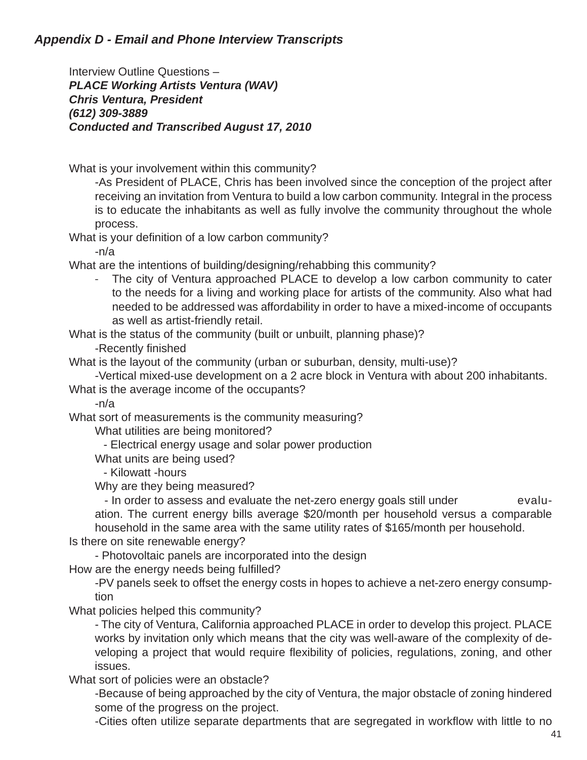## *Appendix D - Email and Phone Interview Transcripts*

Interview Outline Questions –
***PLACE Working Artists Ventura (WAV)***
***Chris Ventura, President***
***(612) 309-3889***
***Conducted and Transcribed August 17, 2010***

What is your involvement within this community?

-As President of PLACE, Chris has been involved since the conception of the project after receiving an invitation from Ventura to build a low carbon community. Integral in the process is to educate the inhabitants as well as fully involve the community throughout the whole process.

What is your definition of a low carbon community?

-n/a

What are the intentions of building/designing/rehabbing this community?

- The city of Ventura approached PLACE to develop a low carbon community to cater to the needs for a living and working place for artists of the community. Also what had needed to be addressed was affordability in order to have a mixed-income of occupants as well as artist-friendly retail.

What is the status of the community (built or unbuilt, planning phase)?

-Recently finished

What is the layout of the community (urban or suburban, density, multi-use)?

-Vertical mixed-use development on a 2 acre block in Ventura with about 200 inhabitants.

What is the average income of the occupants?

-n/a

What sort of measurements is the community measuring?

What utilities are being monitored?

- Electrical energy usage and solar power production

What units are being used?

- Kilowatt -hours

Why are they being measured?

- In order to assess and evaluate the net-zero energy goals still under evaluation. The current energy bills average $20/month per household versus a comparable household in the same area with the same utility rates of $165/month per household.

Is there on site renewable energy?

- Photovoltaic panels are incorporated into the design

How are the energy needs being fulfilled?

-PV panels seek to offset the energy costs in hopes to achieve a net-zero energy consumption

What policies helped this community?

- The city of Ventura, California approached PLACE in order to develop this project. PLACE works by invitation only which means that the city was well-aware of the complexity of developing a project that would require flexibility of policies, regulations, zoning, and other issues.

What sort of policies were an obstacle?

-Because of being approached by the city of Ventura, the major obstacle of zoning hindered some of the progress on the project.

-Cities often utilize separate departments that are segregated in workflow with little to no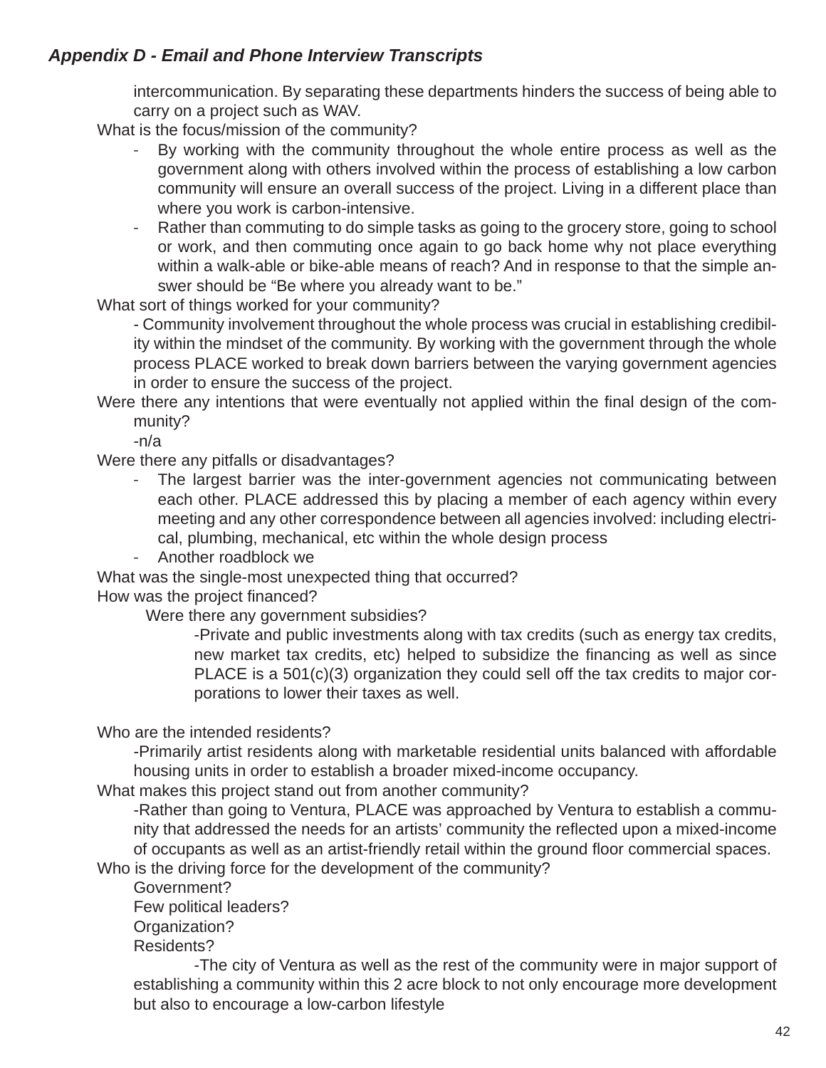*Appendix D - Email and Phone Interview Transcripts*

intercommunication. By separating these departments hinders the success of being able to carry on a project such as WAV.

What is the focus/mission of the community?

- By working with the community throughout the whole entire process as well as the government along with others involved within the process of establishing a low carbon community will ensure an overall success of the project. Living in a different place than where you work is carbon-intensive.
- Rather than commuting to do simple tasks as going to the grocery store, going to school or work, and then commuting once again to go back home why not place everything within a walk-able or bike-able means of reach? And in response to that the simple answer should be "Be where you already want to be."

What sort of things worked for your community?

- Community involvement throughout the whole process was crucial in establishing credibility within the mindset of the community. By working with the government through the whole process PLACE worked to break down barriers between the varying government agencies in order to ensure the success of the project.

Were there any intentions that were eventually not applied within the final design of the community?

-n/a

Were there any pitfalls or disadvantages?

- The largest barrier was the inter-government agencies not communicating between each other. PLACE addressed this by placing a member of each agency within every meeting and any other correspondence between all agencies involved: including electrical, plumbing, mechanical, etc within the whole design process
- Another roadblock we

What was the single-most unexpected thing that occurred?

How was the project financed?

Were there any government subsidies?

-Private and public investments along with tax credits (such as energy tax credits, new market tax credits, etc) helped to subsidize the financing as well as since PLACE is a 501(c)(3) organization they could sell off the tax credits to major corporations to lower their taxes as well.

Who are the intended residents?

-Primarily artist residents along with marketable residential units balanced with affordable housing units in order to establish a broader mixed-income occupancy.

What makes this project stand out from another community?

-Rather than going to Ventura, PLACE was approached by Ventura to establish a community that addressed the needs for an artists' community the reflected upon a mixed-income of occupants as well as an artist-friendly retail within the ground floor commercial spaces.

Who is the driving force for the development of the community?

Government?

Few political leaders?

Organization?

Residents?

-The city of Ventura as well as the rest of the community were in major support of establishing a community within this 2 acre block to not only encourage more development but also to encourage a low-carbon lifestyle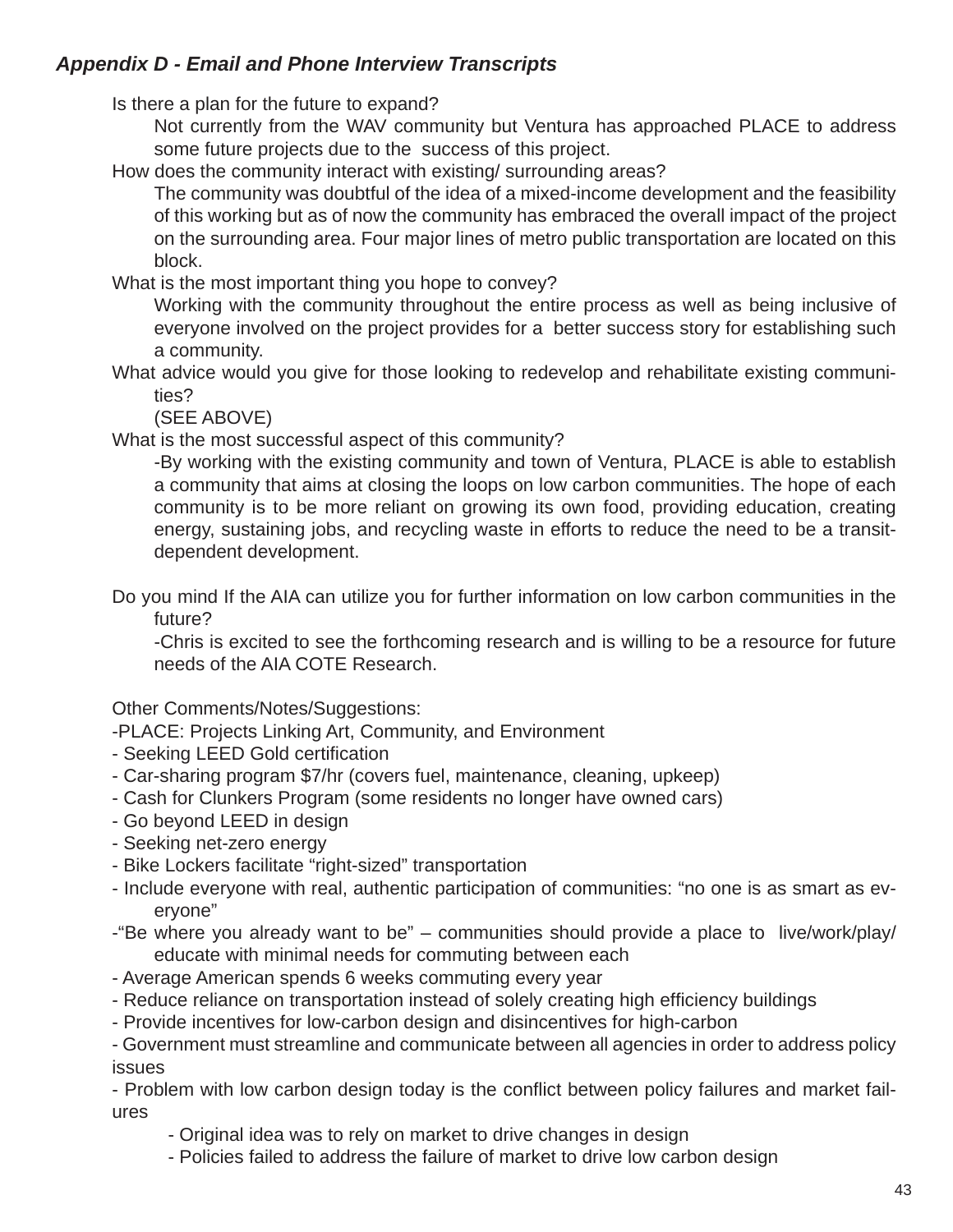### *Appendix D - Email and Phone Interview Transcripts*

Is there a plan for the future to expand?

Not currently from the WAV community but Ventura has approached PLACE to address some future projects due to the success of this project.

How does the community interact with existing/ surrounding areas?

The community was doubtful of the idea of a mixed-income development and the feasibility of this working but as of now the community has embraced the overall impact of the project on the surrounding area. Four major lines of metro public transportation are located on this block.

What is the most important thing you hope to convey?

Working with the community throughout the entire process as well as being inclusive of everyone involved on the project provides for a better success story for establishing such a community.

What advice would you give for those looking to redevelop and rehabilitate existing communities?

(SEE ABOVE)

What is the most successful aspect of this community?

-By working with the existing community and town of Ventura, PLACE is able to establish a community that aims at closing the loops on low carbon communities. The hope of each community is to be more reliant on growing its own food, providing education, creating energy, sustaining jobs, and recycling waste in efforts to reduce the need to be a transit-dependent development.

Do you mind If the AIA can utilize you for further information on low carbon communities in the future?

-Chris is excited to see the forthcoming research and is willing to be a resource for future needs of the AIA COTE Research.

Other Comments/Notes/Suggestions:

-PLACE: Projects Linking Art, Community, and Environment
- Seeking LEED Gold certification
- Car-sharing program $7/hr (covers fuel, maintenance, cleaning, upkeep)
- Cash for Clunkers Program (some residents no longer have owned cars)
- Go beyond LEED in design
- Seeking net-zero energy
- Bike Lockers facilitate “right-sized” transportation
- Include everyone with real, authentic participation of communities: “no one is as smart as everyone”
-“Be where you already want to be” – communities should provide a place to live/work/play/ educate with minimal needs for commuting between each
- Average American spends 6 weeks commuting every year
- Reduce reliance on transportation instead of solely creating high efficiency buildings
- Provide incentives for low-carbon design and disincentives for high-carbon
- Government must streamline and communicate between all agencies in order to address policy issues
- Problem with low carbon design today is the conflict between policy failures and market failures
    - Original idea was to rely on market to drive changes in design
    - Policies failed to address the failure of market to drive low carbon design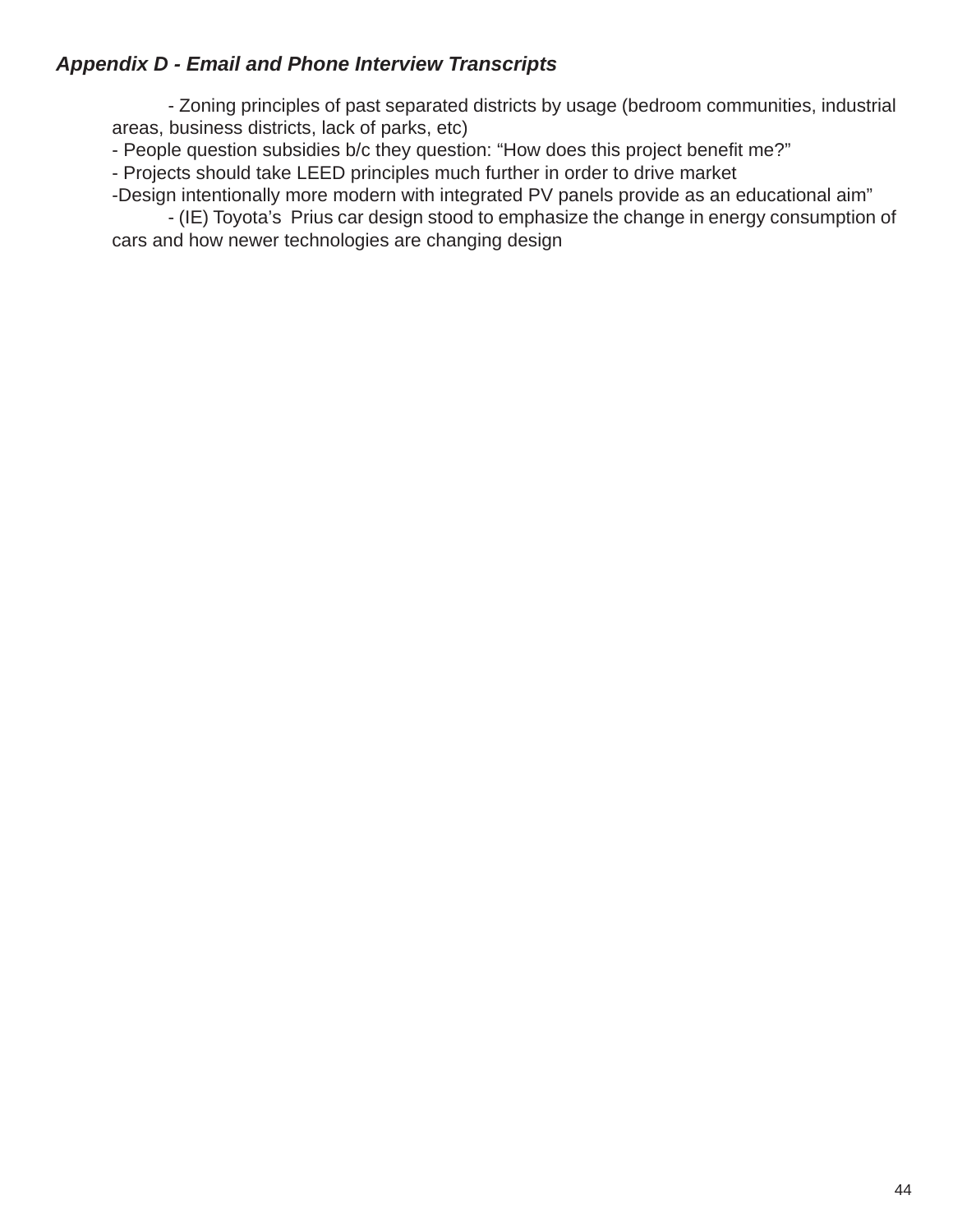***Appendix D - Email and Phone Interview Transcripts***

- Zoning principles of past separated districts by usage (bedroom communities, industrial areas, business districts, lack of parks, etc)
- People question subsidies b/c they question: “How does this project benefit me?”
- Projects should take LEED principles much further in order to drive market
- Design intentionally more modern with integrated PV panels provide as an educational aim”
- (IE) Toyota’s Prius car design stood to emphasize the change in energy consumption of cars and how newer technologies are changing design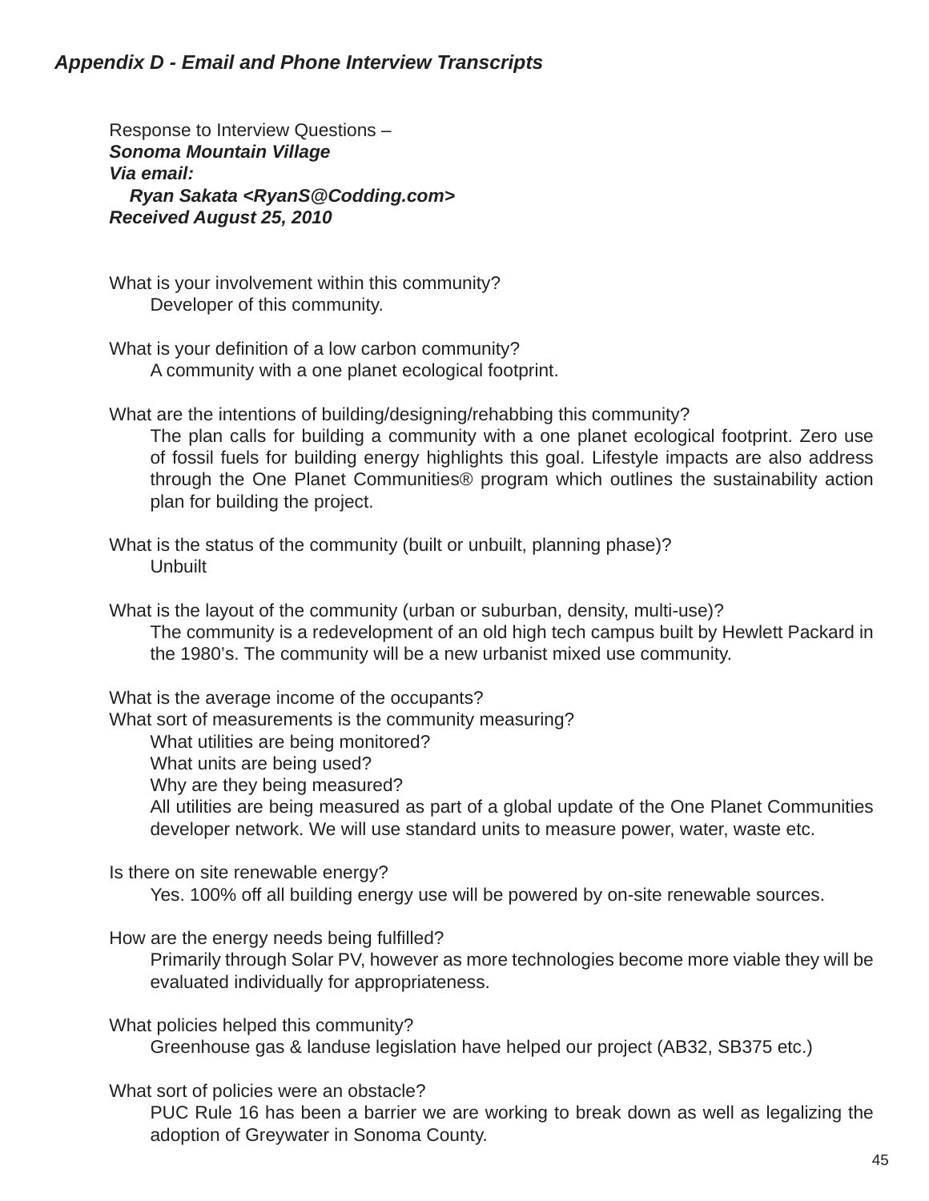***Appendix D - Email and Phone Interview Transcripts***

Response to Interview Questions –
***Sonoma Mountain Village***
***Via email:***
***Ryan Sakata <RyanS@Codding.com>***
***Received August 25, 2010***

What is your involvement within this community?

Developer of this community.

What is your definition of a low carbon community?

A community with a one planet ecological footprint.

What are the intentions of building/designing/rehabbing this community?

The plan calls for building a community with a one planet ecological footprint. Zero use of fossil fuels for building energy highlights this goal. Lifestyle impacts are also address through the One Planet Communities® program which outlines the sustainability action plan for building the project.

What is the status of the community (built or unbuilt, planning phase)?

Unbuilt

What is the layout of the community (urban or suburban, density, multi-use)?

The community is a redevelopment of an old high tech campus built by Hewlett Packard in the 1980's. The community will be a new urbanist mixed use community.

What is the average income of the occupants?

What sort of measurements is the community measuring?

What utilities are being monitored?
What units are being used?
Why are they being measured?
All utilities are being measured as part of a global update of the One Planet Communities developer network. We will use standard units to measure power, water, waste etc.

Is there on site renewable energy?

Yes. 100% off all building energy use will be powered by on-site renewable sources.

How are the energy needs being fulfilled?

Primarily through Solar PV, however as more technologies become more viable they will be evaluated individually for appropriateness.

What policies helped this community?

Greenhouse gas & landuse legislation have helped our project (AB32, SB375 etc.)

What sort of policies were an obstacle?

PUC Rule 16 has been a barrier we are working to break down as well as legalizing the adoption of Greywater in Sonoma County.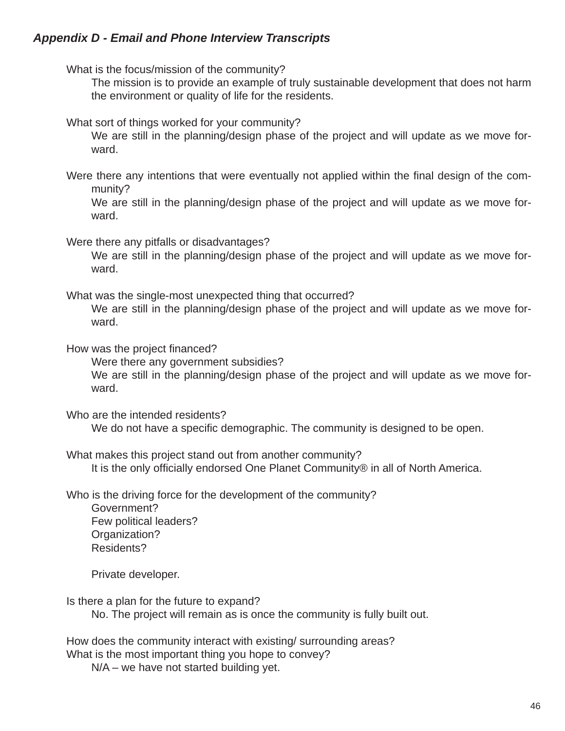*Appendix D - Email and Phone Interview Transcripts*

What is the focus/mission of the community?

The mission is to provide an example of truly sustainable development that does not harm the environment or quality of life for the residents.

What sort of things worked for your community?

We are still in the planning/design phase of the project and will update as we move forward.

Were there any intentions that were eventually not applied within the final design of the community?

We are still in the planning/design phase of the project and will update as we move forward.

Were there any pitfalls or disadvantages?

We are still in the planning/design phase of the project and will update as we move forward.

What was the single-most unexpected thing that occurred?

We are still in the planning/design phase of the project and will update as we move forward.

How was the project financed?

Were there any government subsidies?

We are still in the planning/design phase of the project and will update as we move forward.

Who are the intended residents?

We do not have a specific demographic. The community is designed to be open.

What makes this project stand out from another community?

It is the only officially endorsed One Planet Community® in all of North America.

Who is the driving force for the development of the community?

Government?
Few political leaders?
Organization?
Residents?

Private developer.

Is there a plan for the future to expand?

No. The project will remain as is once the community is fully built out.

How does the community interact with existing/ surrounding areas?
What is the most important thing you hope to convey?

N/A – we have not started building yet.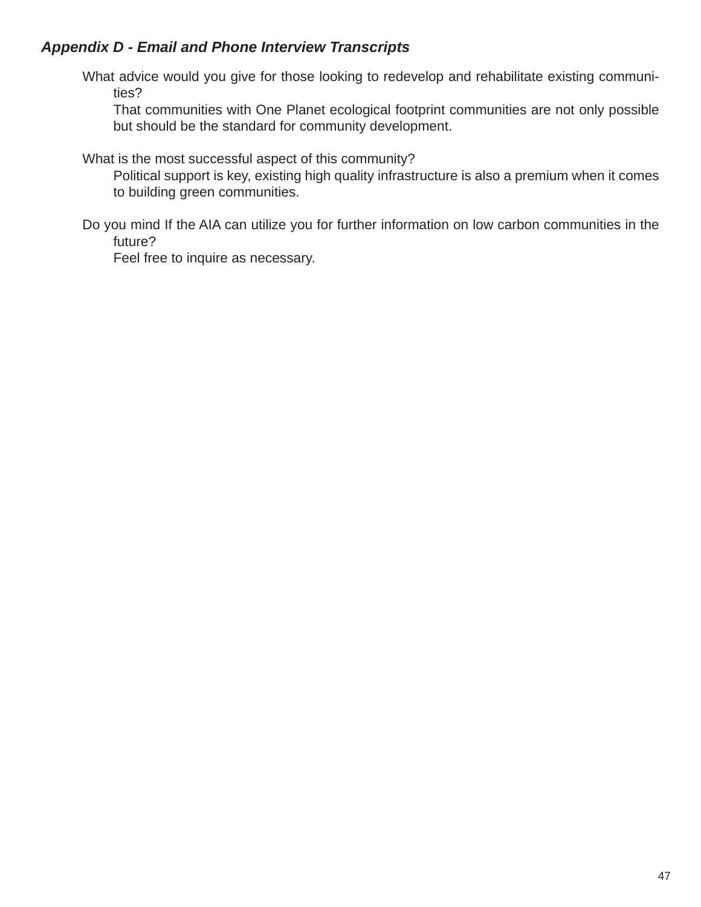*Appendix D - Email and Phone Interview Transcripts*

What advice would you give for those looking to redevelop and rehabilitate existing communities?

That communities with One Planet ecological footprint communities are not only possible but should be the standard for community development.

What is the most successful aspect of this community?

Political support is key, existing high quality infrastructure is also a premium when it comes to building green communities.

Do you mind If the AIA can utilize you for further information on low carbon communities in the future?

Feel free to inquire as necessary.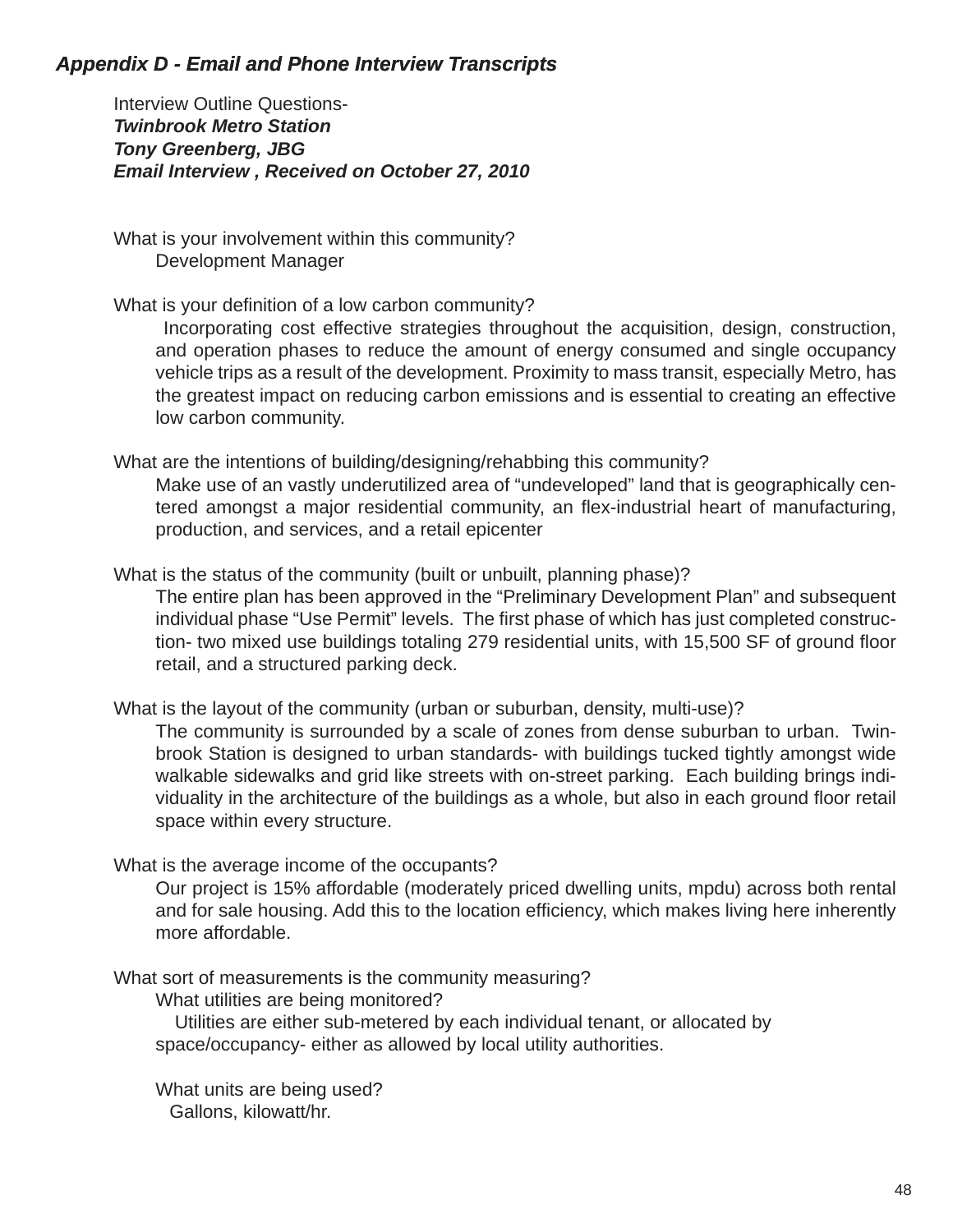### *Appendix D - Email and Phone Interview Transcripts*

Interview Outline Questions-
***Twinbrook Metro Station***
***Tony Greenberg, JBG***
***Email Interview , Received on October 27, 2010***

What is your involvement within this community?
Development Manager

What is your definition of a low carbon community?
Incorporating cost effective strategies throughout the acquisition, design, construction, and operation phases to reduce the amount of energy consumed and single occupancy vehicle trips as a result of the development. Proximity to mass transit, especially Metro, has the greatest impact on reducing carbon emissions and is essential to creating an effective low carbon community.

What are the intentions of building/designing/rehabbing this community?
Make use of an vastly underutilized area of "undeveloped" land that is geographically centered amongst a major residential community, an flex-industrial heart of manufacturing, production, and services, and a retail epicenter

What is the status of the community (built or unbuilt, planning phase)?
The entire plan has been approved in the "Preliminary Development Plan" and subsequent individual phase "Use Permit" levels. The first phase of which has just completed construction- two mixed use buildings totaling 279 residential units, with 15,500 SF of ground floor retail, and a structured parking deck.

What is the layout of the community (urban or suburban, density, multi-use)?
The community is surrounded by a scale of zones from dense suburban to urban. Twinbrook Station is designed to urban standards- with buildings tucked tightly amongst wide walkable sidewalks and grid like streets with on-street parking. Each building brings individuality in the architecture of the buildings as a whole, but also in each ground floor retail space within every structure.

What is the average income of the occupants?
Our project is 15% affordable (moderately priced dwelling units, mpdu) across both rental and for sale housing. Add this to the location efficiency, which makes living here inherently more affordable.

What sort of measurements is the community measuring?
What utilities are being monitored?
Utilities are either sub-metered by each individual tenant, or allocated by space/occupancy- either as allowed by local utility authorities.

What units are being used?
Gallons, kilowatt/hr.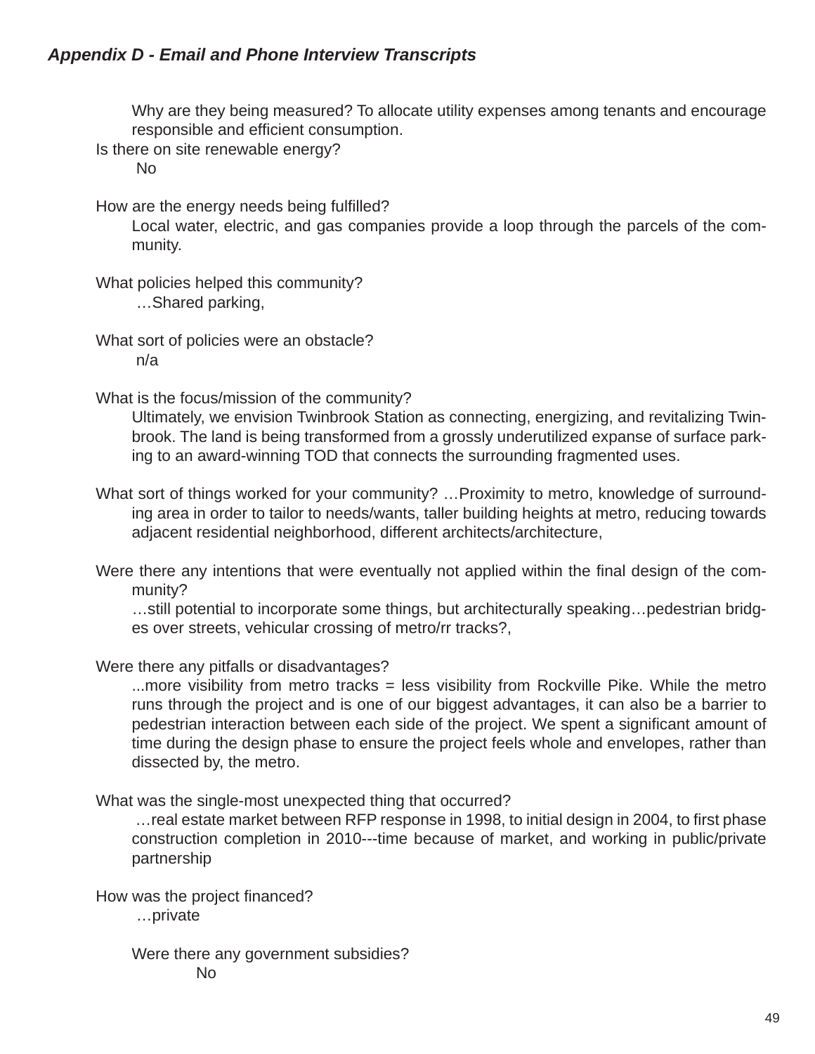*Appendix D - Email and Phone Interview Transcripts*

Why are they being measured? To allocate utility expenses among tenants and encourage responsible and efficient consumption.

Is there on site renewable energy?

No

How are the energy needs being fulfilled?

Local water, electric, and gas companies provide a loop through the parcels of the community.

What policies helped this community?

…Shared parking,

What sort of policies were an obstacle?

n/a

What is the focus/mission of the community?

Ultimately, we envision Twinbrook Station as connecting, energizing, and revitalizing Twinbrook. The land is being transformed from a grossly underutilized expanse of surface parking to an award-winning TOD that connects the surrounding fragmented uses.

What sort of things worked for your community? …Proximity to metro, knowledge of surrounding area in order to tailor to needs/wants, taller building heights at metro, reducing towards adjacent residential neighborhood, different architects/architecture,

Were there any intentions that were eventually not applied within the final design of the community?

…still potential to incorporate some things, but architecturally speaking…pedestrian bridges over streets, vehicular crossing of metro/rr tracks?,

Were there any pitfalls or disadvantages?

...more visibility from metro tracks = less visibility from Rockville Pike. While the metro runs through the project and is one of our biggest advantages, it can also be a barrier to pedestrian interaction between each side of the project. We spent a significant amount of time during the design phase to ensure the project feels whole and envelopes, rather than dissected by, the metro.

What was the single-most unexpected thing that occurred?

…real estate market between RFP response in 1998, to initial design in 2004, to first phase construction completion in 2010---time because of market, and working in public/private partnership

How was the project financed?

…private

Were there any government subsidies?

No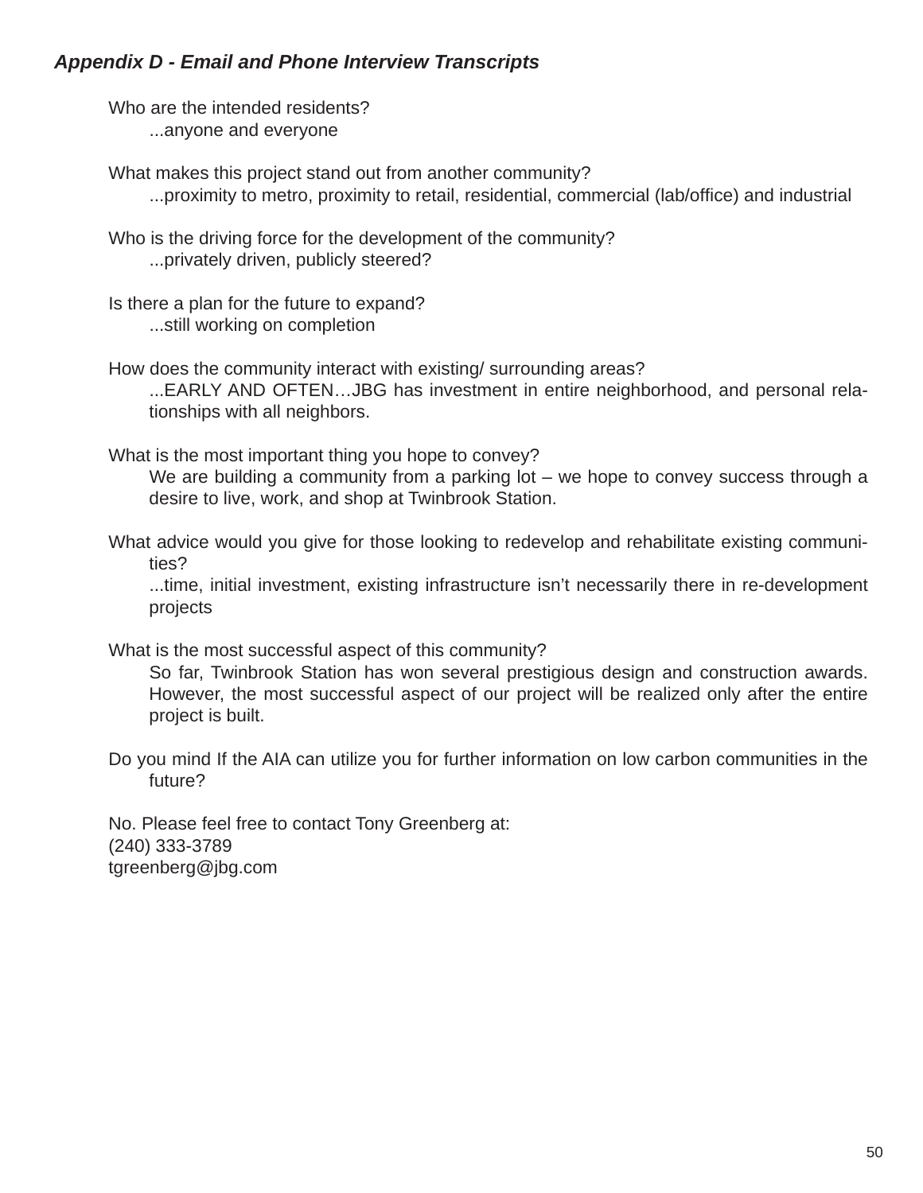***Appendix D - Email and Phone Interview Transcripts***

Who are the intended residents?
...anyone and everyone

What makes this project stand out from another community?
...proximity to metro, proximity to retail, residential, commercial (lab/office) and industrial

Who is the driving force for the development of the community?
...privately driven, publicly steered?

Is there a plan for the future to expand?
...still working on completion

How does the community interact with existing/ surrounding areas?
...EARLY AND OFTEN…JBG has investment in entire neighborhood, and personal relationships with all neighbors.

What is the most important thing you hope to convey?
We are building a community from a parking lot – we hope to convey success through a desire to live, work, and shop at Twinbrook Station.

What advice would you give for those looking to redevelop and rehabilitate existing communities?
...time, initial investment, existing infrastructure isn't necessarily there in re-development projects

What is the most successful aspect of this community?
So far, Twinbrook Station has won several prestigious design and construction awards. However, the most successful aspect of our project will be realized only after the entire project is built.

Do you mind If the AIA can utilize you for further information on low carbon communities in the future?

No. Please feel free to contact Tony Greenberg at:
(240) 333-3789
tgreenberg@jbg.com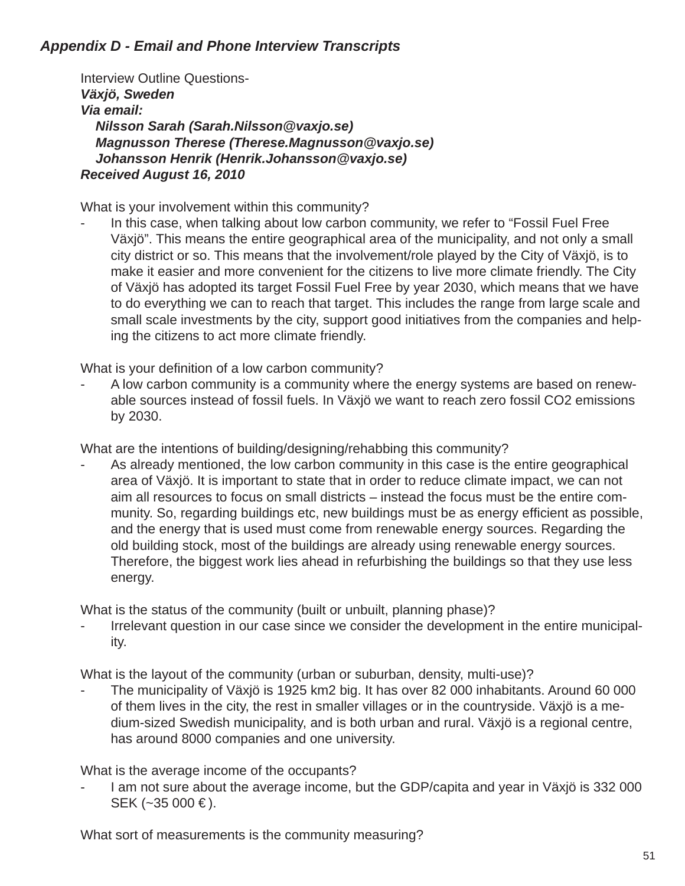### *Appendix D - Email and Phone Interview Transcripts*

Interview Outline Questions-
***Växjö, Sweden***
***Via email:***
***Nilsson Sarah (Sarah.Nilsson@vaxjo.se)***
***Magnusson Therese (Therese.Magnusson@vaxjo.se)***
***Johansson Henrik (Henrik.Johansson@vaxjo.se)***
***Received August 16, 2010***

What is your involvement within this community?

- In this case, when talking about low carbon community, we refer to "Fossil Fuel Free Växjö". This means the entire geographical area of the municipality, and not only a small city district or so. This means that the involvement/role played by the City of Växjö, is to make it easier and more convenient for the citizens to live more climate friendly. The City of Växjö has adopted its target Fossil Fuel Free by year 2030, which means that we have to do everything we can to reach that target. This includes the range from large scale and small scale investments by the city, support good initiatives from the companies and helping the citizens to act more climate friendly.

What is your definition of a low carbon community?

- A low carbon community is a community where the energy systems are based on renewable sources instead of fossil fuels. In Växjö we want to reach zero fossil CO2 emissions by 2030.

What are the intentions of building/designing/rehabbing this community?

- As already mentioned, the low carbon community in this case is the entire geographical area of Växjö. It is important to state that in order to reduce climate impact, we can not aim all resources to focus on small districts – instead the focus must be the entire community. So, regarding buildings etc, new buildings must be as energy efficient as possible, and the energy that is used must come from renewable energy sources. Regarding the old building stock, most of the buildings are already using renewable energy sources. Therefore, the biggest work lies ahead in refurbishing the buildings so that they use less energy.

What is the status of the community (built or unbuilt, planning phase)?

- Irrelevant question in our case since we consider the development in the entire municipality.

What is the layout of the community (urban or suburban, density, multi-use)?

- The municipality of Växjö is 1925 km2 big. It has over 82 000 inhabitants. Around 60 000 of them lives in the city, the rest in smaller villages or in the countryside. Växjö is a medium-sized Swedish municipality, and is both urban and rural. Växjö is a regional centre, has around 8000 companies and one university.

What is the average income of the occupants?

- I am not sure about the average income, but the GDP/capita and year in Växjö is 332 000 SEK (~35 000 €).

What sort of measurements is the community measuring?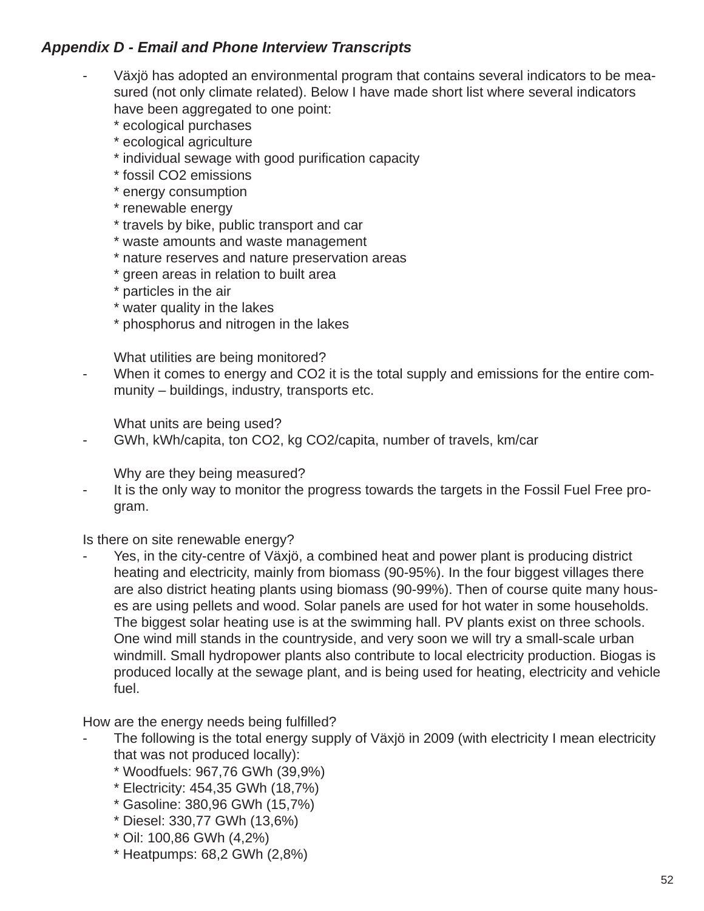***Appendix D - Email and Phone Interview Transcripts***

- Växjö has adopted an environmental program that contains several indicators to be measured (not only climate related). Below I have made short list where several indicators have been aggregated to one point:
  * ecological purchases
  * ecological agriculture
  * individual sewage with good purification capacity
  * fossil CO2 emissions
  * energy consumption
  * renewable energy
  * travels by bike, public transport and car
  * waste amounts and waste management
  * nature reserves and nature preservation areas
  * green areas in relation to built area
  * particles in the air
  * water quality in the lakes
  * phosphorus and nitrogen in the lakes

  What utilities are being monitored?
- When it comes to energy and CO2 it is the total supply and emissions for the entire community – buildings, industry, transports etc.

  What units are being used?
- GWh, kWh/capita, ton CO2, kg CO2/capita, number of travels, km/car

  Why are they being measured?
- It is the only way to monitor the progress towards the targets in the Fossil Fuel Free program.

Is there on site renewable energy?

- Yes, in the city-centre of Växjö, a combined heat and power plant is producing district heating and electricity, mainly from biomass (90-95%). In the four biggest villages there are also district heating plants using biomass (90-99%). Then of course quite many houses are using pellets and wood. Solar panels are used for hot water in some households. The biggest solar heating use is at the swimming hall. PV plants exist on three schools. One wind mill stands in the countryside, and very soon we will try a small-scale urban windmill. Small hydropower plants also contribute to local electricity production. Biogas is produced locally at the sewage plant, and is being used for heating, electricity and vehicle fuel.

How are the energy needs being fulfilled?

- The following is the total energy supply of Växjö in 2009 (with electricity I mean electricity that was not produced locally):
  * Woodfuels: 967,76 GWh (39,9%)
  * Electricity: 454,35 GWh (18,7%)
  * Gasoline: 380,96 GWh (15,7%)
  * Diesel: 330,77 GWh (13,6%)
  * Oil: 100,86 GWh (4,2%)
  * Heatpumps: 68,2 GWh (2,8%)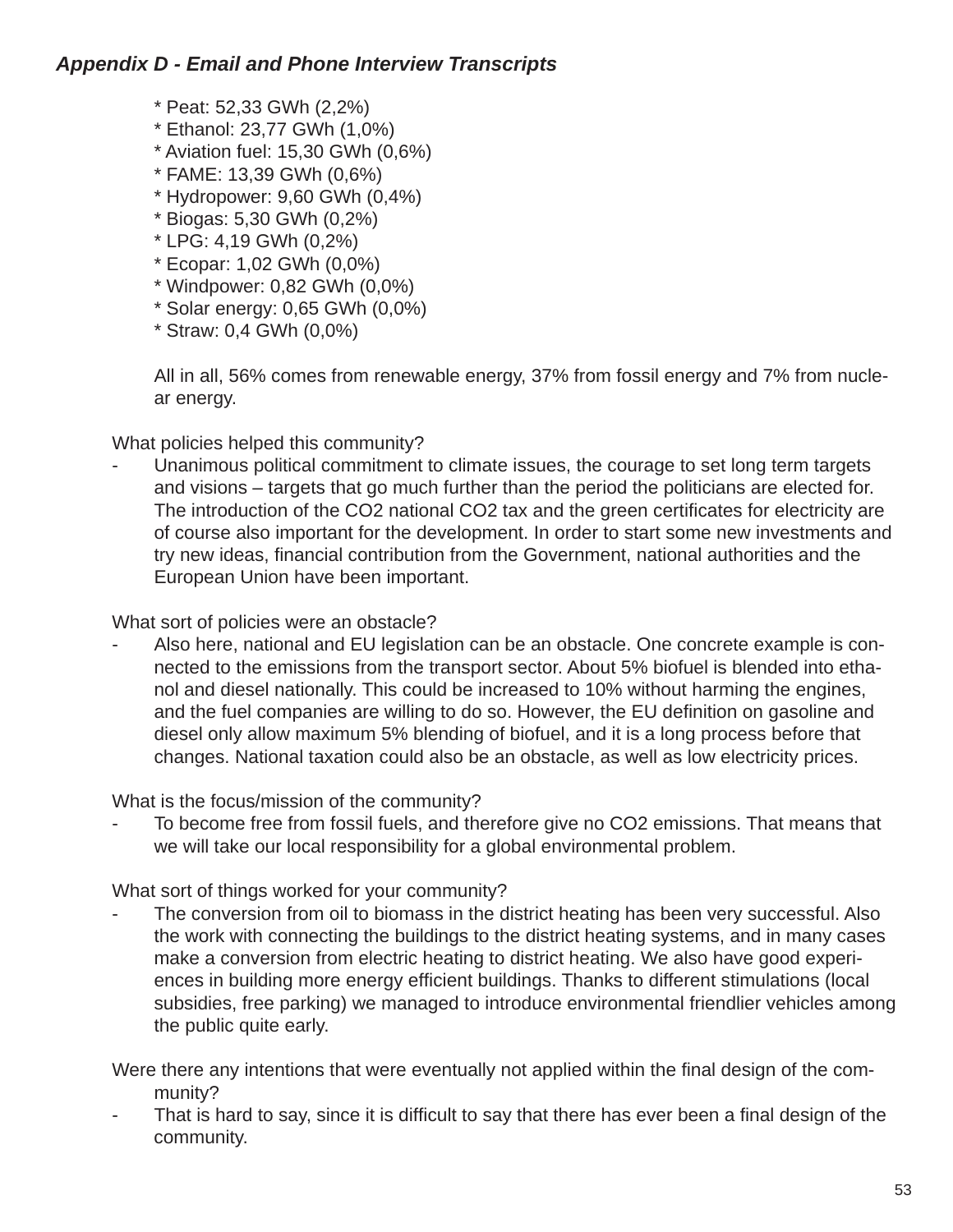### *Appendix D - Email and Phone Interview Transcripts*

* Peat: 52,33 GWh (2,2%)
* Ethanol: 23,77 GWh (1,0%)
* Aviation fuel: 15,30 GWh (0,6%)
* FAME: 13,39 GWh (0,6%)
* Hydropower: 9,60 GWh (0,4%)
* Biogas: 5,30 GWh (0,2%)
* LPG: 4,19 GWh (0,2%)
* Ecopar: 1,02 GWh (0,0%)
* Windpower: 0,82 GWh (0,0%)
* Solar energy: 0,65 GWh (0,0%)
* Straw: 0,4 GWh (0,0%)

All in all, 56% comes from renewable energy, 37% from fossil energy and 7% from nuclear energy.

What policies helped this community?

- Unanimous political commitment to climate issues, the courage to set long term targets and visions – targets that go much further than the period the politicians are elected for. The introduction of the $CO_2$ national $CO_2$ tax and the green certificates for electricity are of course also important for the development. In order to start some new investments and try new ideas, financial contribution from the Government, national authorities and the European Union have been important.

What sort of policies were an obstacle?

- Also here, national and EU legislation can be an obstacle. One concrete example is connected to the emissions from the transport sector. About 5% biofuel is blended into ethanol and diesel nationally. This could be increased to 10% without harming the engines, and the fuel companies are willing to do so. However, the EU definition on gasoline and diesel only allow maximum 5% blending of biofuel, and it is a long process before that changes. National taxation could also be an obstacle, as well as low electricity prices.

What is the focus/mission of the community?

- To become free from fossil fuels, and therefore give no $CO_2$ emissions. That means that we will take our local responsibility for a global environmental problem.

What sort of things worked for your community?

- The conversion from oil to biomass in the district heating has been very successful. Also the work with connecting the buildings to the district heating systems, and in many cases make a conversion from electric heating to district heating. We also have good experiences in building more energy efficient buildings. Thanks to different stimulations (local subsidies, free parking) we managed to introduce environmental friendlier vehicles among the public quite early.

Were there any intentions that were eventually not applied within the final design of the community?

- That is hard to say, since it is difficult to say that there has ever been a final design of the community.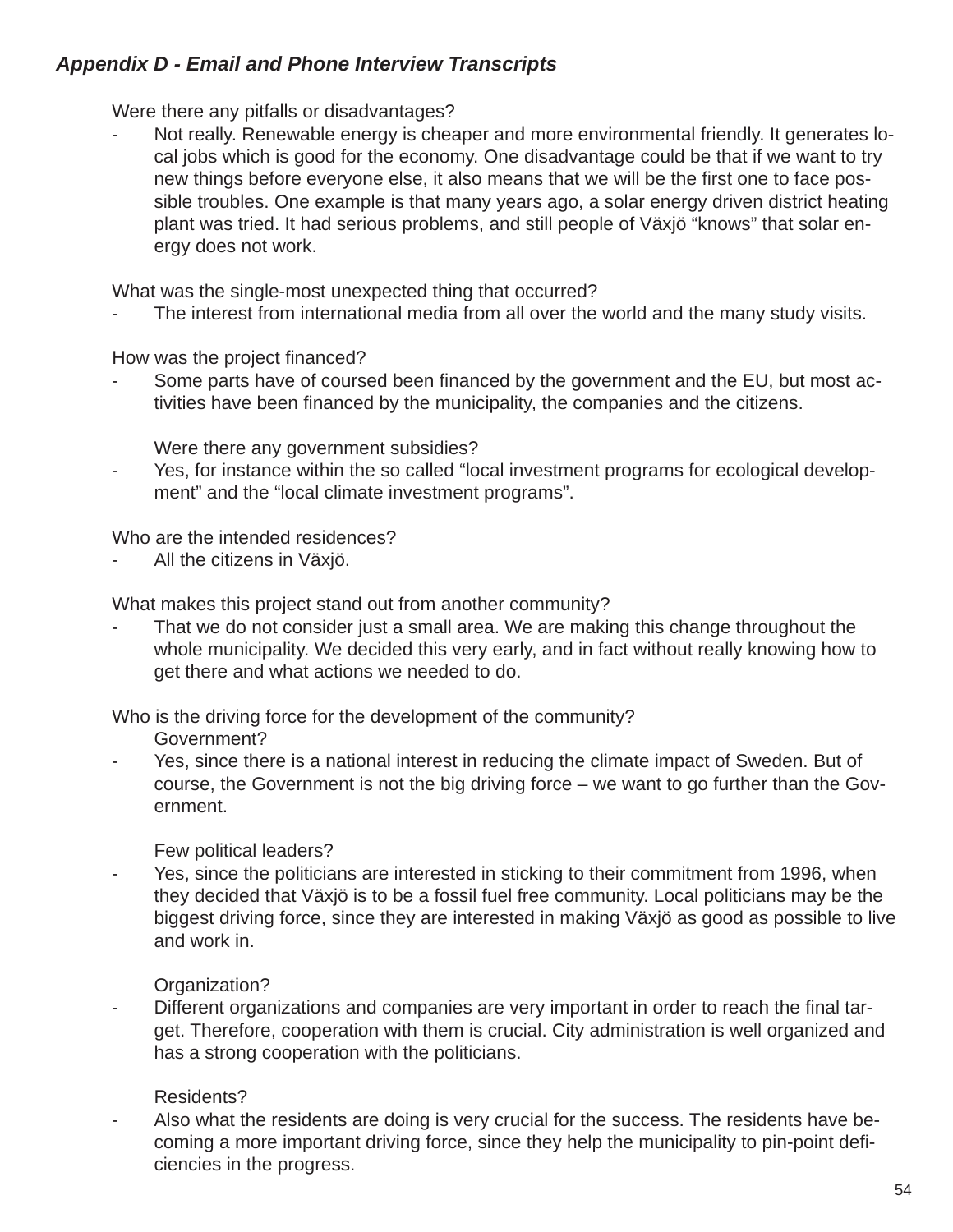### *Appendix D - Email and Phone Interview Transcripts*

Were there any pitfalls or disadvantages?

- Not really. Renewable energy is cheaper and more environmental friendly. It generates local jobs which is good for the economy. One disadvantage could be that if we want to try new things before everyone else, it also means that we will be the first one to face possible troubles. One example is that many years ago, a solar energy driven district heating plant was tried. It had serious problems, and still people of Växjö "knows" that solar energy does not work.

What was the single-most unexpected thing that occurred?

- The interest from international media from all over the world and the many study visits.

How was the project financed?

- Some parts have of coursed been financed by the government and the EU, but most activities have been financed by the municipality, the companies and the citizens.

  Were there any government subsidies?

- Yes, for instance within the so called "local investment programs for ecological development" and the "local climate investment programs".

Who are the intended residences?

- All the citizens in Växjö.

What makes this project stand out from another community?

- That we do not consider just a small area. We are making this change throughout the whole municipality. We decided this very early, and in fact without really knowing how to get there and what actions we needed to do.

Who is the driving force for the development of the community?

  Government?

- Yes, since there is a national interest in reducing the climate impact of Sweden. But of course, the Government is not the big driving force – we want to go further than the Government.

  Few political leaders?

- Yes, since the politicians are interested in sticking to their commitment from 1996, when they decided that Växjö is to be a fossil fuel free community. Local politicians may be the biggest driving force, since they are interested in making Växjö as good as possible to live and work in.

  Organization?

- Different organizations and companies are very important in order to reach the final target. Therefore, cooperation with them is crucial. City administration is well organized and has a strong cooperation with the politicians.

  Residents?

- Also what the residents are doing is very crucial for the success. The residents have becoming a more important driving force, since they help the municipality to pin-point deficiencies in the progress.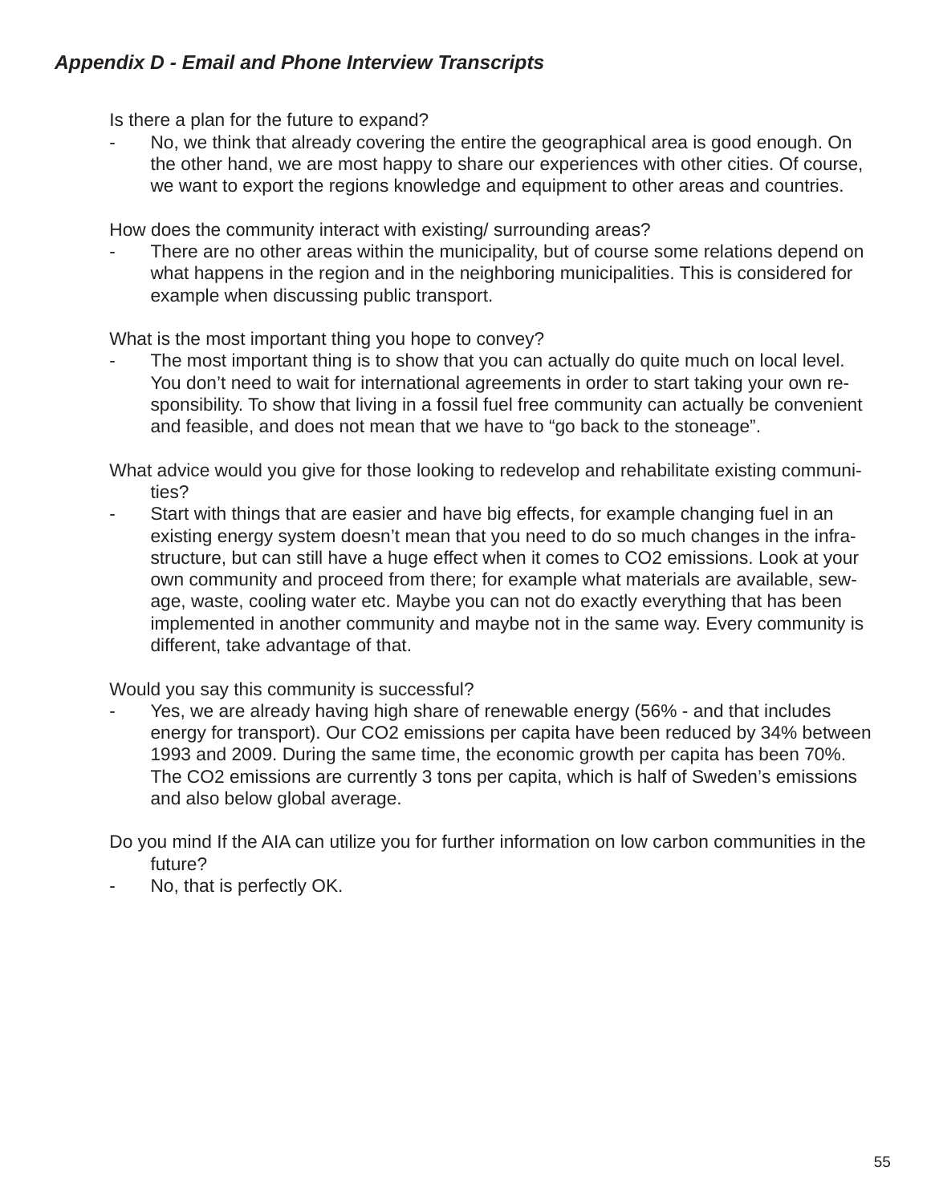## *Appendix D - Email and Phone Interview Transcripts*

Is there a plan for the future to expand?

- No, we think that already covering the entire the geographical area is good enough. On the other hand, we are most happy to share our experiences with other cities. Of course, we want to export the regions knowledge and equipment to other areas and countries.

How does the community interact with existing/ surrounding areas?

- There are no other areas within the municipality, but of course some relations depend on what happens in the region and in the neighboring municipalities. This is considered for example when discussing public transport.

What is the most important thing you hope to convey?

- The most important thing is to show that you can actually do quite much on local level. You don't need to wait for international agreements in order to start taking your own responsibility. To show that living in a fossil fuel free community can actually be convenient and feasible, and does not mean that we have to "go back to the stoneage".

What advice would you give for those looking to redevelop and rehabilitate existing communities?

- Start with things that are easier and have big effects, for example changing fuel in an existing energy system doesn't mean that you need to do so much changes in the infrastructure, but can still have a huge effect when it comes to $CO_2$ emissions. Look at your own community and proceed from there; for example what materials are available, sewage, waste, cooling water etc. Maybe you can not do exactly everything that has been implemented in another community and maybe not in the same way. Every community is different, take advantage of that.

Would you say this community is successful?

- Yes, we are already having high share of renewable energy (56% - and that includes energy for transport). Our $CO_2$ emissions per capita have been reduced by 34% between 1993 and 2009. During the same time, the economic growth per capita has been 70%. The $CO_2$ emissions are currently 3 tons per capita, which is half of Sweden's emissions and also below global average.

Do you mind If the AIA can utilize you for further information on low carbon communities in the future?

- No, that is perfectly OK.